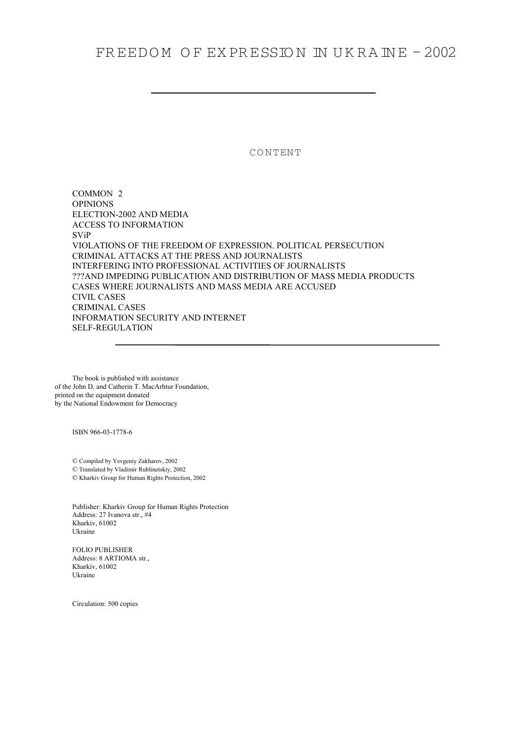# FREEDOM OF EXPRESSION IN UKRAINE – 2002

## CONTENT

COMMON 2
OPINIONS
ELECTION-2002 AND MEDIA
ACCESS TO INFORMATION
SViP
VIOLATIONS OF THE FREEDOM OF EXPRESSION. POLITICAL PERSECUTION
CRIMINAL ATTACKS AT THE PRESS AND JOURNALISTS
INTERFERING INTO PROFESSIONAL ACTIVITIES OF JOURNALISTS
???AND IMPEDING PUBLICATION AND DISTRIBUTION OF MASS MEDIA PRODUCTS
CASES WHERE JOURNALISTS AND MASS MEDIA ARE ACCUSED
CIVIL CASES
CRIMINAL CASES
INFORMATION SECURITY AND INTERNET
SELF-REGULATION

The book is published with assistance
of the John D. and Catherin T. MacArhtur Foundation,
printed on the equipment donated
by the National Endowment for Democracy

ISBN 966-03-1778-6

© Compiled by Yevgeniy Zakharov, 2002
© Translated by Vladimir Rublinetskiy, 2002
© Kharkiv Group for Human Rights Protection, 2002

Publisher: Kharkiv Group for Human Rights Protection
Address: 27 Ivanova str., #4
Kharkiv, 61002
Ukraine

FOLIO PUBLISHER
Address: 8 ARTIOMA str.,
Kharkiv, 61002
Ukraine

Circulation: 500 copies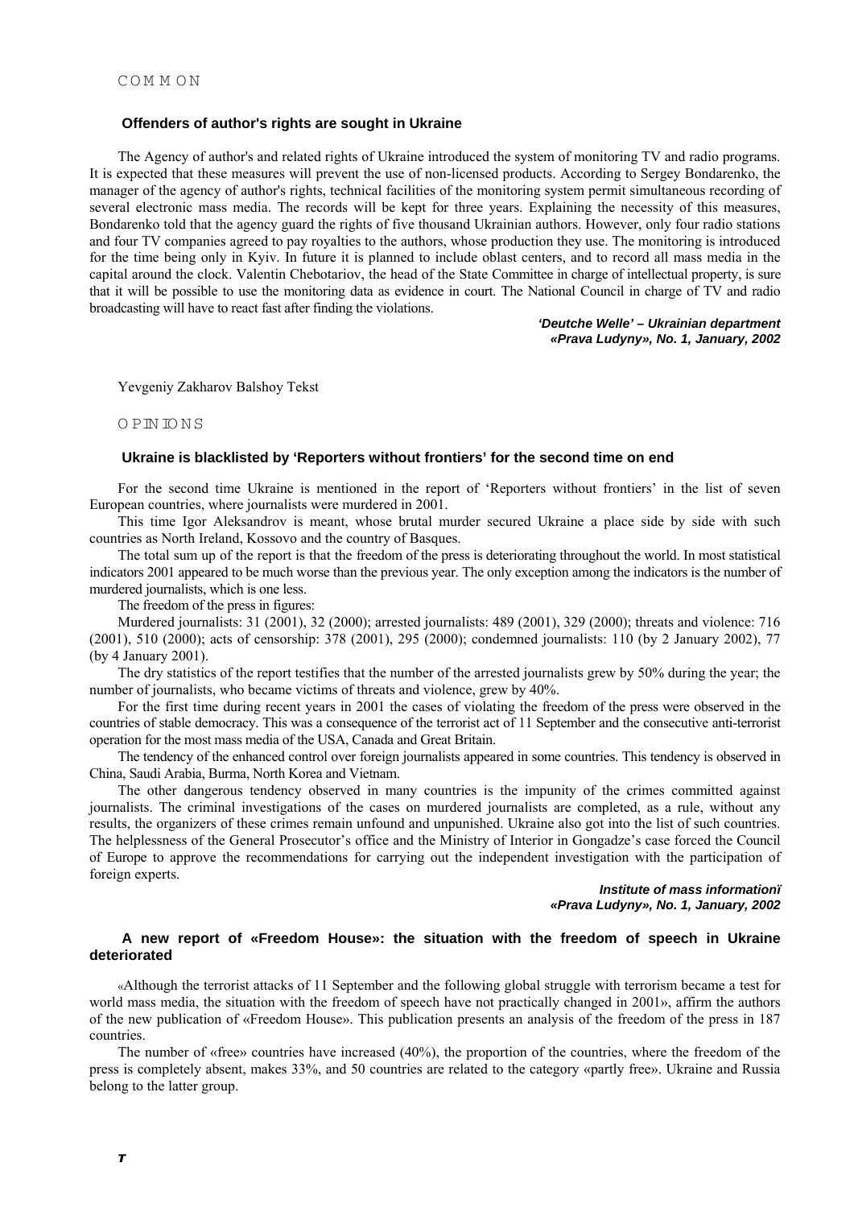COMMON

### Offenders of author's rights are sought in Ukraine

The Agency of author's and related rights of Ukraine introduced the system of monitoring TV and radio programs. It is expected that these measures will prevent the use of non-licensed products. According to Sergey Bondarenko, the manager of the agency of author's rights, technical facilities of the monitoring system permit simultaneous recording of several electronic mass media. The records will be kept for three years. Explaining the necessity of this measures, Bondarenko told that the agency guard the rights of five thousand Ukrainian authors. However, only four radio stations and four TV companies agreed to pay royalties to the authors, whose production they use. The monitoring is introduced for the time being only in Kyiv. In future it is planned to include oblast centers, and to record all mass media in the capital around the clock. Valentin Chebotariov, the head of the State Committee in charge of intellectual property, is sure that it will be possible to use the monitoring data as evidence in court. The National Council in charge of TV and radio broadcasting will have to react fast after finding the violations.

*'Deutche Welle' – Ukrainian department*
*«Prava Ludyny», No. 1, January, 2002*

Yevgeniy Zakharov Balshoy Tekst

OPINIONS

### Ukraine is blacklisted by 'Reporters without frontiers' for the second time on end

For the second time Ukraine is mentioned in the report of 'Reporters without frontiers' in the list of seven European countries, where journalists were murdered in 2001.

This time Igor Aleksandrov is meant, whose brutal murder secured Ukraine a place side by side with such countries as North Ireland, Kossovo and the country of Basques.

The total sum up of the report is that the freedom of the press is deteriorating throughout the world. In most statistical indicators 2001 appeared to be much worse than the previous year. The only exception among the indicators is the number of murdered journalists, which is one less.

The freedom of the press in figures:

Murdered journalists: 31 (2001), 32 (2000); arrested journalists: 489 (2001), 329 (2000); threats and violence: 716 (2001), 510 (2000); acts of censorship: 378 (2001), 295 (2000); condemned journalists: 110 (by 2 January 2002), 77 (by 4 January 2001).

The dry statistics of the report testifies that the number of the arrested journalists grew by 50% during the year; the number of journalists, who became victims of threats and violence, grew by 40%.

For the first time during recent years in 2001 the cases of violating the freedom of the press were observed in the countries of stable democracy. This was a consequence of the terrorist act of 11 September and the consecutive anti-terrorist operation for the most mass media of the USA, Canada and Great Britain.

The tendency of the enhanced control over foreign journalists appeared in some countries. This tendency is observed in China, Saudi Arabia, Burma, North Korea and Vietnam.

The other dangerous tendency observed in many countries is the impunity of the crimes committed against journalists. The criminal investigations of the cases on murdered journalists are completed, as a rule, without any results, the organizers of these crimes remain unfound and unpunished. Ukraine also got into the list of such countries. The helplessness of the General Prosecutor's office and the Ministry of Interior in Gongadze's case forced the Council of Europe to approve the recommendations for carrying out the independent investigation with the participation of foreign experts.

*Institute of mass informationї*
*«Prava Ludyny», No. 1, January, 2002*

### A new report of «Freedom House»: the situation with the freedom of speech in Ukraine deteriorated

«Although the terrorist attacks of 11 September and the following global struggle with terrorism became a test for world mass media, the situation with the freedom of speech have not practically changed in 2001», affirm the authors of the new publication of «Freedom House». This publication presents an analysis of the freedom of the press in 187 countries.

The number of «free» countries have increased (40%), the proportion of the countries, where the freedom of the press is completely absent, makes 33%, and 50 countries are related to the category «partly free». Ukraine and Russia belong to the latter group.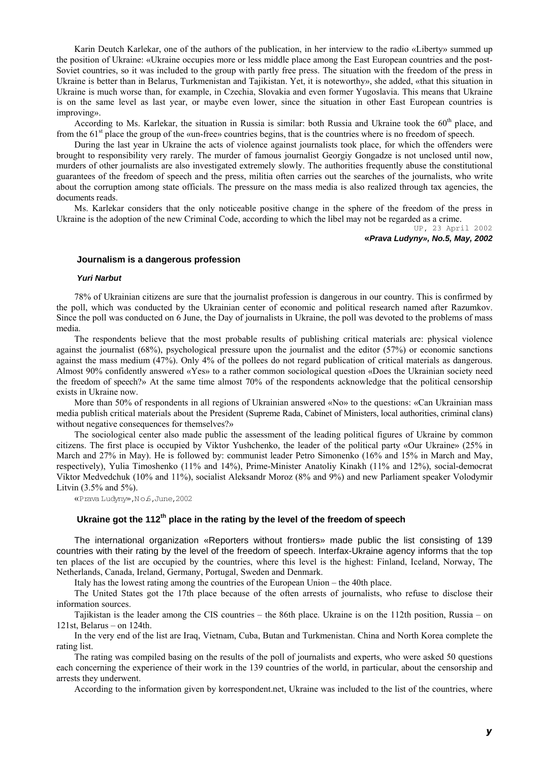Karin Deutch Karlekar, one of the authors of the publication, in her interview to the radio «Liberty» summed up the position of Ukraine: «Ukraine occupies more or less middle place among the East European countries and the post-Soviet countries, so it was included to the group with partly free press. The situation with the freedom of the press in Ukraine is better than in Belarus, Turkmenistan and Tajikistan. Yet, it is noteworthy», she added, «that this situation in Ukraine is much worse than, for example, in Czechia, Slovakia and even former Yugoslavia. This means that Ukraine is on the same level as last year, or maybe even lower, since the situation in other East European countries is improving».

According to Ms. Karlekar, the situation in Russia is similar: both Russia and Ukraine took the 60th place, and from the 61st place the group of the «un-free» countries begins, that is the countries where is no freedom of speech.

During the last year in Ukraine the acts of violence against journalists took place, for which the offenders were brought to responsibility very rarely. The murder of famous journalist Georgiy Gongadze is not unclosed until now, murders of other journalists are also investigated extremely slowly. The authorities frequently abuse the constitutional guarantees of the freedom of speech and the press, militia often carries out the searches of the journalists, who write about the corruption among state officials. The pressure on the mass media is also realized through tax agencies, the documents reads.

Ms. Karlekar considers that the only noticeable positive change in the sphere of the freedom of the press in Ukraine is the adoption of the new Criminal Code, according to which the libel may not be regarded as a crime.

UP, 23 April 2002

***«Prava Ludyny», No.5, May, 2002***

### Journalism is a dangerous profession

***Yuri Narbut***

78% of Ukrainian citizens are sure that the journalist profession is dangerous in our country. This is confirmed by the poll, which was conducted by the Ukrainian center of economic and political research named after Razumkov. Since the poll was conducted on 6 June, the Day of journalists in Ukraine, the poll was devoted to the problems of mass media.

The respondents believe that the most probable results of publishing critical materials are: physical violence against the journalist (68%), psychological pressure upon the journalist and the editor (57%) or economic sanctions against the mass medium (47%). Only 4% of the pollees do not regard publication of critical materials as dangerous. Almost 90% confidently answered «Yes» to a rather common sociological question «Does the Ukrainian society need the freedom of speech?» At the same time almost 70% of the respondents acknowledge that the political censorship exists in Ukraine now.

More than 50% of respondents in all regions of Ukrainian answered «No» to the questions: «Can Ukrainian mass media publish critical materials about the President (Supreme Rada, Cabinet of Ministers, local authorities, criminal clans) without negative consequences for themselves?»

The sociological center also made public the assessment of the leading political figures of Ukraine by common citizens. The first place is occupied by Viktor Yushchenko, the leader of the political party «Our Ukraine» (25% in March and 27% in May). He is followed by: communist leader Petro Simonenko (16% and 15% in March and May, respectively), Yulia Timoshenko (11% and 14%), Prime-Minister Anatoliy Kinakh (11% and 12%), social-democrat Viktor Medvedchuk (10% and 11%), socialist Aleksandr Moroz (8% and 9%) and new Parliament speaker Volodymir Litvin (3.5% and 5%).

«Prava Ludyny», No.6, June, 2002

### Ukraine got the 112th place in the rating by the level of the freedom of speech

The international organization «Reporters without frontiers» made public the list consisting of 139 countries with their rating by the level of the freedom of speech. Interfax-Ukraine agency informs that the top ten places of the list are occupied by the countries, where this level is the highest: Finland, Iceland, Norway, The Netherlands, Canada, Ireland, Germany, Portugal, Sweden and Denmark.

Italy has the lowest rating among the countries of the European Union – the 40th place.

The United States got the 17th place because of the often arrests of journalists, who refuse to disclose their information sources.

Tajikistan is the leader among the CIS countries – the 86th place. Ukraine is on the 112th position, Russia – on 121st, Belarus – on 124th.

In the very end of the list are Iraq, Vietnam, Cuba, Butan and Turkmenistan. China and North Korea complete the rating list.

The rating was compiled basing on the results of the poll of journalists and experts, who were asked 50 questions each concerning the experience of their work in the 139 countries of the world, in particular, about the censorship and arrests they underwent.

According to the information given by korrespondent.net, Ukraine was included to the list of the countries, where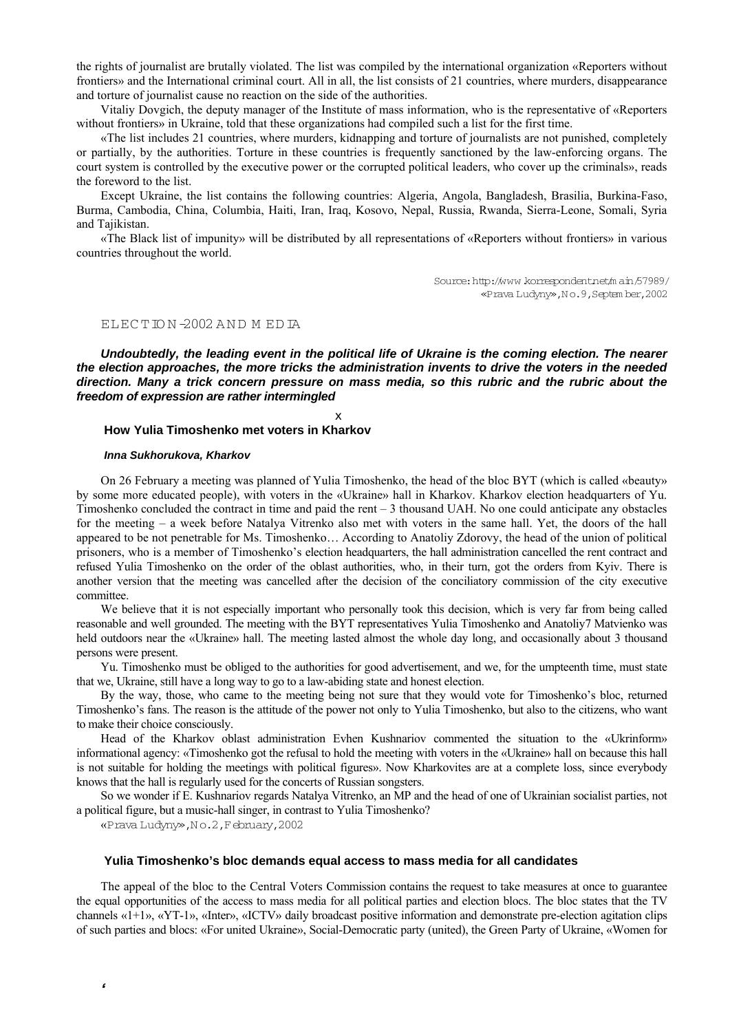the rights of journalist are brutally violated. The list was compiled by the international organization «Reporters without frontiers» and the International criminal court. All in all, the list consists of 21 countries, where murders, disappearance and torture of journalist cause no reaction on the side of the authorities.

Vitaliy Dovgich, the deputy manager of the Institute of mass information, who is the representative of «Reporters without frontiers» in Ukraine, told that these organizations had compiled such a list for the first time.

«The list includes 21 countries, where murders, kidnapping and torture of journalists are not punished, completely or partially, by the authorities. Torture in these countries is frequently sanctioned by the law-enforcing organs. The court system is controlled by the executive power or the corrupted political leaders, who cover up the criminals», reads the foreword to the list.

Except Ukraine, the list contains the following countries: Algeria, Angola, Bangladesh, Brasilia, Burkina-Faso, Burma, Cambodia, China, Columbia, Haiti, Iran, Iraq, Kosovo, Nepal, Russia, Rwanda, Sierra-Leone, Somali, Syria and Tajikistan.

«The Black list of impunity» will be distributed by all representations of «Reporters without frontiers» in various countries throughout the world.

Source: http://www.korrespondent.net/main/57989/
«Prava Ludyny», No.9, September, 2002

## ELECTION-2002 AND MEDIA

***Undoubtedly, the leading event in the political life of Ukraine is the coming election. The nearer the election approaches, the more tricks the administration invents to drive the voters in the needed direction. Many a trick concern pressure on mass media, so this rubric and the rubric about the freedom of expression are rather intermingled***

x

### How Yulia Timoshenko met voters in Kharkov

***Inna Sukhorukova, Kharkov***

On 26 February a meeting was planned of Yulia Timoshenko, the head of the bloc BYT (which is called «beauty» by some more educated people), with voters in the «Ukraine» hall in Kharkov. Kharkov election headquarters of Yu. Timoshenko concluded the contract in time and paid the rent – 3 thousand UAH. No one could anticipate any obstacles for the meeting – a week before Natalya Vitrenko also met with voters in the same hall. Yet, the doors of the hall appeared to be not penetrable for Ms. Timoshenko… According to Anatoliy Zdorovy, the head of the union of political prisoners, who is a member of Timoshenko's election headquarters, the hall administration cancelled the rent contract and refused Yulia Timoshenko on the order of the oblast authorities, who, in their turn, got the orders from Kyiv. There is another version that the meeting was cancelled after the decision of the conciliatory commission of the city executive committee.

We believe that it is not especially important who personally took this decision, which is very far from being called reasonable and well grounded. The meeting with the BYT representatives Yulia Timoshenko and Anatoliy7 Matvienko was held outdoors near the «Ukraine» hall. The meeting lasted almost the whole day long, and occasionally about 3 thousand persons were present.

Yu. Timoshenko must be obliged to the authorities for good advertisement, and we, for the umpteenth time, must state that we, Ukraine, still have a long way to go to a law-abiding state and honest election.

By the way, those, who came to the meeting being not sure that they would vote for Timoshenko's bloc, returned Timoshenko's fans. The reason is the attitude of the power not only to Yulia Timoshenko, but also to the citizens, who want to make their choice consciously.

Head of the Kharkov oblast administration Evhen Kushnariov commented the situation to the «Ukrinform» informational agency: «Timoshenko got the refusal to hold the meeting with voters in the «Ukraine» hall on because this hall is not suitable for holding the meetings with political figures». Now Kharkovites are at a complete loss, since everybody knows that the hall is regularly used for the concerts of Russian songsters.

So we wonder if E. Kushnariov regards Natalya Vitrenko, an MP and the head of one of Ukrainian socialist parties, not a political figure, but a music-hall singer, in contrast to Yulia Timoshenko?

«Prava Ludyny», No.2, February, 2002

### Yulia Timoshenko's bloc demands equal access to mass media for all candidates

The appeal of the bloc to the Central Voters Commission contains the request to take measures at once to guarantee the equal opportunities of the access to mass media for all political parties and election blocs. The bloc states that the TV channels «1+1», «YT-1», «Inter», «ICTV» daily broadcast positive information and demonstrate pre-election agitation clips of such parties and blocs: «For united Ukraine», Social-Democratic party (united), the Green Party of Ukraine, «Women for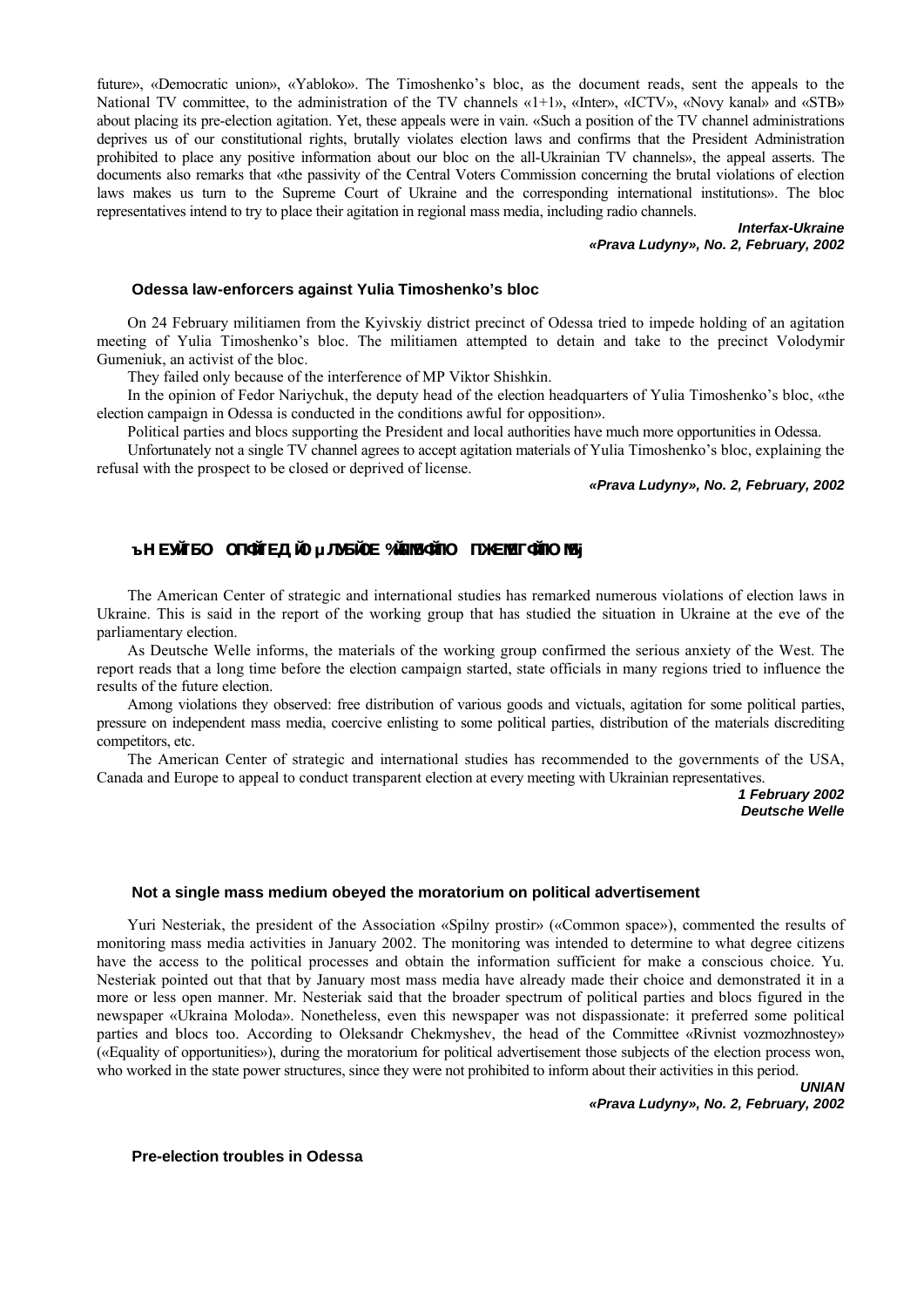future», «Democratic union», «Yabloko». The Timoshenko's bloc, as the document reads, sent the appeals to the National TV committee, to the administration of the TV channels «1+1», «Inter», «ICTV», «Novy kanal» and «STB» about placing its pre-election agitation. Yet, these appeals were in vain. «Such a position of the TV channel administrations deprives us of our constitutional rights, brutally violates election laws and confirms that the President Administration prohibited to place any positive information about our bloc on the all-Ukrainian TV channels», the appeal asserts. The documents also remarks that «the passivity of the Central Voters Commission concerning the brutal violations of election laws makes us turn to the Supreme Court of Ukraine and the corresponding international institutions». The bloc representatives intend to try to place their agitation in regional mass media, including radio channels.

***Interfax-Ukraine***
***«Prava Ludyny», No. 2, February, 2002***

### Odessa law-enforcers against Yulia Timoshenko's bloc

On 24 February militiamen from the Kyivskiy district precinct of Odessa tried to impede holding of an agitation meeting of Yulia Timoshenko's bloc. The militiamen attempted to detain and take to the precinct Volodymir Gumeniuk, an activist of the bloc.

They failed only because of the interference of MP Viktor Shishkin.

In the opinion of Fedor Nariychuk, the deputy head of the election headquarters of Yulia Timoshenko's bloc, «the election campaign in Odessa is conducted in the conditions awful for opposition».

Political parties and blocs supporting the President and local authorities have much more opportunities in Odessa.

Unfortunately not a single TV channel agrees to accept agitation materials of Yulia Timoshenko's bloc, explaining the refusal with the prospect to be closed or deprived of license.

***«Prava Ludyny», No. 2, February, 2002***

### ъН ЕУЙГБО ОПФЙГЕДЙО µ ЛУБЙОЕ %ЙЛМЖЙПО ПЖЕМГФЙПО М5j

The American Center of strategic and international studies has remarked numerous violations of election laws in Ukraine. This is said in the report of the working group that has studied the situation in Ukraine at the eve of the parliamentary election.

As Deutsche Welle informs, the materials of the working group confirmed the serious anxiety of the West. The report reads that a long time before the election campaign started, state officials in many regions tried to influence the results of the future election.

Among violations they observed: free distribution of various goods and victuals, agitation for some political parties, pressure on independent mass media, coercive enlisting to some political parties, distribution of the materials discrediting competitors, etc.

The American Center of strategic and international studies has recommended to the governments of the USA, Canada and Europe to appeal to conduct transparent election at every meeting with Ukrainian representatives.

***1 February 2002***
***Deutsche Welle***

### Not a single mass medium obeyed the moratorium on political advertisement

Yuri Nesteriak, the president of the Association «Spilny prostir» («Common space»), commented the results of monitoring mass media activities in January 2002. The monitoring was intended to determine to what degree citizens have the access to the political processes and obtain the information sufficient for make a conscious choice. Yu. Nesteriak pointed out that that by January most mass media have already made their choice and demonstrated it in a more or less open manner. Mr. Nesteriak said that the broader spectrum of political parties and blocs figured in the newspaper «Ukraina Moloda». Nonetheless, even this newspaper was not dispassionate: it preferred some political parties and blocs too. According to Oleksandr Chekmyshev, the head of the Committee «Rivnist vozmozhnostey» («Equality of opportunities»), during the moratorium for political advertisement those subjects of the election process won, who worked in the state power structures, since they were not prohibited to inform about their activities in this period.

***UNIAN***
***«Prava Ludyny», No. 2, February, 2002***

### Pre-election troubles in Odessa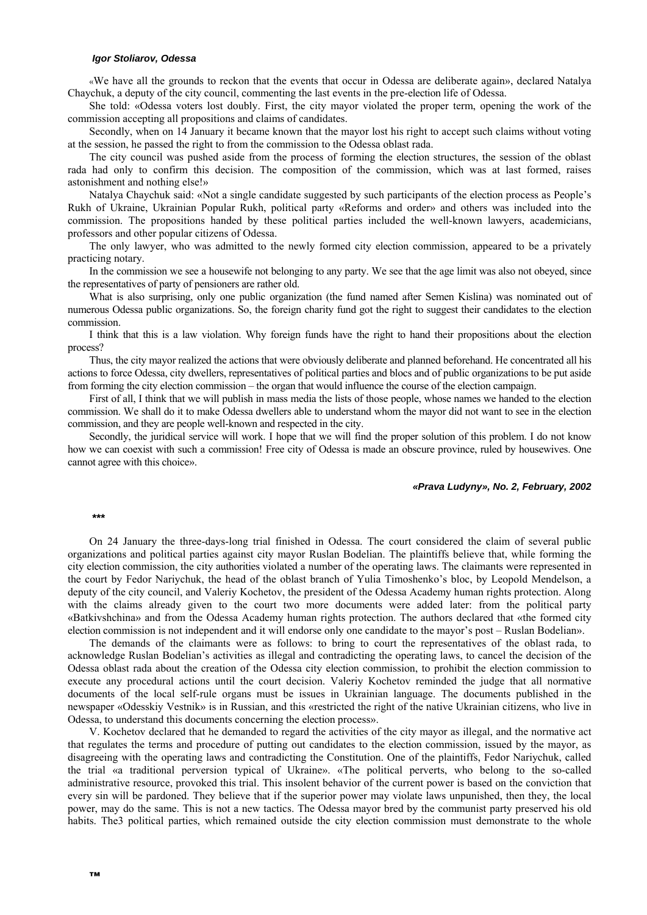***Igor Stoliarov, Odessa***

«We have all the grounds to reckon that the events that occur in Odessa are deliberate again», declared Natalya Chaychuk, a deputy of the city council, commenting the last events in the pre-election life of Odessa.

She told: «Odessa voters lost doubly. First, the city mayor violated the proper term, opening the work of the commission accepting all propositions and claims of candidates.

Secondly, when on 14 January it became known that the mayor lost his right to accept such claims without voting at the session, he passed the right to from the commission to the Odessa oblast rada.

The city council was pushed aside from the process of forming the election structures, the session of the oblast rada had only to confirm this decision. The composition of the commission, which was at last formed, raises astonishment and nothing else!»

Natalya Chaychuk said: «Not a single candidate suggested by such participants of the election process as People's Rukh of Ukraine, Ukrainian Popular Rukh, political party «Reforms and order» and others was included into the commission. The propositions handed by these political parties included the well-known lawyers, academicians, professors and other popular citizens of Odessa.

The only lawyer, who was admitted to the newly formed city election commission, appeared to be a privately practicing notary.

In the commission we see a housewife not belonging to any party. We see that the age limit was also not obeyed, since the representatives of party of pensioners are rather old.

What is also surprising, only one public organization (the fund named after Semen Kislina) was nominated out of numerous Odessa public organizations. So, the foreign charity fund got the right to suggest their candidates to the election commission.

I think that this is a law violation. Why foreign funds have the right to hand their propositions about the election process?

Thus, the city mayor realized the actions that were obviously deliberate and planned beforehand. He concentrated all his actions to force Odessa, city dwellers, representatives of political parties and blocs and of public organizations to be put aside from forming the city election commission – the organ that would influence the course of the election campaign.

First of all, I think that we will publish in mass media the lists of those people, whose names we handed to the election commission. We shall do it to make Odessa dwellers able to understand whom the mayor did not want to see in the election commission, and they are people well-known and respected in the city.

Secondly, the juridical service will work. I hope that we will find the proper solution of this problem. I do not know how we can coexist with such a commission! Free city of Odessa is made an obscure province, ruled by housewives. One cannot agree with this choice».

***«Prava Ludyny», No. 2, February, 2002***

***

On 24 January the three-days-long trial finished in Odessa. The court considered the claim of several public organizations and political parties against city mayor Ruslan Bodelian. The plaintiffs believe that, while forming the city election commission, the city authorities violated a number of the operating laws. The claimants were represented in the court by Fedor Nariychuk, the head of the oblast branch of Yulia Timoshenko's bloc, by Leopold Mendelson, a deputy of the city council, and Valeriy Kochetov, the president of the Odessa Academy human rights protection. Along with the claims already given to the court two more documents were added later: from the political party «Batkivshchina» and from the Odessa Academy human rights protection. The authors declared that «the formed city election commission is not independent and it will endorse only one candidate to the mayor's post – Ruslan Bodelian».

The demands of the claimants were as follows: to bring to court the representatives of the oblast rada, to acknowledge Ruslan Bodelian's activities as illegal and contradicting the operating laws, to cancel the decision of the Odessa oblast rada about the creation of the Odessa city election commission, to prohibit the election commission to execute any procedural actions until the court decision. Valeriy Kochetov reminded the judge that all normative documents of the local self-rule organs must be issues in Ukrainian language. The documents published in the newspaper «Odesskiy Vestnik» is in Russian, and this «restricted the right of the native Ukrainian citizens, who live in Odessa, to understand this documents concerning the election process».

V. Kochetov declared that he demanded to regard the activities of the city mayor as illegal, and the normative act that regulates the terms and procedure of putting out candidates to the election commission, issued by the mayor, as disagreeing with the operating laws and contradicting the Constitution. One of the plaintiffs, Fedor Nariychuk, called the trial «a traditional perversion typical of Ukraine». «The political perverts, who belong to the so-called administrative resource, provoked this trial. This insolent behavior of the current power is based on the conviction that every sin will be pardoned. They believe that if the superior power may violate laws unpunished, then they, the local power, may do the same. This is not a new tactics. The Odessa mayor bred by the communist party preserved his old habits. The3 political parties, which remained outside the city election commission must demonstrate to the whole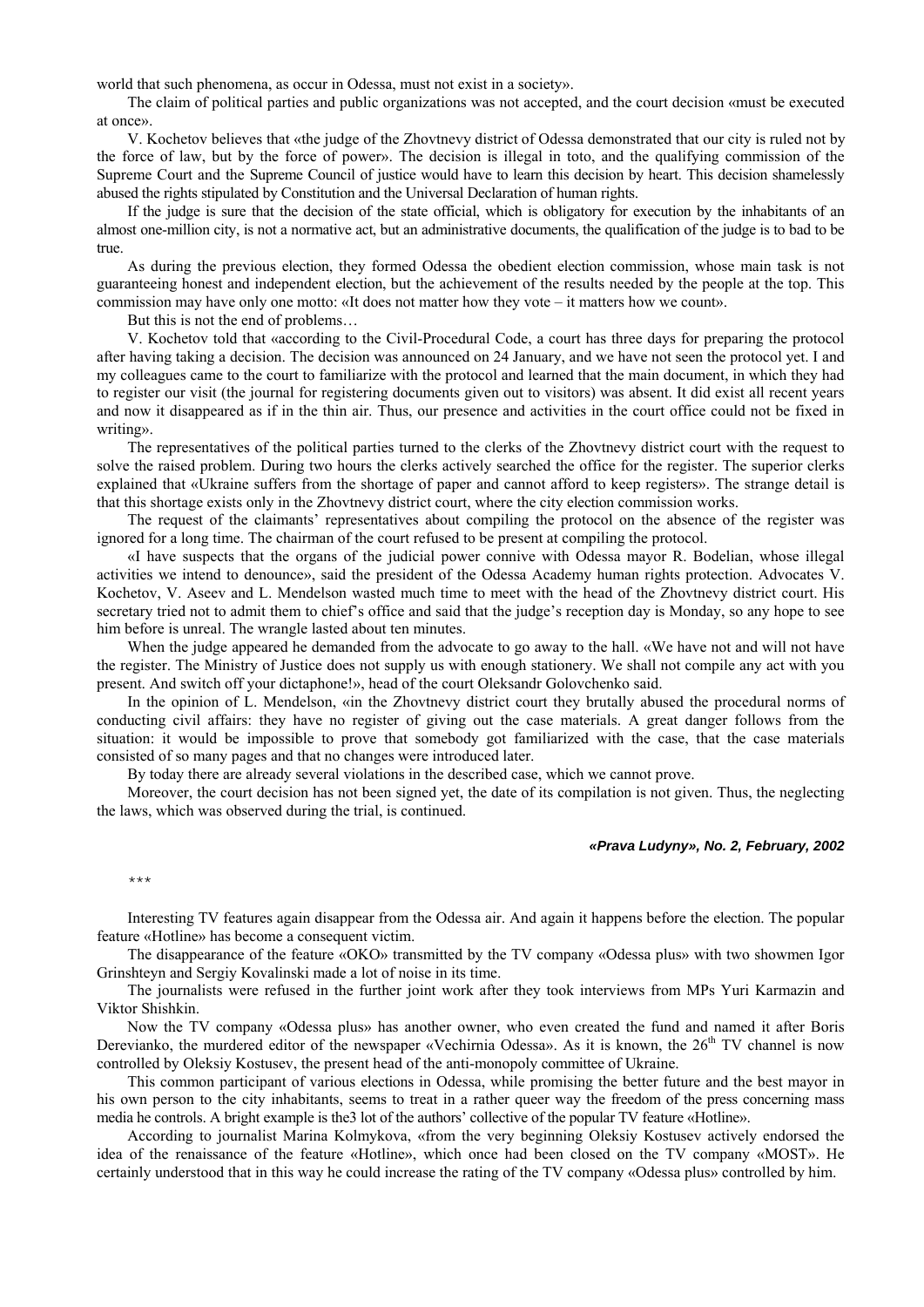world that such phenomena, as occur in Odessa, must not exist in a society».

The claim of political parties and public organizations was not accepted, and the court decision «must be executed at once».

V. Kochetov believes that «the judge of the Zhovtnevy district of Odessa demonstrated that our city is ruled not by the force of law, but by the force of power». The decision is illegal in toto, and the qualifying commission of the Supreme Court and the Supreme Council of justice would have to learn this decision by heart. This decision shamelessly abused the rights stipulated by Constitution and the Universal Declaration of human rights.

If the judge is sure that the decision of the state official, which is obligatory for execution by the inhabitants of an almost one-million city, is not a normative act, but an administrative documents, the qualification of the judge is to bad to be true.

As during the previous election, they formed Odessa the obedient election commission, whose main task is not guaranteeing honest and independent election, but the achievement of the results needed by the people at the top. This commission may have only one motto: «It does not matter how they vote – it matters how we count».

But this is not the end of problems…

V. Kochetov told that «according to the Civil-Procedural Code, a court has three days for preparing the protocol after having taking a decision. The decision was announced on 24 January, and we have not seen the protocol yet. I and my colleagues came to the court to familiarize with the protocol and learned that the main document, in which they had to register our visit (the journal for registering documents given out to visitors) was absent. It did exist all recent years and now it disappeared as if in the thin air. Thus, our presence and activities in the court office could not be fixed in writing».

The representatives of the political parties turned to the clerks of the Zhovtnevy district court with the request to solve the raised problem. During two hours the clerks actively searched the office for the register. The superior clerks explained that «Ukraine suffers from the shortage of paper and cannot afford to keep registers». The strange detail is that this shortage exists only in the Zhovtnevy district court, where the city election commission works.

The request of the claimants' representatives about compiling the protocol on the absence of the register was ignored for a long time. The chairman of the court refused to be present at compiling the protocol.

«I have suspects that the organs of the judicial power connive with Odessa mayor R. Bodelian, whose illegal activities we intend to denounce», said the president of the Odessa Academy human rights protection. Advocates V. Kochetov, V. Aseev and L. Mendelson wasted much time to meet with the head of the Zhovtnevy district court. His secretary tried not to admit them to chief's office and said that the judge's reception day is Monday, so any hope to see him before is unreal. The wrangle lasted about ten minutes.

When the judge appeared he demanded from the advocate to go away to the hall. «We have not and will not have the register. The Ministry of Justice does not supply us with enough stationery. We shall not compile any act with you present. And switch off your dictaphone!», head of the court Oleksandr Golovchenko said.

In the opinion of L. Mendelson, «in the Zhovtnevy district court they brutally abused the procedural norms of conducting civil affairs: they have no register of giving out the case materials. A great danger follows from the situation: it would be impossible to prove that somebody got familiarized with the case, that the case materials consisted of so many pages and that no changes were introduced later.

By today there are already several violations in the described case, which we cannot prove.

Moreover, the court decision has not been signed yet, the date of its compilation is not given. Thus, the neglecting the laws, which was observed during the trial, is continued.

***«Prava Ludyny», No. 2, February, 2002***

\*\*\*

Interesting TV features again disappear from the Odessa air. And again it happens before the election. The popular feature «Hotline» has become a consequent victim.

The disappearance of the feature «OKO» transmitted by the TV company «Odessa plus» with two showmen Igor Grinshteyn and Sergiy Kovalinski made a lot of noise in its time.

The journalists were refused in the further joint work after they took interviews from MPs Yuri Karmazin and Viktor Shishkin.

Now the TV company «Odessa plus» has another owner, who even created the fund and named it after Boris Derevianko, the murdered editor of the newspaper «Vechirnia Odessa». As it is known, the 26th TV channel is now controlled by Oleksiy Kostusev, the present head of the anti-monopoly committee of Ukraine.

This common participant of various elections in Odessa, while promising the better future and the best mayor in his own person to the city inhabitants, seems to treat in a rather queer way the freedom of the press concerning mass media he controls. A bright example is the3 lot of the authors' collective of the popular TV feature «Hotline».

According to journalist Marina Kolmykova, «from the very beginning Oleksiy Kostusev actively endorsed the idea of the renaissance of the feature «Hotline», which once had been closed on the TV company «MOST». He certainly understood that in this way he could increase the rating of the TV company «Odessa plus» controlled by him.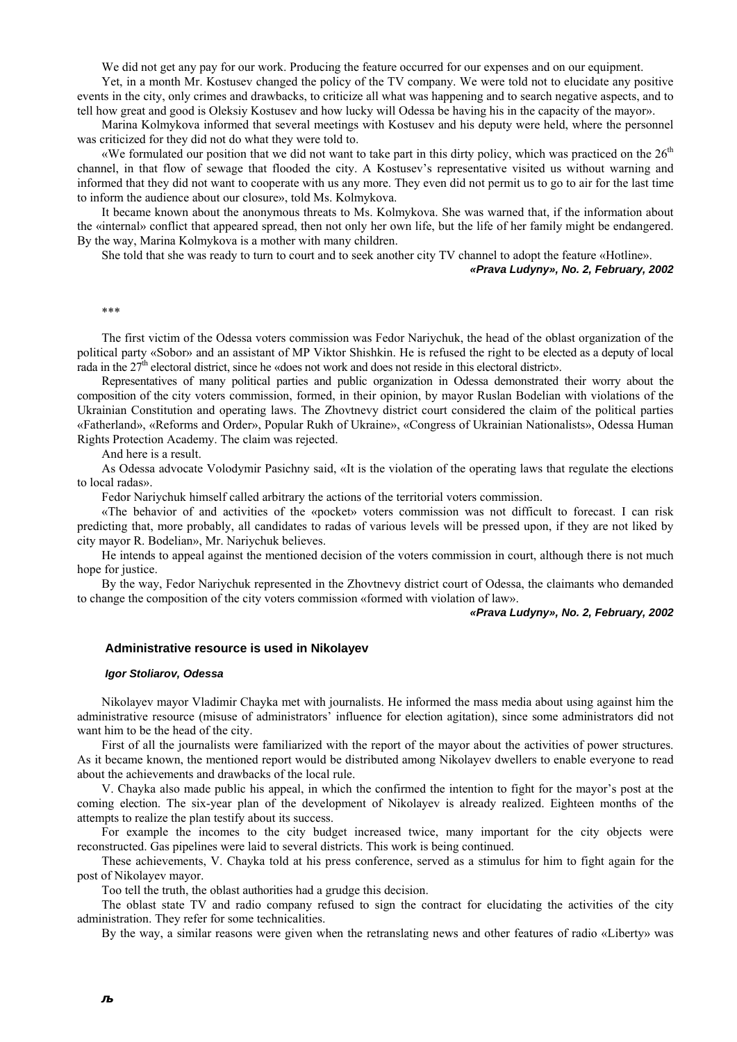We did not get any pay for our work. Producing the feature occurred for our expenses and on our equipment.

Yet, in a month Mr. Kostusev changed the policy of the TV company. We were told not to elucidate any positive events in the city, only crimes and drawbacks, to criticize all what was happening and to search negative aspects, and to tell how great and good is Oleksiy Kostusev and how lucky will Odessa be having his in the capacity of the mayor».

Marina Kolmykova informed that several meetings with Kostusev and his deputy were held, where the personnel was criticized for they did not do what they were told to.

«We formulated our position that we did not want to take part in this dirty policy, which was practiced on the 26th channel, in that flow of sewage that flooded the city. A Kostusev's representative visited us without warning and informed that they did not want to cooperate with us any more. They even did not permit us to go to air for the last time to inform the audience about our closure», told Ms. Kolmykova.

It became known about the anonymous threats to Ms. Kolmykova. She was warned that, if the information about the «internal» conflict that appeared spread, then not only her own life, but the life of her family might be endangered. By the way, Marina Kolmykova is a mother with many children.

She told that she was ready to turn to court and to seek another city TV channel to adopt the feature «Hotline».

***«Prava Ludyny», No. 2, February, 2002***

\*\*\*

The first victim of the Odessa voters commission was Fedor Nariychuk, the head of the oblast organization of the political party «Sobor» and an assistant of MP Viktor Shishkin. He is refused the right to be elected as a deputy of local rada in the 27th electoral district, since he «does not work and does not reside in this electoral district».

Representatives of many political parties and public organization in Odessa demonstrated their worry about the composition of the city voters commission, formed, in their opinion, by mayor Ruslan Bodelian with violations of the Ukrainian Constitution and operating laws. The Zhovtnevy district court considered the claim of the political parties «Fatherland», «Reforms and Order», Popular Rukh of Ukraine», «Congress of Ukrainian Nationalists», Odessa Human Rights Protection Academy. The claim was rejected.

And here is a result.

As Odessa advocate Volodymir Pasichny said, «It is the violation of the operating laws that regulate the elections to local radas».

Fedor Nariychuk himself called arbitrary the actions of the territorial voters commission.

«The behavior of and activities of the «pocket» voters commission was not difficult to forecast. I can risk predicting that, more probably, all candidates to radas of various levels will be pressed upon, if they are not liked by city mayor R. Bodelian», Mr. Nariychuk believes.

He intends to appeal against the mentioned decision of the voters commission in court, although there is not much hope for justice.

By the way, Fedor Nariychuk represented in the Zhovtnevy district court of Odessa, the claimants who demanded to change the composition of the city voters commission «formed with violation of law».

***«Prava Ludyny», No. 2, February, 2002***

### Administrative resource is used in Nikolayev

***Igor Stoliarov, Odessa***

Nikolayev mayor Vladimir Chayka met with journalists. He informed the mass media about using against him the administrative resource (misuse of administrators' influence for election agitation), since some administrators did not want him to be the head of the city.

First of all the journalists were familiarized with the report of the mayor about the activities of power structures. As it became known, the mentioned report would be distributed among Nikolayev dwellers to enable everyone to read about the achievements and drawbacks of the local rule.

V. Chayka also made public his appeal, in which the confirmed the intention to fight for the mayor's post at the coming election. The six-year plan of the development of Nikolayev is already realized. Eighteen months of the attempts to realize the plan testify about its success.

For example the incomes to the city budget increased twice, many important for the city objects were reconstructed. Gas pipelines were laid to several districts. This work is being continued.

These achievements, V. Chayka told at his press conference, served as a stimulus for him to fight again for the post of Nikolayev mayor.

Too tell the truth, the oblast authorities had a grudge this decision.

The oblast state TV and radio company refused to sign the contract for elucidating the activities of the city administration. They refer for some technicalities.

By the way, a similar reasons were given when the retranslating news and other features of radio «Liberty» was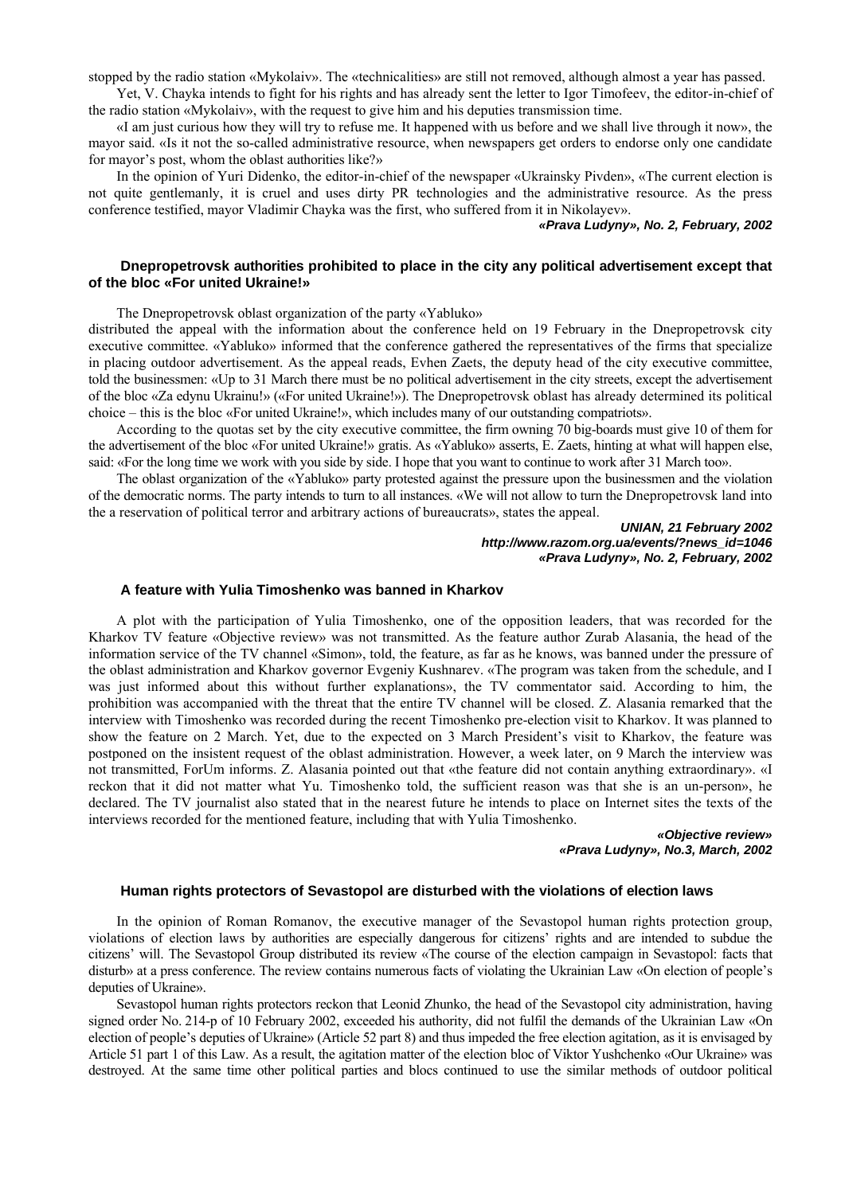stopped by the radio station «Mykolaiv». The «technicalities» are still not removed, although almost a year has passed.

Yet, V. Chayka intends to fight for his rights and has already sent the letter to Igor Timofeev, the editor-in-chief of the radio station «Mykolaiv», with the request to give him and his deputies transmission time.

«I am just curious how they will try to refuse me. It happened with us before and we shall live through it now», the mayor said. «Is it not the so-called administrative resource, when newspapers get orders to endorse only one candidate for mayor's post, whom the oblast authorities like?»

In the opinion of Yuri Didenko, the editor-in-chief of the newspaper «Ukrainsky Pivden», «The current election is not quite gentlemanly, it is cruel and uses dirty PR technologies and the administrative resource. As the press conference testified, mayor Vladimir Chayka was the first, who suffered from it in Nikolayev».

***«Prava Ludyny», No. 2, February, 2002***

### Dnepropetrovsk authorities prohibited to place in the city any political advertisement except that of the bloc «For united Ukraine!»

The Dnepropetrovsk oblast organization of the party «Yabluko» distributed the appeal with the information about the conference held on 19 February in the Dnepropetrovsk city executive committee. «Yabluko» informed that the conference gathered the representatives of the firms that specialize in placing outdoor advertisement. As the appeal reads, Evhen Zaets, the deputy head of the city executive committee, told the businessmen: «Up to 31 March there must be no political advertisement in the city streets, except the advertisement of the bloc «Za edynu Ukrainu!» («For united Ukraine!»). The Dnepropetrovsk oblast has already determined its political choice – this is the bloc «For united Ukraine!», which includes many of our outstanding compatriots».

According to the quotas set by the city executive committee, the firm owning 70 big-boards must give 10 of them for the advertisement of the bloc «For united Ukraine!» gratis. As «Yabluko» asserts, E. Zaets, hinting at what will happen else, said: «For the long time we work with you side by side. I hope that you want to continue to work after 31 March too».

The oblast organization of the «Yabluko» party protested against the pressure upon the businessmen and the violation of the democratic norms. The party intends to turn to all instances. «We will not allow to turn the Dnepropetrovsk land into the a reservation of political terror and arbitrary actions of bureaucrats», states the appeal.

***UNIAN, 21 February 2002***
***http://www.razom.org.ua/events/?news_id=1046***
***«Prava Ludyny», No. 2, February, 2002***

### A feature with Yulia Timoshenko was banned in Kharkov

A plot with the participation of Yulia Timoshenko, one of the opposition leaders, that was recorded for the Kharkov TV feature «Objective review» was not transmitted. As the feature author Zurab Alasania, the head of the information service of the TV channel «Simon», told, the feature, as far as he knows, was banned under the pressure of the oblast administration and Kharkov governor Evgeniy Kushnarev. «The program was taken from the schedule, and I was just informed about this without further explanations», the TV commentator said. According to him, the prohibition was accompanied with the threat that the entire TV channel will be closed. Z. Alasania remarked that the interview with Timoshenko was recorded during the recent Timoshenko pre-election visit to Kharkov. It was planned to show the feature on 2 March. Yet, due to the expected on 3 March President's visit to Kharkov, the feature was postponed on the insistent request of the oblast administration. However, a week later, on 9 March the interview was not transmitted, ForUm informs. Z. Alasania pointed out that «the feature did not contain anything extraordinary». «I reckon that it did not matter what Yu. Timoshenko told, the sufficient reason was that she is an un-person», he declared. The TV journalist also stated that in the nearest future he intends to place on Internet sites the texts of the interviews recorded for the mentioned feature, including that with Yulia Timoshenko.

***«Objective review»***
***«Prava Ludyny», No.3, March, 2002***

### Human rights protectors of Sevastopol are disturbed with the violations of election laws

In the opinion of Roman Romanov, the executive manager of the Sevastopol human rights protection group, violations of election laws by authorities are especially dangerous for citizens' rights and are intended to subdue the citizens' will. The Sevastopol Group distributed its review «The course of the election campaign in Sevastopol: facts that disturb» at a press conference. The review contains numerous facts of violating the Ukrainian Law «On election of people's deputies of Ukraine».

Sevastopol human rights protectors reckon that Leonid Zhunko, the head of the Sevastopol city administration, having signed order No. 214-p of 10 February 2002, exceeded his authority, did not fulfil the demands of the Ukrainian Law «On election of people's deputies of Ukraine» (Article 52 part 8) and thus impeded the free election agitation, as it is envisaged by Article 51 part 1 of this Law. As a result, the agitation matter of the election bloc of Viktor Yushchenko «Our Ukraine» was destroyed. At the same time other political parties and blocs continued to use the similar methods of outdoor political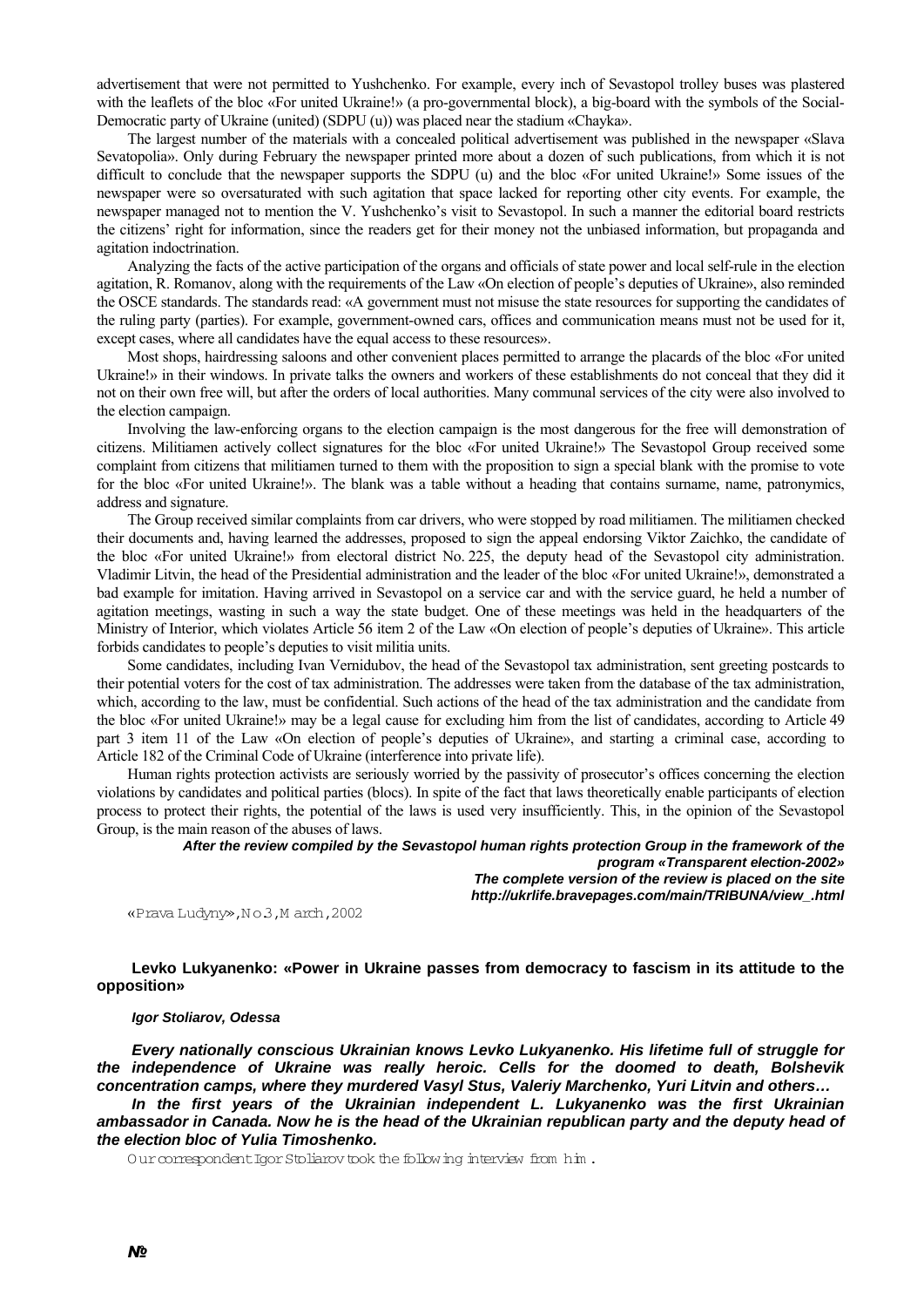advertisement that were not permitted to Yushchenko. For example, every inch of Sevastopol trolley buses was plastered with the leaflets of the bloc «For united Ukraine!» (a pro-governmental block), a big-board with the symbols of the Social-Democratic party of Ukraine (united) (SDPU (u)) was placed near the stadium «Chayka».

The largest number of the materials with a concealed political advertisement was published in the newspaper «Slava Sevatopolia». Only during February the newspaper printed more about a dozen of such publications, from which it is not difficult to conclude that the newspaper supports the SDPU (u) and the bloc «For united Ukraine!» Some issues of the newspaper were so oversaturated with such agitation that space lacked for reporting other city events. For example, the newspaper managed not to mention the V. Yushchenko's visit to Sevastopol. In such a manner the editorial board restricts the citizens' right for information, since the readers get for their money not the unbiased information, but propaganda and agitation indoctrination.

Analyzing the facts of the active participation of the organs and officials of state power and local self-rule in the election agitation, R. Romanov, along with the requirements of the Law «On election of people's deputies of Ukraine», also reminded the OSCE standards. The standards read: «A government must not misuse the state resources for supporting the candidates of the ruling party (parties). For example, government-owned cars, offices and communication means must not be used for it, except cases, where all candidates have the equal access to these resources».

Most shops, hairdressing saloons and other convenient places permitted to arrange the placards of the bloc «For united Ukraine!» in their windows. In private talks the owners and workers of these establishments do not conceal that they did it not on their own free will, but after the orders of local authorities. Many communal services of the city were also involved to the election campaign.

Involving the law-enforcing organs to the election campaign is the most dangerous for the free will demonstration of citizens. Militiamen actively collect signatures for the bloc «For united Ukraine!» The Sevastopol Group received some complaint from citizens that militiamen turned to them with the proposition to sign a special blank with the promise to vote for the bloc «For united Ukraine!». The blank was a table without a heading that contains surname, name, patronymics, address and signature.

The Group received similar complaints from car drivers, who were stopped by road militiamen. The militiamen checked their documents and, having learned the addresses, proposed to sign the appeal endorsing Viktor Zaichko, the candidate of the bloc «For united Ukraine!» from electoral district No. 225, the deputy head of the Sevastopol city administration. Vladimir Litvin, the head of the Presidential administration and the leader of the bloc «For united Ukraine!», demonstrated a bad example for imitation. Having arrived in Sevastopol on a service car and with the service guard, he held a number of agitation meetings, wasting in such a way the state budget. One of these meetings was held in the headquarters of the Ministry of Interior, which violates Article 56 item 2 of the Law «On election of people's deputies of Ukraine». This article forbids candidates to people's deputies to visit militia units.

Some candidates, including Ivan Vernidubov, the head of the Sevastopol tax administration, sent greeting postcards to their potential voters for the cost of tax administration. The addresses were taken from the database of the tax administration, which, according to the law, must be confidential. Such actions of the head of the tax administration and the candidate from the bloc «For united Ukraine!» may be a legal cause for excluding him from the list of candidates, according to Article 49 part 3 item 11 of the Law «On election of people's deputies of Ukraine», and starting a criminal case, according to Article 182 of the Criminal Code of Ukraine (interference into private life).

Human rights protection activists are seriously worried by the passivity of prosecutor's offices concerning the election violations by candidates and political parties (blocs). In spite of the fact that laws theoretically enable participants of election process to protect their rights, the potential of the laws is used very insufficiently. This, in the opinion of the Sevastopol Group, is the main reason of the abuses of laws.

***After the review compiled by the Sevastopol human rights protection Group in the framework of the program «Transparent election-2002»***
***The complete version of the review is placed on the site http://ukrlife.bravepages.com/main/TRIBUNA/view_.html***

«Prava Ludyny», No.3, March, 2002

## Levko Lukyanenko: «Power in Ukraine passes from democracy to fascism in its attitude to the opposition»

***Igor Stoliarov, Odessa***

***Every nationally conscious Ukrainian knows Levko Lukyanenko. His lifetime full of struggle for the independence of Ukraine was really heroic. Cells for the doomed to death, Bolshevik concentration camps, where they murdered Vasyl Stus, Valeriy Marchenko, Yuri Litvin and others…***

***In the first years of the Ukrainian independent L. Lukyanenko was the first Ukrainian ambassador in Canada. Now he is the head of the Ukrainian republican party and the deputy head of the election bloc of Yulia Timoshenko.***

Our correspondent Igor Stoliarov took the following interview from him.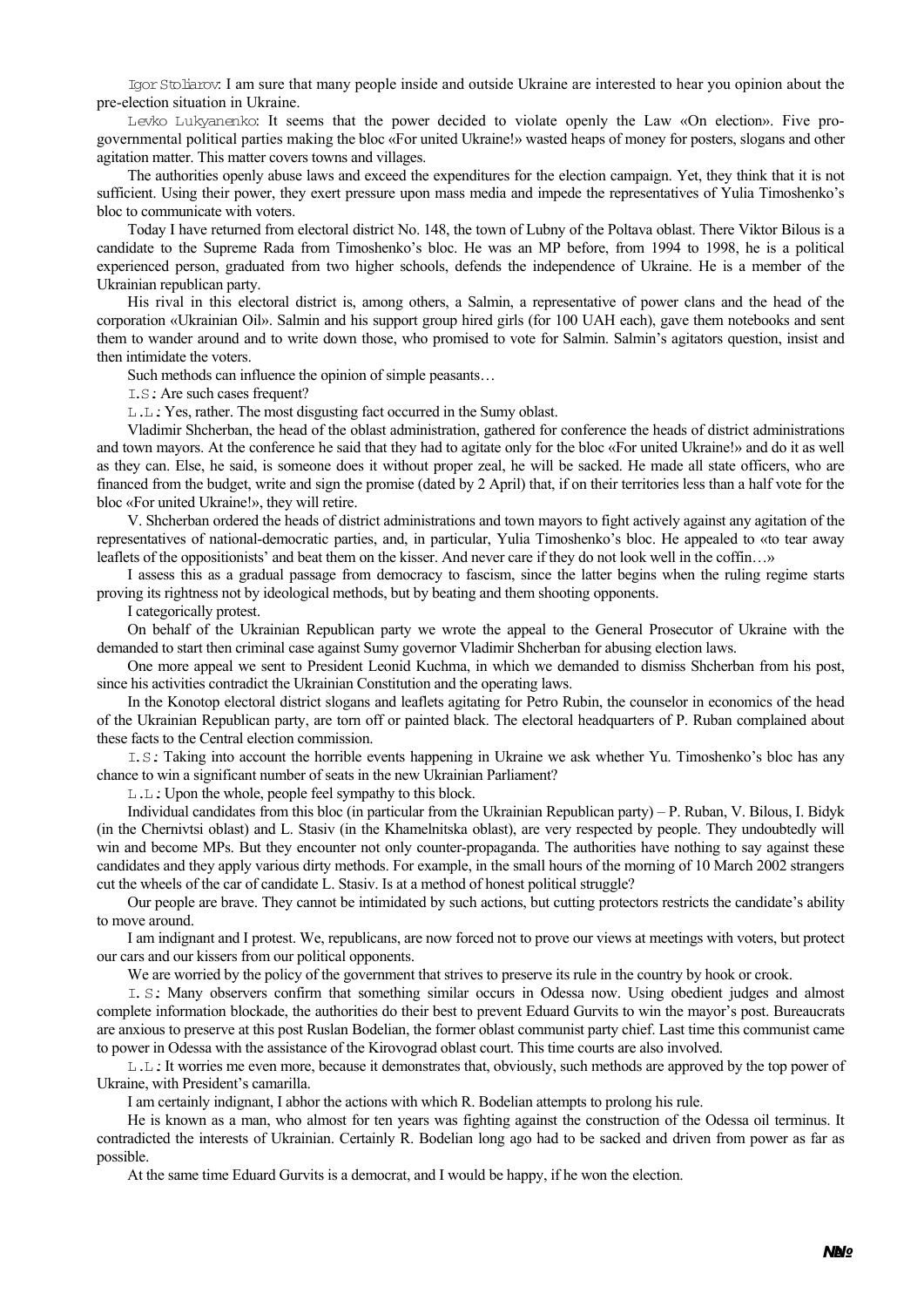Igor Stoliarov: I am sure that many people inside and outside Ukraine are interested to hear you opinion about the pre-election situation in Ukraine.

Levko Lukyanenko: It seems that the power decided to violate openly the Law «On election». Five pro-governmental political parties making the bloc «For united Ukraine!» wasted heaps of money for posters, slogans and other agitation matter. This matter covers towns and villages.

The authorities openly abuse laws and exceed the expenditures for the election campaign. Yet, they think that it is not sufficient. Using their power, they exert pressure upon mass media and impede the representatives of Yulia Timoshenko's bloc to communicate with voters.

Today I have returned from electoral district No. 148, the town of Lubny of the Poltava oblast. There Viktor Bilous is a candidate to the Supreme Rada from Timoshenko's bloc. He was an MP before, from 1994 to 1998, he is a political experienced person, graduated from two higher schools, defends the independence of Ukraine. He is a member of the Ukrainian republican party.

His rival in this electoral district is, among others, a Salmin, a representative of power clans and the head of the corporation «Ukrainian Oil». Salmin and his support group hired girls (for 100 UAH each), gave them notebooks and sent them to wander around and to write down those, who promised to vote for Salmin. Salmin's agitators question, insist and then intimidate the voters.

Such methods can influence the opinion of simple peasants…

I.S: Are such cases frequent?

L.L: Yes, rather. The most disgusting fact occurred in the Sumy oblast.

Vladimir Shcherban, the head of the oblast administration, gathered for conference the heads of district administrations and town mayors. At the conference he said that they had to agitate only for the bloc «For united Ukraine!» and do it as well as they can. Else, he said, is someone does it without proper zeal, he will be sacked. He made all state officers, who are financed from the budget, write and sign the promise (dated by 2 April) that, if on their territories less than a half vote for the bloc «For united Ukraine!», they will retire.

V. Shcherban ordered the heads of district administrations and town mayors to fight actively against any agitation of the representatives of national-democratic parties, and, in particular, Yulia Timoshenko's bloc. He appealed to «to tear away leaflets of the oppositionists' and beat them on the kisser. And never care if they do not look well in the coffin…»

I assess this as a gradual passage from democracy to fascism, since the latter begins when the ruling regime starts proving its rightness not by ideological methods, but by beating and them shooting opponents.

I categorically protest.

On behalf of the Ukrainian Republican party we wrote the appeal to the General Prosecutor of Ukraine with the demanded to start then criminal case against Sumy governor Vladimir Shcherban for abusing election laws.

One more appeal we sent to President Leonid Kuchma, in which we demanded to dismiss Shcherban from his post, since his activities contradict the Ukrainian Constitution and the operating laws.

In the Konotop electoral district slogans and leaflets agitating for Petro Rubin, the counselor in economics of the head of the Ukrainian Republican party, are torn off or painted black. The electoral headquarters of P. Ruban complained about these facts to the Central election commission.

I.S: Taking into account the horrible events happening in Ukraine we ask whether Yu. Timoshenko's bloc has any chance to win a significant number of seats in the new Ukrainian Parliament?

L.L: Upon the whole, people feel sympathy to this block.

Individual candidates from this bloc (in particular from the Ukrainian Republican party) – P. Ruban, V. Bilous, I. Bidyk (in the Chernivtsi oblast) and L. Stasiv (in the Khamelnitska oblast), are very respected by people. They undoubtedly will win and become MPs. But they encounter not only counter-propaganda. The authorities have nothing to say against these candidates and they apply various dirty methods. For example, in the small hours of the morning of 10 March 2002 strangers cut the wheels of the car of candidate L. Stasiv. Is at a method of honest political struggle?

Our people are brave. They cannot be intimidated by such actions, but cutting protectors restricts the candidate's ability to move around.

I am indignant and I protest. We, republicans, are now forced not to prove our views at meetings with voters, but protect our cars and our kissers from our political opponents.

We are worried by the policy of the government that strives to preserve its rule in the country by hook or crook.

I.S: Many observers confirm that something similar occurs in Odessa now. Using obedient judges and almost complete information blockade, the authorities do their best to prevent Eduard Gurvits to win the mayor's post. Bureaucrats are anxious to preserve at this post Ruslan Bodelian, the former oblast communist party chief. Last time this communist came to power in Odessa with the assistance of the Kirovograd oblast court. This time courts are also involved.

L.L: It worries me even more, because it demonstrates that, obviously, such methods are approved by the top power of Ukraine, with President's camarilla.

I am certainly indignant, I abhor the actions with which R. Bodelian attempts to prolong his rule.

He is known as a man, who almost for ten years was fighting against the construction of the Odessa oil terminus. It contradicted the interests of Ukrainian. Certainly R. Bodelian long ago had to be sacked and driven from power as far as possible.

At the same time Eduard Gurvits is a democrat, and I would be happy, if he won the election.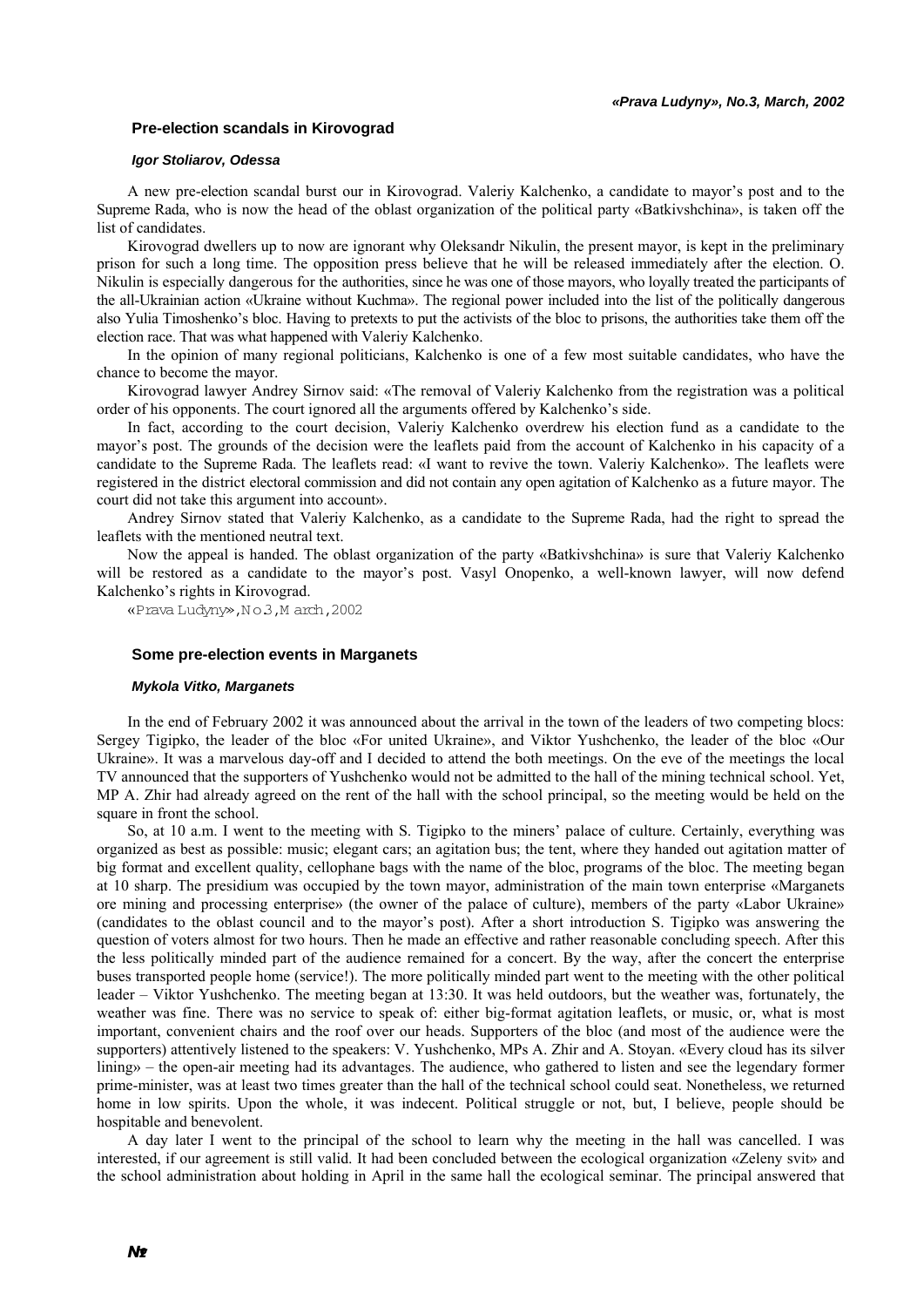## Pre-election scandals in Kirovograd

***Igor Stoliarov, Odessa***

A new pre-election scandal burst our in Kirovograd. Valeriy Kalchenko, a candidate to mayor's post and to the Supreme Rada, who is now the head of the oblast organization of the political party «Batkivshchina», is taken off the list of candidates.

Kirovograd dwellers up to now are ignorant why Oleksandr Nikulin, the present mayor, is kept in the preliminary prison for such a long time. The opposition press believe that he will be released immediately after the election. O. Nikulin is especially dangerous for the authorities, since he was one of those mayors, who loyally treated the participants of the all-Ukrainian action «Ukraine without Kuchma». The regional power included into the list of the politically dangerous also Yulia Timoshenko's bloc. Having to pretexts to put the activists of the bloc to prisons, the authorities take them off the election race. That was what happened with Valeriy Kalchenko.

In the opinion of many regional politicians, Kalchenko is one of a few most suitable candidates, who have the chance to become the mayor.

Kirovograd lawyer Andrey Sirnov said: «The removal of Valeriy Kalchenko from the registration was a political order of his opponents. The court ignored all the arguments offered by Kalchenko's side.

In fact, according to the court decision, Valeriy Kalchenko overdrew his election fund as a candidate to the mayor's post. The grounds of the decision were the leaflets paid from the account of Kalchenko in his capacity of a candidate to the Supreme Rada. The leaflets read: «I want to revive the town. Valeriy Kalchenko». The leaflets were registered in the district electoral commission and did not contain any open agitation of Kalchenko as a future mayor. The court did not take this argument into account».

Andrey Sirnov stated that Valeriy Kalchenko, as a candidate to the Supreme Rada, had the right to spread the leaflets with the mentioned neutral text.

Now the appeal is handed. The oblast organization of the party «Batkivshchina» is sure that Valeriy Kalchenko will be restored as a candidate to the mayor's post. Vasyl Onopenko, a well-known lawyer, will now defend Kalchenko's rights in Kirovograd.

«Prava Ludyny», No.3, March, 2002

## Some pre-election events in Marganets

***Mykola Vitko, Marganets***

In the end of February 2002 it was announced about the arrival in the town of the leaders of two competing blocs: Sergey Tigipko, the leader of the bloc «For united Ukraine», and Viktor Yushchenko, the leader of the bloc «Our Ukraine». It was a marvelous day-off and I decided to attend the both meetings. On the eve of the meetings the local TV announced that the supporters of Yushchenko would not be admitted to the hall of the mining technical school. Yet, MP A. Zhir had already agreed on the rent of the hall with the school principal, so the meeting would be held on the square in front the school.

So, at 10 a.m. I went to the meeting with S. Tigipko to the miners' palace of culture. Certainly, everything was organized as best as possible: music; elegant cars; an agitation bus; the tent, where they handed out agitation matter of big format and excellent quality, cellophane bags with the name of the bloc, programs of the bloc. The meeting began at 10 sharp. The presidium was occupied by the town mayor, administration of the main town enterprise «Marganets ore mining and processing enterprise» (the owner of the palace of culture), members of the party «Labor Ukraine» (candidates to the oblast council and to the mayor's post). After a short introduction S. Tigipko was answering the question of voters almost for two hours. Then he made an effective and rather reasonable concluding speech. After this the less politically minded part of the audience remained for a concert. By the way, after the concert the enterprise buses transported people home (service!). The more politically minded part went to the meeting with the other political leader – Viktor Yushchenko. The meeting began at 13:30. It was held outdoors, but the weather was, fortunately, the weather was fine. There was no service to speak of: either big-format agitation leaflets, or music, or, what is most important, convenient chairs and the roof over our heads. Supporters of the bloc (and most of the audience were the supporters) attentively listened to the speakers: V. Yushchenko, MPs A. Zhir and A. Stoyan. «Every cloud has its silver lining» – the open-air meeting had its advantages. The audience, who gathered to listen and see the legendary former prime-minister, was at least two times greater than the hall of the technical school could seat. Nonetheless, we returned home in low spirits. Upon the whole, it was indecent. Political struggle or not, but, I believe, people should be hospitable and benevolent.

A day later I went to the principal of the school to learn why the meeting in the hall was cancelled. I was interested, if our agreement is still valid. It had been concluded between the ecological organization «Zeleny svit» and the school administration about holding in April in the same hall the ecological seminar. The principal answered that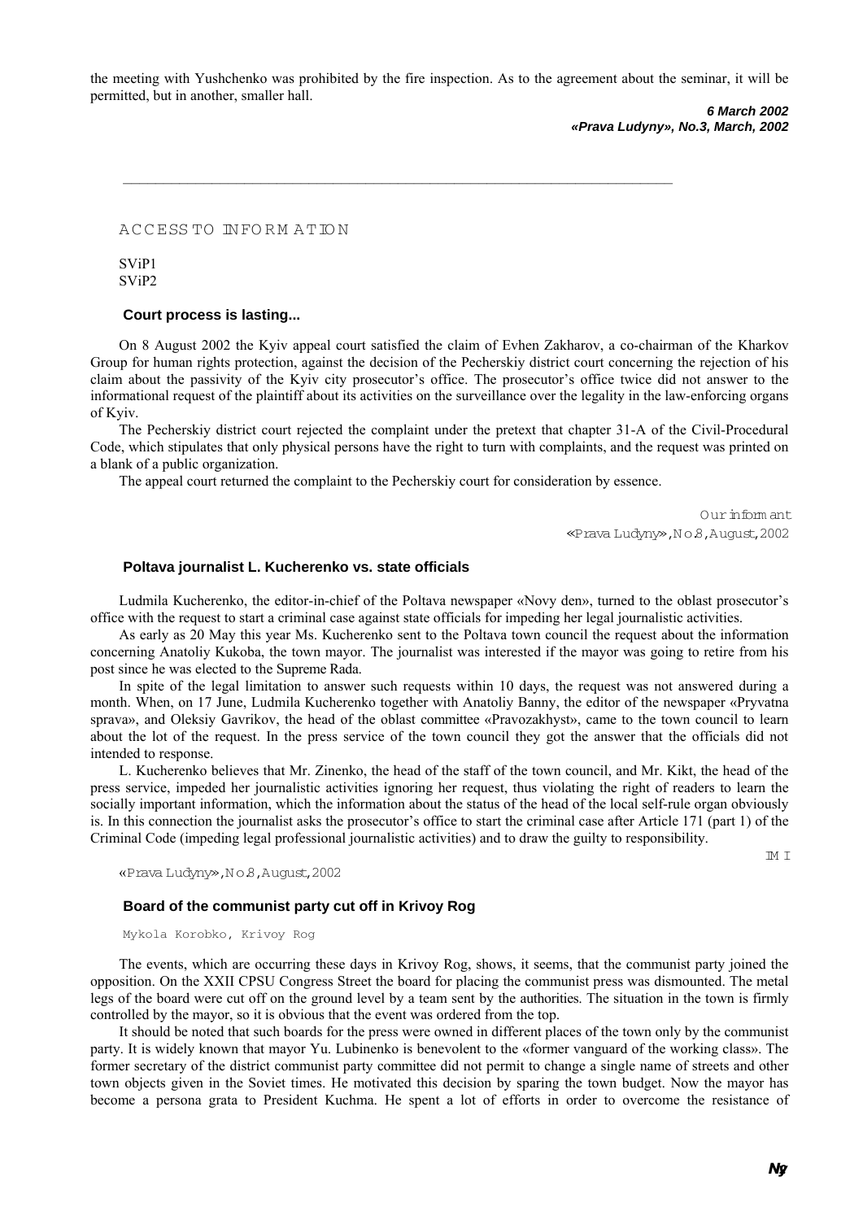the meeting with Yushchenko was prohibited by the fire inspection. As to the agreement about the seminar, it will be permitted, but in another, smaller hall.

***6 March 2002***
***«Prava Ludyny», No.3, March, 2002***

---

# ACCESS TO INFORMATION

SViP1
SViP2

### Court process is lasting...

On 8 August 2002 the Kyiv appeal court satisfied the claim of Evhen Zakharov, a co-chairman of the Kharkov Group for human rights protection, against the decision of the Pecherskiy district court concerning the rejection of his claim about the passivity of the Kyiv city prosecutor's office. The prosecutor's office twice did not answer to the informational request of the plaintiff about its activities on the surveillance over the legality in the law-enforcing organs of Kyiv.

The Pecherskiy district court rejected the complaint under the pretext that chapter 31-A of the Civil-Procedural Code, which stipulates that only physical persons have the right to turn with complaints, and the request was printed on a blank of a public organization.

The appeal court returned the complaint to the Pecherskiy court for consideration by essence.

Our informant
«Prava Ludyny», No.8, August, 2002

### Poltava journalist L. Kucherenko vs. state officials

Ludmila Kucherenko, the editor-in-chief of the Poltava newspaper «Novy den», turned to the oblast prosecutor's office with the request to start a criminal case against state officials for impeding her legal journalistic activities.

As early as 20 May this year Ms. Kucherenko sent to the Poltava town council the request about the information concerning Anatoliy Kukoba, the town mayor. The journalist was interested if the mayor was going to retire from his post since he was elected to the Supreme Rada.

In spite of the legal limitation to answer such requests within 10 days, the request was not answered during a month. When, on 17 June, Ludmila Kucherenko together with Anatoliy Banny, the editor of the newspaper «Pryvatna sprava», and Oleksiy Gavrikov, the head of the oblast committee «Pravozakhyst», came to the town council to learn about the lot of the request. In the press service of the town council they got the answer that the officials did not intended to response.

L. Kucherenko believes that Mr. Zinenko, the head of the staff of the town council, and Mr. Kikt, the head of the press service, impeded her journalistic activities ignoring her request, thus violating the right of readers to learn the socially important information, which the information about the status of the head of the local self-rule organ obviously is. In this connection the journalist asks the prosecutor's office to start the criminal case after Article 171 (part 1) of the Criminal Code (impeding legal professional journalistic activities) and to draw the guilty to responsibility.

IMI

«Prava Ludyny», No.8, August, 2002

### Board of the communist party cut off in Krivoy Rog

Mykola Korobko, Krivoy Rog

The events, which are occurring these days in Krivoy Rog, shows, it seems, that the communist party joined the opposition. On the XXII CPSU Congress Street the board for placing the communist press was dismounted. The metal legs of the board were cut off on the ground level by a team sent by the authorities. The situation in the town is firmly controlled by the mayor, so it is obvious that the event was ordered from the top.

It should be noted that such boards for the press were owned in different places of the town only by the communist party. It is widely known that mayor Yu. Lubinenko is benevolent to the «former vanguard of the working class». The former secretary of the district communist party committee did not permit to change a single name of streets and other town objects given in the Soviet times. He motivated this decision by sparing the town budget. Now the mayor has become a persona grata to President Kuchma. He spent a lot of efforts in order to overcome the resistance of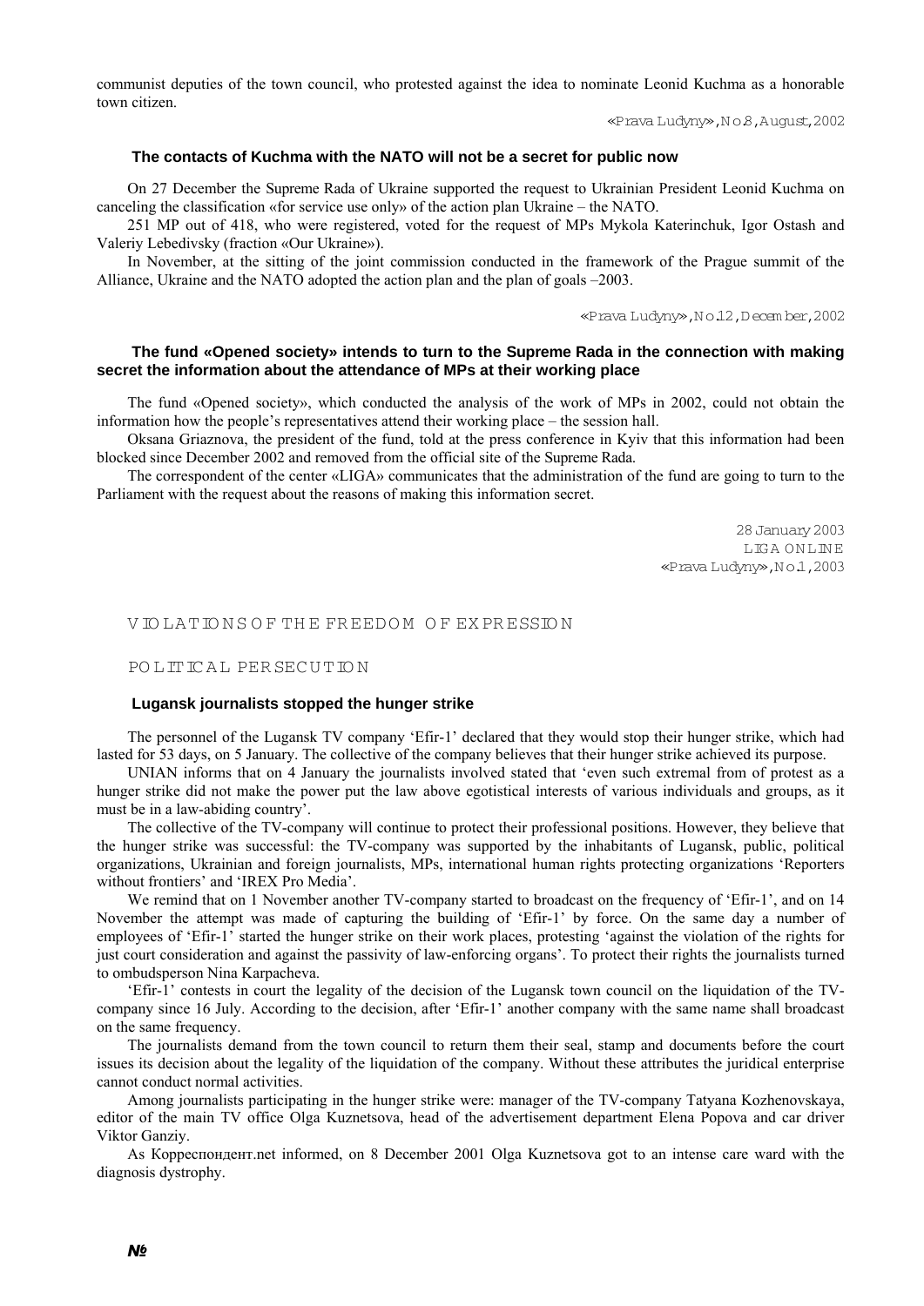communist deputies of the town council, who protested against the idea to nominate Leonid Kuchma as a honorable town citizen.

«Prava Ludyny», No.8, August, 2002

### The contacts of Kuchma with the NATO will not be a secret for public now

On 27 December the Supreme Rada of Ukraine supported the request to Ukrainian President Leonid Kuchma on canceling the classification «for service use only» of the action plan Ukraine – the NATO.

251 MP out of 418, who were registered, voted for the request of MPs Mykola Katerinchuk, Igor Ostash and Valeriy Lebedivsky (fraction «Our Ukraine»).

In November, at the sitting of the joint commission conducted in the framework of the Prague summit of the Alliance, Ukraine and the NATO adopted the action plan and the plan of goals –2003.

«Prava Ludyny», No.12, December, 2002

### The fund «Opened society» intends to turn to the Supreme Rada in the connection with making secret the information about the attendance of MPs at their working place

The fund «Opened society», which conducted the analysis of the work of MPs in 2002, could not obtain the information how the people's representatives attend their working place – the session hall.

Oksana Griaznova, the president of the fund, told at the press conference in Kyiv that this information had been blocked since December 2002 and removed from the official site of the Supreme Rada.

The correspondent of the center «LIGA» communicates that the administration of the fund are going to turn to the Parliament with the request about the reasons of making this information secret.

28 January 2003
LIGA ONLINE
«Prava Ludyny», No.1, 2003

## VIOLATIONS OF THE FREEDOM OF EXPRESSION

## POLITICAL PERSECUTION

### Lugansk journalists stopped the hunger strike

The personnel of the Lugansk TV company 'Efir-1' declared that they would stop their hunger strike, which had lasted for 53 days, on 5 January. The collective of the company believes that their hunger strike achieved its purpose.

UNIAN informs that on 4 January the journalists involved stated that 'even such extremal from of protest as a hunger strike did not make the power put the law above egotistical interests of various individuals and groups, as it must be in a law-abiding country'.

The collective of the TV-company will continue to protect their professional positions. However, they believe that the hunger strike was successful: the TV-company was supported by the inhabitants of Lugansk, public, political organizations, Ukrainian and foreign journalists, MPs, international human rights protecting organizations 'Reporters without frontiers' and 'IREX Pro Media'.

We remind that on 1 November another TV-company started to broadcast on the frequency of 'Efir-1', and on 14 November the attempt was made of capturing the building of 'Efir-1' by force. On the same day a number of employees of 'Efir-1' started the hunger strike on their work places, protesting 'against the violation of the rights for just court consideration and against the passivity of law-enforcing organs'. To protect their rights the journalists turned to ombudsperson Nina Karpacheva.

'Efir-1' contests in court the legality of the decision of the Lugansk town council on the liquidation of the TV-company since 16 July. According to the decision, after 'Efir-1' another company with the same name shall broadcast on the same frequency.

The journalists demand from the town council to return them their seal, stamp and documents before the court issues its decision about the legality of the liquidation of the company. Without these attributes the juridical enterprise cannot conduct normal activities.

Among journalists participating in the hunger strike were: manager of the TV-company Tatyana Kozhenovskaya, editor of the main TV office Olga Kuznetsova, head of the advertisement department Elena Popova and car driver Viktor Ganziy.

As Корреспондент.net informed, on 8 December 2001 Olga Kuznetsova got to an intense care ward with the diagnosis dystrophy.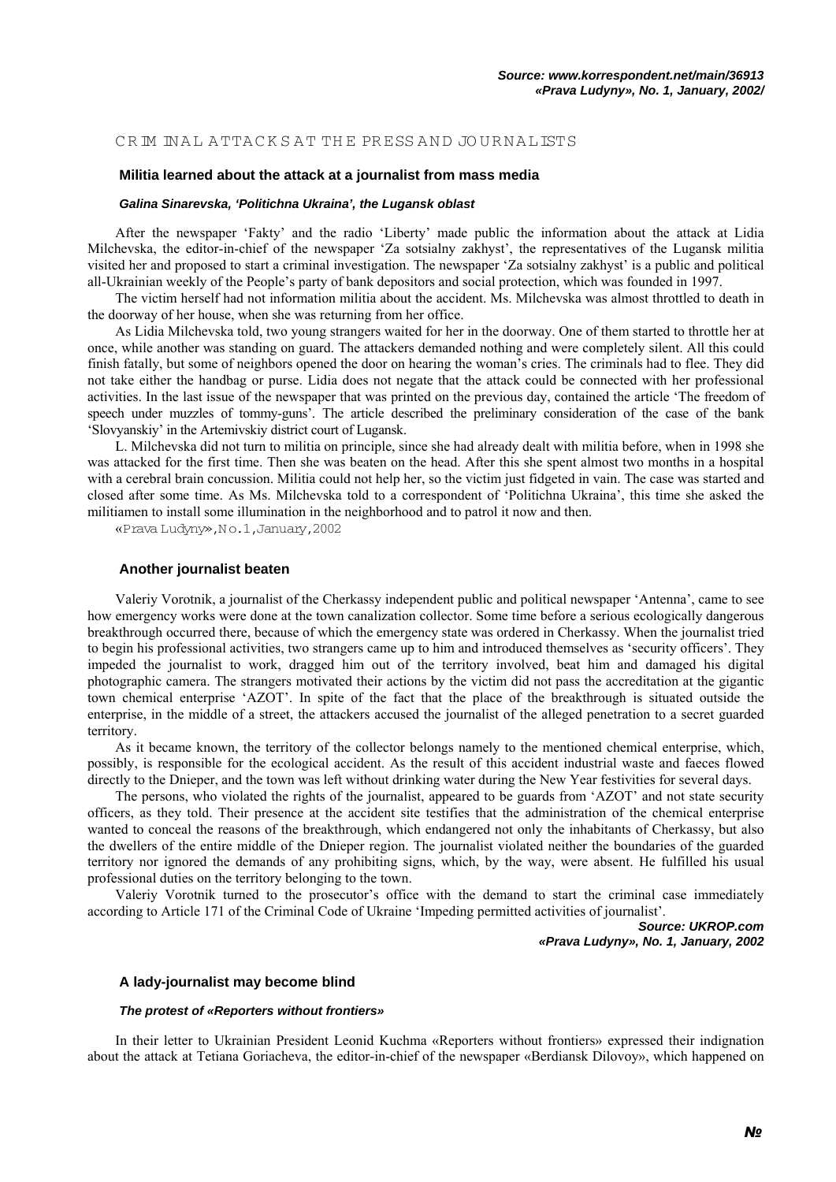***Source: www.korrespondent.net/main/36913***
***«Prava Ludyny», No. 1, January, 2002/***

## CRIMINAL ATTACKS AT THE PRESS AND JOURNALISTS

### Militia learned about the attack at a journalist from mass media

***Galina Sinarevska, 'Politichna Ukraina', the Lugansk oblast***

After the newspaper 'Fakty' and the radio 'Liberty' made public the information about the attack at Lidia Milchevska, the editor-in-chief of the newspaper 'Za sotsialny zakhyst', the representatives of the Lugansk militia visited her and proposed to start a criminal investigation. The newspaper 'Za sotsialny zakhyst' is a public and political all-Ukrainian weekly of the People's party of bank depositors and social protection, which was founded in 1997.

The victim herself had not information militia about the accident. Ms. Milchevska was almost throttled to death in the doorway of her house, when she was returning from her office.

As Lidia Milchevska told, two young strangers waited for her in the doorway. One of them started to throttle her at once, while another was standing on guard. The attackers demanded nothing and were completely silent. All this could finish fatally, but some of neighbors opened the door on hearing the woman's cries. The criminals had to flee. They did not take either the handbag or purse. Lidia does not negate that the attack could be connected with her professional activities. In the last issue of the newspaper that was printed on the previous day, contained the article 'The freedom of speech under muzzles of tommy-guns'. The article described the preliminary consideration of the case of the bank 'Slovyanskiy' in the Artemivskiy district court of Lugansk.

L. Milchevska did not turn to militia on principle, since she had already dealt with militia before, when in 1998 she was attacked for the first time. Then she was beaten on the head. After this she spent almost two months in a hospital with a cerebral brain concussion. Militia could not help her, so the victim just fidgeted in vain. The case was started and closed after some time. As Ms. Milchevska told to a correspondent of 'Politichna Ukraina', this time she asked the militiamen to install some illumination in the neighborhood and to patrol it now and then.

«Prava Ludyny», No. 1, January, 2002

### Another journalist beaten

Valeriy Vorotnik, a journalist of the Cherkassy independent public and political newspaper 'Antenna', came to see how emergency works were done at the town canalization collector. Some time before a serious ecologically dangerous breakthrough occurred there, because of which the emergency state was ordered in Cherkassy. When the journalist tried to begin his professional activities, two strangers came up to him and introduced themselves as 'security officers'. They impeded the journalist to work, dragged him out of the territory involved, beat him and damaged his digital photographic camera. The strangers motivated their actions by the victim did not pass the accreditation at the gigantic town chemical enterprise 'AZOT'. In spite of the fact that the place of the breakthrough is situated outside the enterprise, in the middle of a street, the attackers accused the journalist of the alleged penetration to a secret guarded territory.

As it became known, the territory of the collector belongs namely to the mentioned chemical enterprise, which, possibly, is responsible for the ecological accident. As the result of this accident industrial waste and faeces flowed directly to the Dnieper, and the town was left without drinking water during the New Year festivities for several days.

The persons, who violated the rights of the journalist, appeared to be guards from 'AZOT' and not state security officers, as they told. Their presence at the accident site testifies that the administration of the chemical enterprise wanted to conceal the reasons of the breakthrough, which endangered not only the inhabitants of Cherkassy, but also the dwellers of the entire middle of the Dnieper region. The journalist violated neither the boundaries of the guarded territory nor ignored the demands of any prohibiting signs, which, by the way, were absent. He fulfilled his usual professional duties on the territory belonging to the town.

Valeriy Vorotnik turned to the prosecutor's office with the demand to start the criminal case immediately according to Article 171 of the Criminal Code of Ukraine 'Impeding permitted activities of journalist'.

***Source: UKROP.com***
***«Prava Ludyny», No. 1, January, 2002***

### A lady-journalist may become blind

***The protest of «Reporters without frontiers»***

In their letter to Ukrainian President Leonid Kuchma «Reporters without frontiers» expressed their indignation about the attack at Tetiana Goriacheva, the editor-in-chief of the newspaper «Berdiansk Dilovoy», which happened on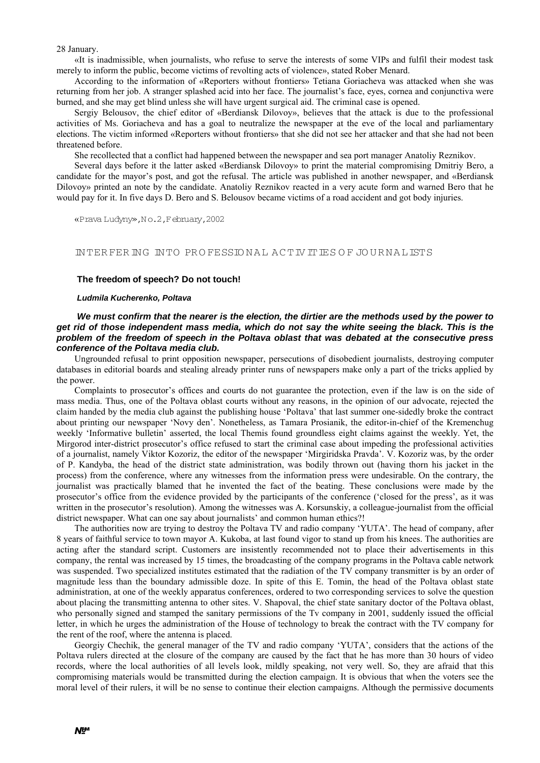28 January.

«It is inadmissible, when journalists, who refuse to serve the interests of some VIPs and fulfil their modest task merely to inform the public, become victims of revolting acts of violence», stated Rober Menard.

According to the information of «Reporters without frontiers» Tetiana Goriacheva was attacked when she was returning from her job. A stranger splashed acid into her face. The journalist's face, eyes, cornea and conjunctiva were burned, and she may get blind unless she will have urgent surgical aid. The criminal case is opened.

Sergiy Belousov, the chief editor of «Berdiansk Dilovoy», believes that the attack is due to the professional activities of Ms. Goriacheva and has a goal to neutralize the newspaper at the eve of the local and parliamentary elections. The victim informed «Reporters without frontiers» that she did not see her attacker and that she had not been threatened before.

She recollected that a conflict had happened between the newspaper and sea port manager Anatoliy Reznikov.

Several days before it the latter asked «Berdiansk Dilovoy» to print the material compromising Dmitriy Bero, a candidate for the mayor's post, and got the refusal. The article was published in another newspaper, and «Berdiansk Dilovoy» printed an note by the candidate. Anatoliy Reznikov reacted in a very acute form and warned Bero that he would pay for it. In five days D. Bero and S. Belousov became victims of a road accident and got body injuries.

«Prava Ludyny», No. 2, February, 2002

## INTERFERING INTO PROFESSIONAL ACTIVITIES OF JOURNALISTS

### The freedom of speech? Do not touch!

***Ludmila Kucherenko, Poltava***

***We must confirm that the nearer is the election, the dirtier are the methods used by the power to get rid of those independent mass media, which do not say the white seeing the black. This is the problem of the freedom of speech in the Poltava oblast that was debated at the consecutive press conference of the Poltava media club.***

Ungrounded refusal to print opposition newspaper, persecutions of disobedient journalists, destroying computer databases in editorial boards and stealing already printer runs of newspapers make only a part of the tricks applied by the power.

Complaints to prosecutor's offices and courts do not guarantee the protection, even if the law is on the side of mass media. Thus, one of the Poltava oblast courts without any reasons, in the opinion of our advocate, rejected the claim handed by the media club against the publishing house 'Poltava' that last summer one-sidedly broke the contract about printing our newspaper 'Novy den'. Nonetheless, as Tamara Prosianik, the editor-in-chief of the Kremenchug weekly 'Informative bulletin' asserted, the local Themis found groundless eight claims against the weekly. Yet, the Mirgorod inter-district prosecutor's office refused to start the criminal case about impeding the professional activities of a journalist, namely Viktor Kozoriz, the editor of the newspaper 'Mirgiridska Pravda'. V. Kozoriz was, by the order of P. Kandyba, the head of the district state administration, was bodily thrown out (having thorn his jacket in the process) from the conference, where any witnesses from the information press were undesirable. On the contrary, the journalist was practically blamed that he invented the fact of the beating. These conclusions were made by the prosecutor's office from the evidence provided by the participants of the conference ('closed for the press', as it was written in the prosecutor's resolution). Among the witnesses was A. Korsunskiy, a colleague-journalist from the official district newspaper. What can one say about journalists' and common human ethics?!

The authorities now are trying to destroy the Poltava TV and radio company 'YUTA'. The head of company, after 8 years of faithful service to town mayor A. Kukoba, at last found vigor to stand up from his knees. The authorities are acting after the standard script. Customers are insistently recommended not to place their advertisements in this company, the rental was increased by 15 times, the broadcasting of the company programs in the Poltava cable network was suspended. Two specialized institutes estimated that the radiation of the TV company transmitter is by an order of magnitude less than the boundary admissible doze. In spite of this E. Tomin, the head of the Poltava oblast state administration, at one of the weekly apparatus conferences, ordered to two corresponding services to solve the question about placing the transmitting antenna to other sites. V. Shapoval, the chief state sanitary doctor of the Poltava oblast, who personally signed and stamped the sanitary permissions of the Tv company in 2001, suddenly issued the official letter, in which he urges the administration of the House of technology to break the contract with the TV company for the rent of the roof, where the antenna is placed.

Georgiy Chechik, the general manager of the TV and radio company 'YUTA', considers that the actions of the Poltava rulers directed at the closure of the company are caused by the fact that he has more than 30 hours of video records, where the local authorities of all levels look, mildly speaking, not very well. So, they are afraid that this compromising materials would be transmitted during the election campaign. It is obvious that when the voters see the moral level of their rulers, it will be no sense to continue their election campaigns. Although the permissive documents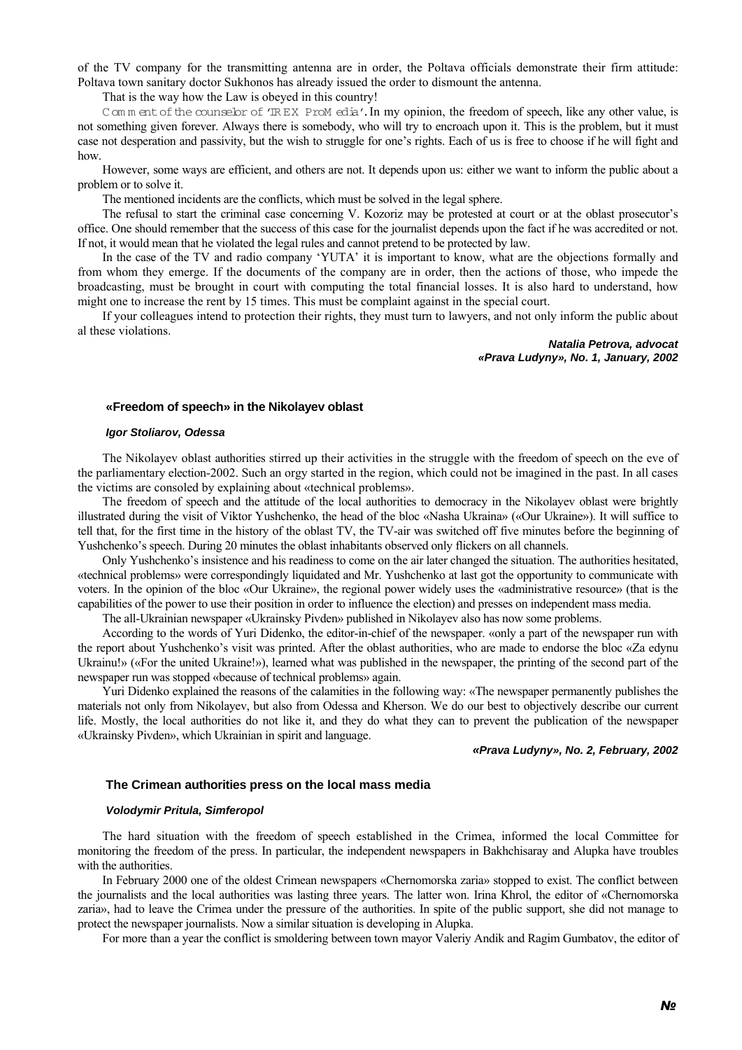of the TV company for the transmitting antenna are in order, the Poltava officials demonstrate their firm attitude: Poltava town sanitary doctor Sukhonos has already issued the order to dismount the antenna.

That is the way how the Law is obeyed in this country!

*Comment of the counselor of 'TREX ProMedia'.* In my opinion, the freedom of speech, like any other value, is not something given forever. Always there is somebody, who will try to encroach upon it. This is the problem, but it must case not desperation and passivity, but the wish to struggle for one's rights. Each of us is free to choose if he will fight and how.

However, some ways are efficient, and others are not. It depends upon us: either we want to inform the public about a problem or to solve it.

The mentioned incidents are the conflicts, which must be solved in the legal sphere.

The refusal to start the criminal case concerning V. Kozoriz may be protested at court or at the oblast prosecutor's office. One should remember that the success of this case for the journalist depends upon the fact if he was accredited or not. If not, it would mean that he violated the legal rules and cannot pretend to be protected by law.

In the case of the TV and radio company 'YUTA' it is important to know, what are the objections formally and from whom they emerge. If the documents of the company are in order, then the actions of those, who impede the broadcasting, must be brought in court with computing the total financial losses. It is also hard to understand, how might one to increase the rent by 15 times. This must be complaint against in the special court.

If your colleagues intend to protection their rights, they must turn to lawyers, and not only inform the public about al these violations.

***Natalia Petrova, advocat***
***«Prava Ludyny», No. 1, January, 2002***

### «Freedom of speech» in the Nikolayev oblast

***Igor Stoliarov, Odessa***

The Nikolayev oblast authorities stirred up their activities in the struggle with the freedom of speech on the eve of the parliamentary election-2002. Such an orgy started in the region, which could not be imagined in the past. In all cases the victims are consoled by explaining about «technical problems».

The freedom of speech and the attitude of the local authorities to democracy in the Nikolayev oblast were brightly illustrated during the visit of Viktor Yushchenko, the head of the bloc «Nasha Ukraina» («Our Ukraine»). It will suffice to tell that, for the first time in the history of the oblast TV, the TV-air was switched off five minutes before the beginning of Yushchenko's speech. During 20 minutes the oblast inhabitants observed only flickers on all channels.

Only Yushchenko's insistence and his readiness to come on the air later changed the situation. The authorities hesitated, «technical problems» were correspondingly liquidated and Mr. Yushchenko at last got the opportunity to communicate with voters. In the opinion of the bloc «Our Ukraine», the regional power widely uses the «administrative resource» (that is the capabilities of the power to use their position in order to influence the election) and presses on independent mass media.

The all-Ukrainian newspaper «Ukrainsky Pivden» published in Nikolayev also has now some problems.

According to the words of Yuri Didenko, the editor-in-chief of the newspaper. «only a part of the newspaper run with the report about Yushchenko's visit was printed. After the oblast authorities, who are made to endorse the bloc «Za edynu Ukrainu!» («For the united Ukraine!»), learned what was published in the newspaper, the printing of the second part of the newspaper run was stopped «because of technical problems» again.

Yuri Didenko explained the reasons of the calamities in the following way: «The newspaper permanently publishes the materials not only from Nikolayev, but also from Odessa and Kherson. We do our best to objectively describe our current life. Mostly, the local authorities do not like it, and they do what they can to prevent the publication of the newspaper «Ukrainsky Pivden», which Ukrainian in spirit and language.

***«Prava Ludyny», No. 2, February, 2002***

### The Crimean authorities press on the local mass media

***Volodymir Pritula, Simferopol***

The hard situation with the freedom of speech established in the Crimea, informed the local Committee for monitoring the freedom of the press. In particular, the independent newspapers in Bakhchisaray and Alupka have troubles with the authorities.

In February 2000 one of the oldest Crimean newspapers «Chernomorska zaria» stopped to exist. The conflict between the journalists and the local authorities was lasting three years. The latter won. Irina Khrol, the editor of «Chernomorska zaria», had to leave the Crimea under the pressure of the authorities. In spite of the public support, she did not manage to protect the newspaper journalists. Now a similar situation is developing in Alupka.

For more than a year the conflict is smoldering between town mayor Valeriy Andik and Ragim Gumbatov, the editor of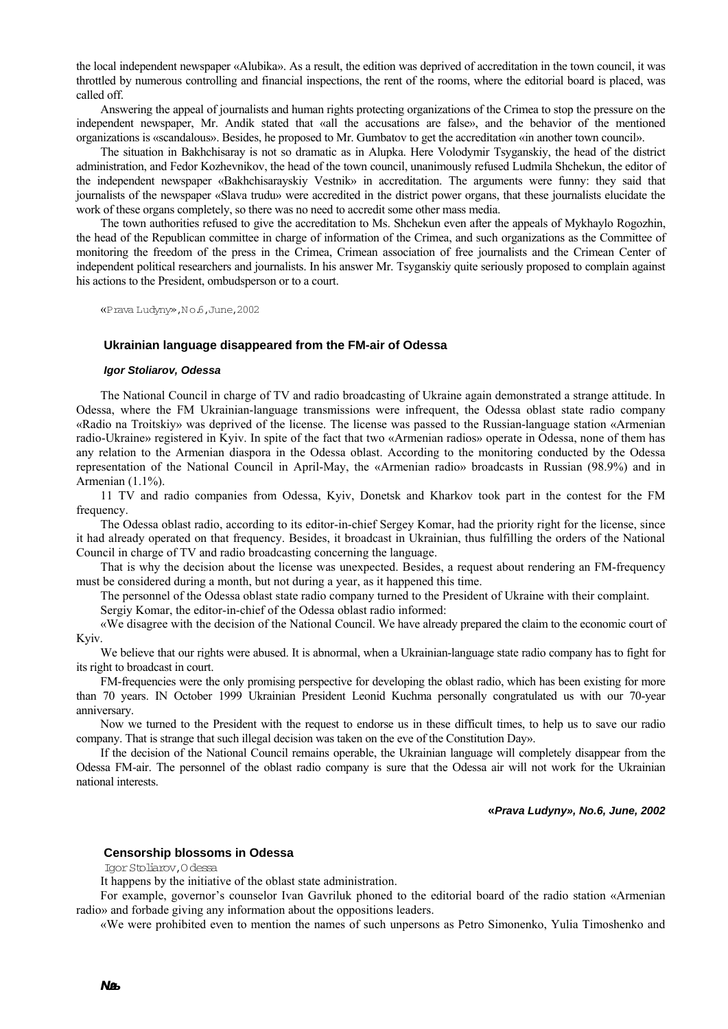the local independent newspaper «Alubika». As a result, the edition was deprived of accreditation in the town council, it was throttled by numerous controlling and financial inspections, the rent of the rooms, where the editorial board is placed, was called off.

Answering the appeal of journalists and human rights protecting organizations of the Crimea to stop the pressure on the independent newspaper, Mr. Andik stated that «all the accusations are false», and the behavior of the mentioned organizations is «scandalous». Besides, he proposed to Mr. Gumbatov to get the accreditation «in another town council».

The situation in Bakhchisaray is not so dramatic as in Alupka. Here Volodymir Tsyganskiy, the head of the district administration, and Fedor Kozhevnikov, the head of the town council, unanimously refused Ludmila Shchekun, the editor of the independent newspaper «Bakhchisarayskiy Vestnik» in accreditation. The arguments were funny: they said that journalists of the newspaper «Slava trudu» were accredited in the district power organs, that these journalists elucidate the work of these organs completely, so there was no need to accredit some other mass media.

The town authorities refused to give the accreditation to Ms. Shchekun even after the appeals of Mykhaylo Rogozhin, the head of the Republican committee in charge of information of the Crimea, and such organizations as the Committee of monitoring the freedom of the press in the Crimea, Crimean association of free journalists and the Crimean Center of independent political researchers and journalists. In his answer Mr. Tsyganskiy quite seriously proposed to complain against his actions to the President, ombudsperson or to a court.

«Prava Ludyny», No.6, June, 2002

## Ukrainian language disappeared from the FM-air of Odessa

***Igor Stoliarov, Odessa***

The National Council in charge of TV and radio broadcasting of Ukraine again demonstrated a strange attitude. In Odessa, where the FM Ukrainian-language transmissions were infrequent, the Odessa oblast state radio company «Radio na Troitskiy» was deprived of the license. The license was passed to the Russian-language station «Armenian radio-Ukraine» registered in Kyiv. In spite of the fact that two «Armenian radios» operate in Odessa, none of them has any relation to the Armenian diaspora in the Odessa oblast. According to the monitoring conducted by the Odessa representation of the National Council in April-May, the «Armenian radio» broadcasts in Russian (98.9%) and in Armenian (1.1%).

11 TV and radio companies from Odessa, Kyiv, Donetsk and Kharkov took part in the contest for the FM frequency.

The Odessa oblast radio, according to its editor-in-chief Sergey Komar, had the priority right for the license, since it had already operated on that frequency. Besides, it broadcast in Ukrainian, thus fulfilling the orders of the National Council in charge of TV and radio broadcasting concerning the language.

That is why the decision about the license was unexpected. Besides, a request about rendering an FM-frequency must be considered during a month, but not during a year, as it happened this time.

The personnel of the Odessa oblast state radio company turned to the President of Ukraine with their complaint.

Sergiy Komar, the editor-in-chief of the Odessa oblast radio informed:

«We disagree with the decision of the National Council. We have already prepared the claim to the economic court of Kyiv.

We believe that our rights were abused. It is abnormal, when a Ukrainian-language state radio company has to fight for its right to broadcast in court.

FM-frequencies were the only promising perspective for developing the oblast radio, which has been existing for more than 70 years. IN October 1999 Ukrainian President Leonid Kuchma personally congratulated us with our 70-year anniversary.

Now we turned to the President with the request to endorse us in these difficult times, to help us to save our radio company. That is strange that such illegal decision was taken on the eve of the Constitution Day».

If the decision of the National Council remains operable, the Ukrainian language will completely disappear from the Odessa FM-air. The personnel of the oblast radio company is sure that the Odessa air will not work for the Ukrainian national interests.

***«Prava Ludyny», No.6, June, 2002***

## Censorship blossoms in Odessa

Igor Stoliarov, Odessa

It happens by the initiative of the oblast state administration.

For example, governor's counselor Ivan Gavriluk phoned to the editorial board of the radio station «Armenian radio» and forbade giving any information about the oppositions leaders.

«We were prohibited even to mention the names of such unpersons as Petro Simonenko, Yulia Timoshenko and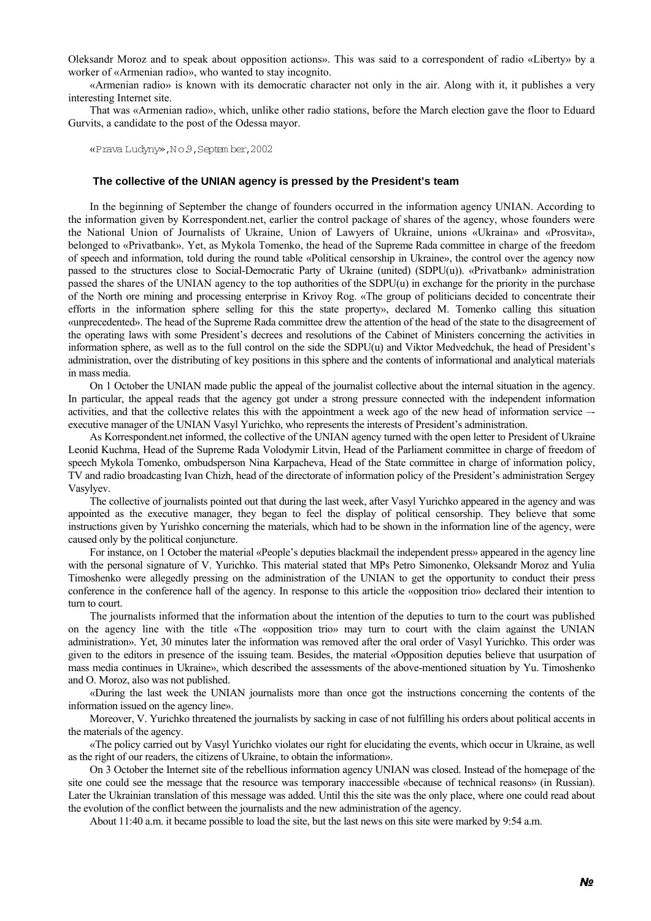Oleksandr Moroz and to speak about opposition actions». This was said to a correspondent of radio «Liberty» by a worker of «Armenian radio», who wanted to stay incognito.

«Armenian radio» is known with its democratic character not only in the air. Along with it, it publishes a very interesting Internet site.

That was «Armenian radio», which, unlike other radio stations, before the March election gave the floor to Eduard Gurvits, a candidate to the post of the Odessa mayor.

«Prava Ludyny», No.9, September, 2002

### The collective of the UNIAN agency is pressed by the President's team

In the beginning of September the change of founders occurred in the information agency UNIAN. According to the information given by Korrespondent.net, earlier the control package of shares of the agency, whose founders were the National Union of Journalists of Ukraine, Union of Lawyers of Ukraine, unions «Ukraina» and «Prosvita», belonged to «Privatbank». Yet, as Mykola Tomenko, the head of the Supreme Rada committee in charge of the freedom of speech and information, told during the round table «Political censorship in Ukraine», the control over the agency now passed to the structures close to Social-Democratic Party of Ukraine (united) (SDPU(u)). «Privatbank» administration passed the shares of the UNIAN agency to the top authorities of the SDPU(u) in exchange for the priority in the purchase of the North ore mining and processing enterprise in Krivoy Rog. «The group of politicians decided to concentrate their efforts in the information sphere selling for this the state property», declared M. Tomenko calling this situation «unprecedented». The head of the Supreme Rada committee drew the attention of the head of the state to the disagreement of the operating laws with some President's decrees and resolutions of the Cabinet of Ministers concerning the activities in information sphere, as well as to the full control on the side the SDPU(u) and Viktor Medvedchuk, the head of President's administration, over the distributing of key positions in this sphere and the contents of informational and analytical materials in mass media.

On 1 October the UNIAN made public the appeal of the journalist collective about the internal situation in the agency. In particular, the appeal reads that the agency got under a strong pressure connected with the independent information activities, and that the collective relates this with the appointment a week ago of the new head of information service — executive manager of the UNIAN Vasyl Yurichko, who represents the interests of President's administration.

As Korrespondent.net informed, the collective of the UNIAN agency turned with the open letter to President of Ukraine Leonid Kuchma, Head of the Supreme Rada Volodymir Litvin, Head of the Parliament committee in charge of freedom of speech Mykola Tomenko, ombudsperson Nina Karpacheva, Head of the State committee in charge of information policy, TV and radio broadcasting Ivan Chizh, head of the directorate of information policy of the President's administration Sergey Vasylyev.

The collective of journalists pointed out that during the last week, after Vasyl Yurichko appeared in the agency and was appointed as the executive manager, they began to feel the display of political censorship. They believe that some instructions given by Yurishko concerning the materials, which had to be shown in the information line of the agency, were caused only by the political conjuncture.

For instance, on 1 October the material «People's deputies blackmail the independent press» appeared in the agency line with the personal signature of V. Yurichko. This material stated that MPs Petro Simonenko, Oleksandr Moroz and Yulia Timoshenko were allegedly pressing on the administration of the UNIAN to get the opportunity to conduct their press conference in the conference hall of the agency. In response to this article the «opposition trio» declared their intention to turn to court.

The journalists informed that the information about the intention of the deputies to turn to the court was published on the agency line with the title «The «opposition trio» may turn to court with the claim against the UNIAN administration». Yet, 30 minutes later the information was removed after the oral order of Vasyl Yurichko. This order was given to the editors in presence of the issuing team. Besides, the material «Opposition deputies believe that usurpation of mass media continues in Ukraine», which described the assessments of the above-mentioned situation by Yu. Timoshenko and O. Moroz, also was not published.

«During the last week the UNIAN journalists more than once got the instructions concerning the contents of the information issued on the agency line».

Moreover, V. Yurichko threatened the journalists by sacking in case of not fulfilling his orders about political accents in the materials of the agency.

«The policy carried out by Vasyl Yurichko violates our right for elucidating the events, which occur in Ukraine, as well as the right of our readers, the citizens of Ukraine, to obtain the information».

On 3 October the Internet site of the rebellious information agency UNIAN was closed. Instead of the homepage of the site one could see the message that the resource was temporary inaccessible «because of technical reasons» (in Russian). Later the Ukrainian translation of this message was added. Until this the site was the only place, where one could read about the evolution of the conflict between the journalists and the new administration of the agency.

About 11:40 a.m. it became possible to load the site, but the last news on this site were marked by 9:54 a.m.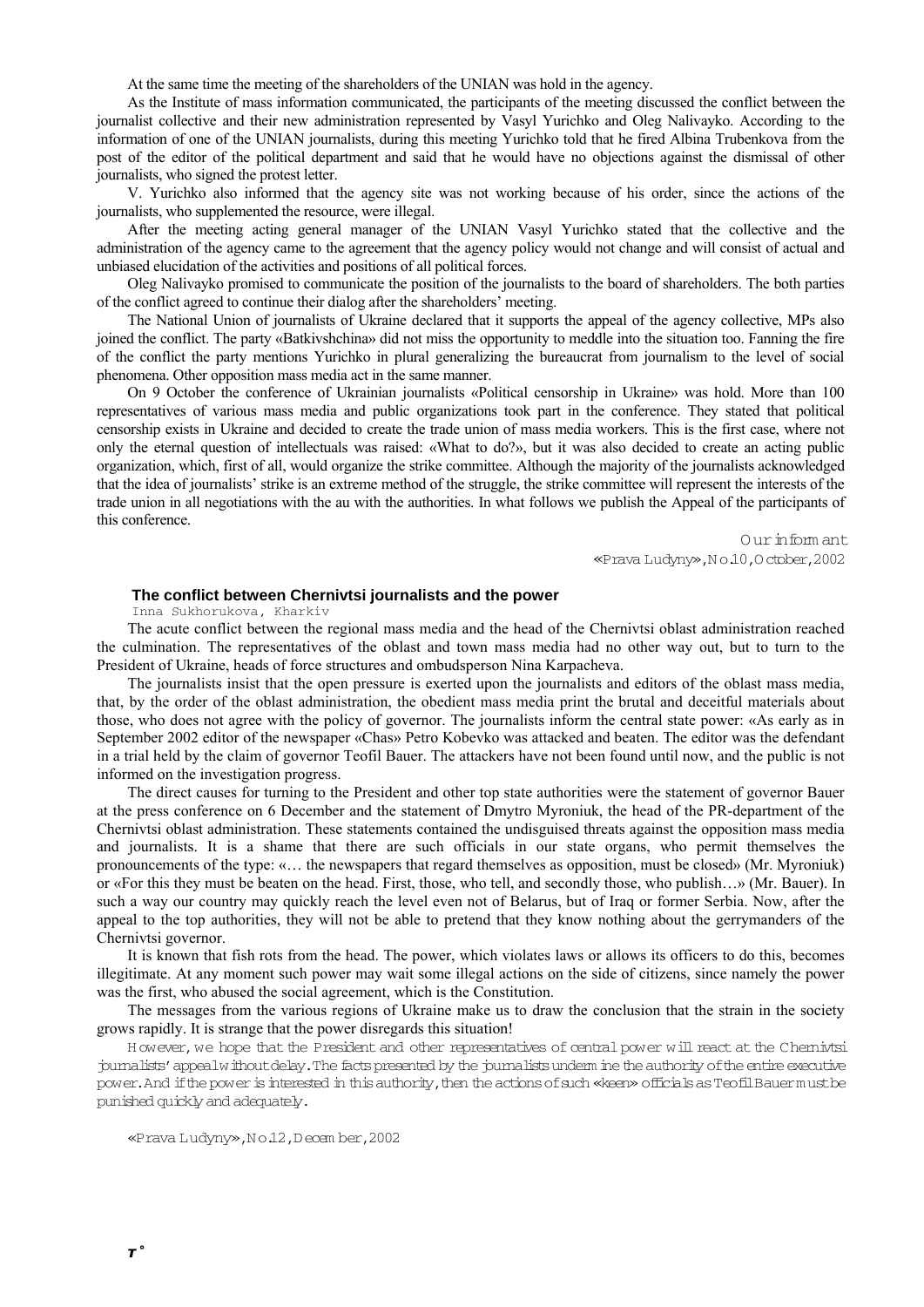At the same time the meeting of the shareholders of the UNIAN was hold in the agency.

As the Institute of mass information communicated, the participants of the meeting discussed the conflict between the journalist collective and their new administration represented by Vasyl Yurichko and Oleg Nalivayko. According to the information of one of the UNIAN journalists, during this meeting Yurichko told that he fired Albina Trubenkova from the post of the editor of the political department and said that he would have no objections against the dismissal of other journalists, who signed the protest letter.

V. Yurichko also informed that the agency site was not working because of his order, since the actions of the journalists, who supplemented the resource, were illegal.

After the meeting acting general manager of the UNIAN Vasyl Yurichko stated that the collective and the administration of the agency came to the agreement that the agency policy would not change and will consist of actual and unbiased elucidation of the activities and positions of all political forces.

Oleg Nalivayko promised to communicate the position of the journalists to the board of shareholders. The both parties of the conflict agreed to continue their dialog after the shareholders' meeting.

The National Union of journalists of Ukraine declared that it supports the appeal of the agency collective, MPs also joined the conflict. The party «Batkivshchina» did not miss the opportunity to meddle into the situation too. Fanning the fire of the conflict the party mentions Yurichko in plural generalizing the bureaucrat from journalism to the level of social phenomena. Other opposition mass media act in the same manner.

On 9 October the conference of Ukrainian journalists «Political censorship in Ukraine» was hold. More than 100 representatives of various mass media and public organizations took part in the conference. They stated that political censorship exists in Ukraine and decided to create the trade union of mass media workers. This is the first case, where not only the eternal question of intellectuals was raised: «What to do?», but it was also decided to create an acting public organization, which, first of all, would organize the strike committee. Although the majority of the journalists acknowledged that the idea of journalists' strike is an extreme method of the struggle, the strike committee will represent the interests of the trade union in all negotiations with the au with the authorities. In what follows we publish the Appeal of the participants of this conference.

Our informant
«Prava Ludyny», No.10, October, 2002

### The conflict between Chernivtsi journalists and the power

Inna Sukhorukova, Kharkiv

The acute conflict between the regional mass media and the head of the Chernivtsi oblast administration reached the culmination. The representatives of the oblast and town mass media had no other way out, but to turn to the President of Ukraine, heads of force structures and ombudsperson Nina Karpacheva.

The journalists insist that the open pressure is exerted upon the journalists and editors of the oblast mass media, that, by the order of the oblast administration, the obedient mass media print the brutal and deceitful materials about those, who does not agree with the policy of governor. The journalists inform the central state power: «As early as in September 2002 editor of the newspaper «Chas» Petro Kobevko was attacked and beaten. The editor was the defendant in a trial held by the claim of governor Teofil Bauer. The attackers have not been found until now, and the public is not informed on the investigation progress.

The direct causes for turning to the President and other top state authorities were the statement of governor Bauer at the press conference on 6 December and the statement of Dmytro Myroniuk, the head of the PR-department of the Chernivtsi oblast administration. These statements contained the undisguised threats against the opposition mass media and journalists. It is a shame that there are such officials in our state organs, who permit themselves the pronouncements of the type: «… the newspapers that regard themselves as opposition, must be closed» (Mr. Myroniuk) or «For this they must be beaten on the head. First, those, who tell, and secondly those, who publish…» (Mr. Bauer). In such a way our country may quickly reach the level even not of Belarus, but of Iraq or former Serbia. Now, after the appeal to the top authorities, they will not be able to pretend that they know nothing about the gerrymanders of the Chernivtsi governor.

It is known that fish rots from the head. The power, which violates laws or allows its officers to do this, becomes illegitimate. At any moment such power may wait some illegal actions on the side of citizens, since namely the power was the first, who abused the social agreement, which is the Constitution.

The messages from the various regions of Ukraine make us to draw the conclusion that the strain in the society grows rapidly. It is strange that the power disregards this situation!

However, we hope that the President and other representatives of central power will react at the Chernivtsi journalists' appeal without delay. The facts presented by the journalists undermine the authority of the entire executive power. And if the power is interested in this authority, then the actions of such «keen» officials as Teofil Bauer must be punished quickly and adequately.

«Prava Ludyny», No.12, December, 2002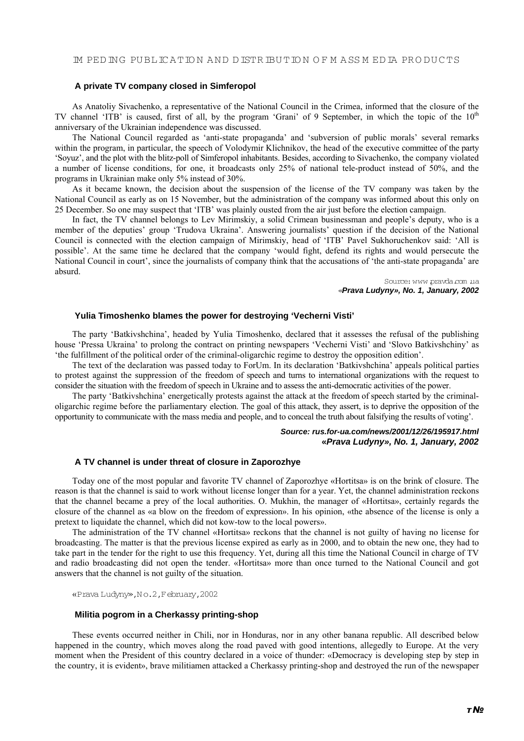IMPEDING PUBLICATION AND DISTRIBUTION OF MASS MEDIA PRODUCTS

### A private TV company closed in Simferopol

As Anatoliy Sivachenko, a representative of the National Council in the Crimea, informed that the closure of the TV channel 'ITB' is caused, first of all, by the program 'Grani' of 9 September, in which the topic of the 10th anniversary of the Ukrainian independence was discussed.

The National Council regarded as 'anti-state propaganda' and 'subversion of public morals' several remarks within the program, in particular, the speech of Volodymir Klichnikov, the head of the executive committee of the party 'Soyuz', and the plot with the blitz-poll of Simferopol inhabitants. Besides, according to Sivachenko, the company violated a number of license conditions, for one, it broadcasts only 25% of national tele-product instead of 50%, and the programs in Ukrainian make only 5% instead of 30%.

As it became known, the decision about the suspension of the license of the TV company was taken by the National Council as early as on 15 November, but the administration of the company was informed about this only on 25 December. So one may suspect that 'ITB' was plainly ousted from the air just before the election campaign.

In fact, the TV channel belongs to Lev Mirimskiy, a solid Crimean businessman and people's deputy, who is a member of the deputies' group 'Trudova Ukraina'. Answering journalists' question if the decision of the National Council is connected with the election campaign of Mirimskiy, head of 'ITB' Pavel Sukhoruchenkov said: 'All is possible'. At the same time he declared that the company 'would fight, defend its rights and would persecute the National Council in court', since the journalists of company think that the accusations of 'the anti-state propaganda' are absurd.

Source: www.pravda.com.ua
*«Prava Ludyny», No. 1, January, 2002*

### Yulia Timoshenko blames the power for destroying 'Vecherni Visti'

The party 'Batkivshchina', headed by Yulia Timoshenko, declared that it assesses the refusal of the publishing house 'Pressa Ukraina' to prolong the contract on printing newspapers 'Vecherni Visti' and 'Slovo Batkivshchiny' as 'the fulfillment of the political order of the criminal-oligarchic regime to destroy the opposition edition'.

The text of the declaration was passed today to ForUm. In its declaration 'Batkivshchina' appeals political parties to protest against the suppression of the freedom of speech and turns to international organizations with the request to consider the situation with the freedom of speech in Ukraine and to assess the anti-democratic activities of the power.

The party 'Batkivshchina' energetically protests against the attack at the freedom of speech started by the criminal-oligarchic regime before the parliamentary election. The goal of this attack, they assert, is to deprive the opposition of the opportunity to communicate with the mass media and people, and to conceal the truth about falsifying the results of voting'.

***Source: rus.for-ua.com/news/2001/12/26/195917.html***
***«Prava Ludyny», No. 1, January, 2002***

### A TV channel is under threat of closure in Zaporozhye

Today one of the most popular and favorite TV channel of Zaporozhye «Hortitsa» is on the brink of closure. The reason is that the channel is said to work without license longer than for a year. Yet, the channel administration reckons that the channel became a prey of the local authorities. O. Mukhin, the manager of «Hortitsa», certainly regards the closure of the channel as «a blow on the freedom of expression». In his opinion, «the absence of the license is only a pretext to liquidate the channel, which did not kow-tow to the local powers».

The administration of the TV channel «Hortitsa» reckons that the channel is not guilty of having no license for broadcasting. The matter is that the previous license expired as early as in 2000, and to obtain the new one, they had to take part in the tender for the right to use this frequency. Yet, during all this time the National Council in charge of TV and radio broadcasting did not open the tender. «Hortitsa» more than once turned to the National Council and got answers that the channel is not guilty of the situation.

«Prava Ludyny», No.2, February, 2002

### Militia pogrom in a Cherkassy printing-shop

These events occurred neither in Chili, nor in Honduras, nor in any other banana republic. All described below happened in the country, which moves along the road paved with good intentions, allegedly to Europe. At the very moment when the President of this country declared in a voice of thunder: «Democracy is developing step by step in the country, it is evident», brave militiamen attacked a Cherkassy printing-shop and destroyed the run of the newspaper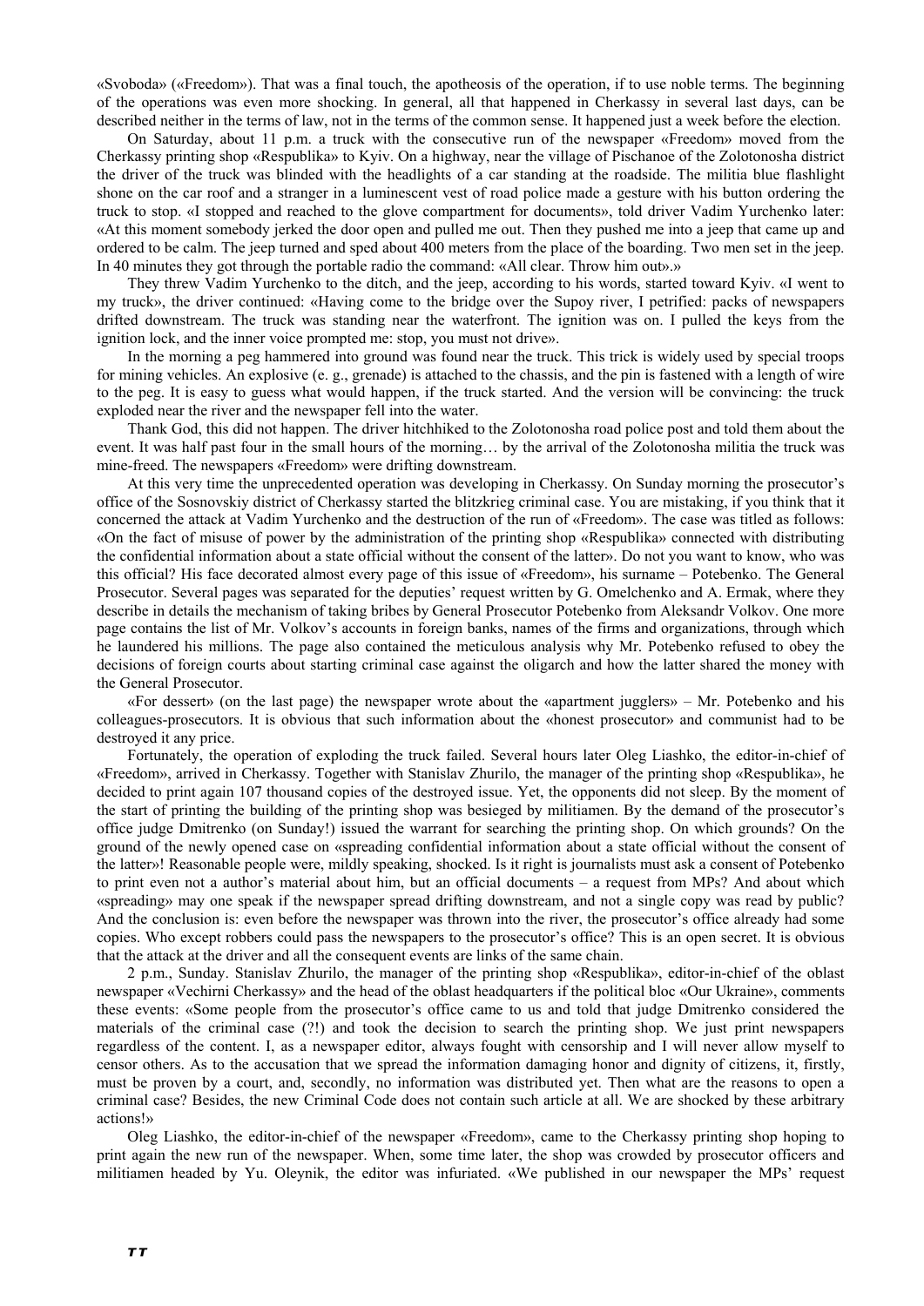«Svoboda» («Freedom»). That was a final touch, the apotheosis of the operation, if to use noble terms. The beginning of the operations was even more shocking. In general, all that happened in Cherkassy in several last days, can be described neither in the terms of law, not in the terms of the common sense. It happened just a week before the election.

On Saturday, about 11 p.m. a truck with the consecutive run of the newspaper «Freedom» moved from the Cherkassy printing shop «Respublika» to Kyiv. On a highway, near the village of Pischanoe of the Zolotonosha district the driver of the truck was blinded with the headlights of a car standing at the roadside. The militia blue flashlight shone on the car roof and a stranger in a luminescent vest of road police made a gesture with his button ordering the truck to stop. «I stopped and reached to the glove compartment for documents», told driver Vadim Yurchenko later: «At this moment somebody jerked the door open and pulled me out. Then they pushed me into a jeep that came up and ordered to be calm. The jeep turned and sped about 400 meters from the place of the boarding. Two men set in the jeep. In 40 minutes they got through the portable radio the command: «All clear. Throw him out».»

They threw Vadim Yurchenko to the ditch, and the jeep, according to his words, started toward Kyiv. «I went to my truck», the driver continued: «Having come to the bridge over the Supoy river, I petrified: packs of newspapers drifted downstream. The truck was standing near the waterfront. The ignition was on. I pulled the keys from the ignition lock, and the inner voice prompted me: stop, you must not drive».

In the morning a peg hammered into ground was found near the truck. This trick is widely used by special troops for mining vehicles. An explosive (e. g., grenade) is attached to the chassis, and the pin is fastened with a length of wire to the peg. It is easy to guess what would happen, if the truck started. And the version will be convincing: the truck exploded near the river and the newspaper fell into the water.

Thank God, this did not happen. The driver hitchhiked to the Zolotonosha road police post and told them about the event. It was half past four in the small hours of the morning… by the arrival of the Zolotonosha militia the truck was mine-freed. The newspapers «Freedom» were drifting downstream.

At this very time the unprecedented operation was developing in Cherkassy. On Sunday morning the prosecutor's office of the Sosnovskiy district of Cherkassy started the blitzkrieg criminal case. You are mistaking, if you think that it concerned the attack at Vadim Yurchenko and the destruction of the run of «Freedom». The case was titled as follows: «On the fact of misuse of power by the administration of the printing shop «Respublika» connected with distributing the confidential information about a state official without the consent of the latter». Do not you want to know, who was this official? His face decorated almost every page of this issue of «Freedom», his surname – Potebenko. The General Prosecutor. Several pages was separated for the deputies' request written by G. Omelchenko and A. Ermak, where they describe in details the mechanism of taking bribes by General Prosecutor Potebenko from Aleksandr Volkov. One more page contains the list of Mr. Volkov's accounts in foreign banks, names of the firms and organizations, through which he laundered his millions. The page also contained the meticulous analysis why Mr. Potebenko refused to obey the decisions of foreign courts about starting criminal case against the oligarch and how the latter shared the money with the General Prosecutor.

«For dessert» (on the last page) the newspaper wrote about the «apartment jugglers» – Mr. Potebenko and his colleagues-prosecutors. It is obvious that such information about the «honest prosecutor» and communist had to be destroyed it any price.

Fortunately, the operation of exploding the truck failed. Several hours later Oleg Liashko, the editor-in-chief of «Freedom», arrived in Cherkassy. Together with Stanislav Zhurilo, the manager of the printing shop «Respublika», he decided to print again 107 thousand copies of the destroyed issue. Yet, the opponents did not sleep. By the moment of the start of printing the building of the printing shop was besieged by militiamen. By the demand of the prosecutor's office judge Dmitrenko (on Sunday!) issued the warrant for searching the printing shop. On which grounds? On the ground of the newly opened case on «spreading confidential information about a state official without the consent of the latter»! Reasonable people were, mildly speaking, shocked. Is it right is journalists must ask a consent of Potebenko to print even not a author's material about him, but an official documents – a request from MPs? And about which «spreading» may one speak if the newspaper spread drifting downstream, and not a single copy was read by public? And the conclusion is: even before the newspaper was thrown into the river, the prosecutor's office already had some copies. Who except robbers could pass the newspapers to the prosecutor's office? This is an open secret. It is obvious that the attack at the driver and all the consequent events are links of the same chain.

2 p.m., Sunday. Stanislav Zhurilo, the manager of the printing shop «Respublika», editor-in-chief of the oblast newspaper «Vechirni Cherkassy» and the head of the oblast headquarters if the political bloc «Our Ukraine», comments these events: «Some people from the prosecutor's office came to us and told that judge Dmitrenko considered the materials of the criminal case (?!) and took the decision to search the printing shop. We just print newspapers regardless of the content. I, as a newspaper editor, always fought with censorship and I will never allow myself to censor others. As to the accusation that we spread the information damaging honor and dignity of citizens, it, firstly, must be proven by a court, and, secondly, no information was distributed yet. Then what are the reasons to open a criminal case? Besides, the new Criminal Code does not contain such article at all. We are shocked by these arbitrary actions!»

Oleg Liashko, the editor-in-chief of the newspaper «Freedom», came to the Cherkassy printing shop hoping to print again the new run of the newspaper. When, some time later, the shop was crowded by prosecutor officers and militiamen headed by Yu. Oleynik, the editor was infuriated. «We published in our newspaper the MPs' request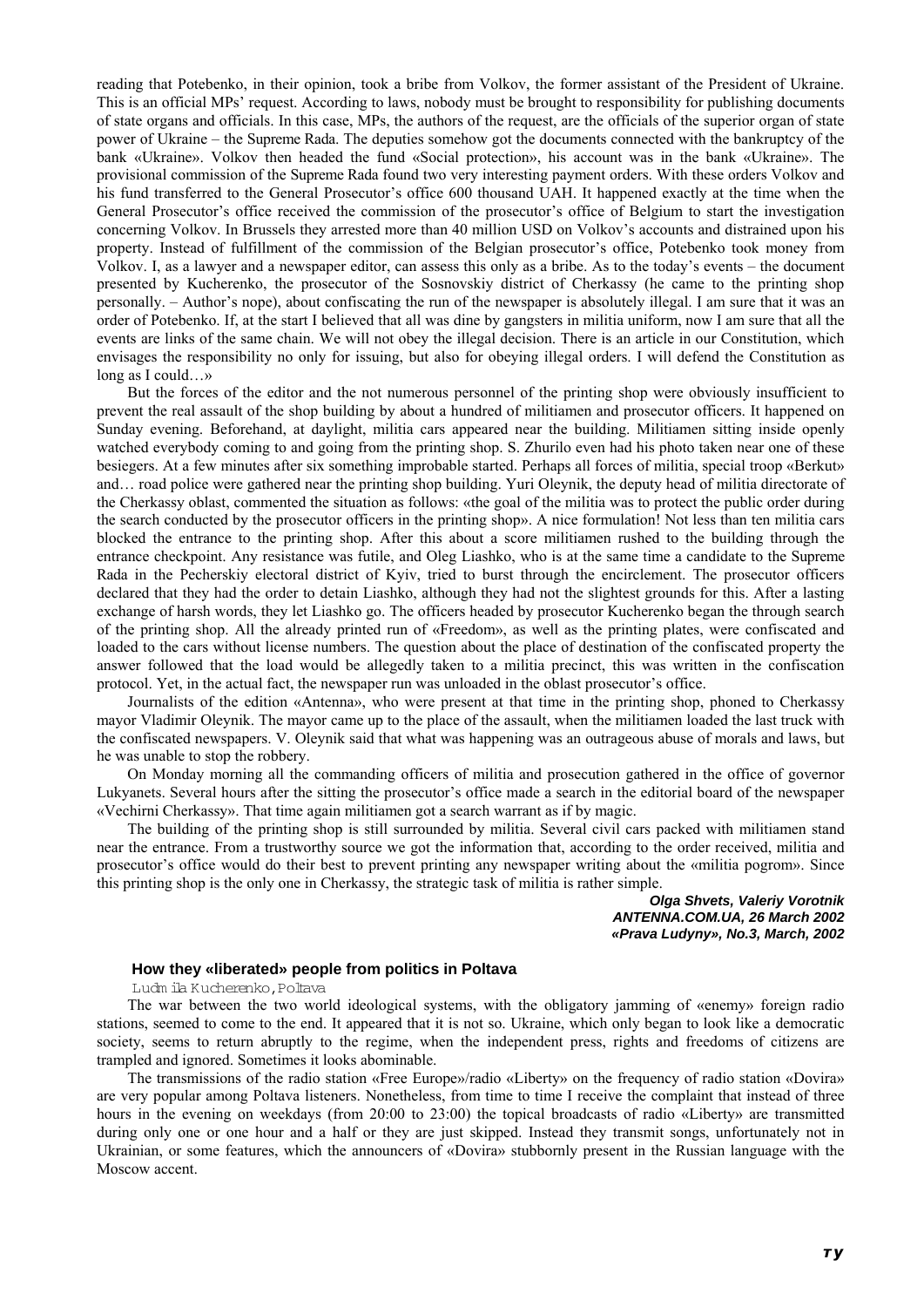reading that Potebenko, in their opinion, took a bribe from Volkov, the former assistant of the President of Ukraine. This is an official MPs' request. According to laws, nobody must be brought to responsibility for publishing documents of state organs and officials. In this case, MPs, the authors of the request, are the officials of the superior organ of state power of Ukraine – the Supreme Rada. The deputies somehow got the documents connected with the bankruptcy of the bank «Ukraine». Volkov then headed the fund «Social protection», his account was in the bank «Ukraine». The provisional commission of the Supreme Rada found two very interesting payment orders. With these orders Volkov and his fund transferred to the General Prosecutor's office 600 thousand UAH. It happened exactly at the time when the General Prosecutor's office received the commission of the prosecutor's office of Belgium to start the investigation concerning Volkov. In Brussels they arrested more than 40 million USD on Volkov's accounts and distrained upon his property. Instead of fulfillment of the commission of the Belgian prosecutor's office, Potebenko took money from Volkov. I, as a lawyer and a newspaper editor, can assess this only as a bribe. As to the today's events – the document presented by Kucherenko, the prosecutor of the Sosnovskiy district of Cherkassy (he came to the printing shop personally. – Author's nope), about confiscating the run of the newspaper is absolutely illegal. I am sure that it was an order of Potebenko. If, at the start I believed that all was dine by gangsters in militia uniform, now I am sure that all the events are links of the same chain. We will not obey the illegal decision. There is an article in our Constitution, which envisages the responsibility no only for issuing, but also for obeying illegal orders. I will defend the Constitution as long as I could…»

But the forces of the editor and the not numerous personnel of the printing shop were obviously insufficient to prevent the real assault of the shop building by about a hundred of militiamen and prosecutor officers. It happened on Sunday evening. Beforehand, at daylight, militia cars appeared near the building. Militiamen sitting inside openly watched everybody coming to and going from the printing shop. S. Zhurilo even had his photo taken near one of these besiegers. At a few minutes after six something improbable started. Perhaps all forces of militia, special troop «Berkut» and… road police were gathered near the printing shop building. Yuri Oleynik, the deputy head of militia directorate of the Cherkassy oblast, commented the situation as follows: «the goal of the militia was to protect the public order during the search conducted by the prosecutor officers in the printing shop». A nice formulation! Not less than ten militia cars blocked the entrance to the printing shop. After this about a score militiamen rushed to the building through the entrance checkpoint. Any resistance was futile, and Oleg Liashko, who is at the same time a candidate to the Supreme Rada in the Pecherskiy electoral district of Kyiv, tried to burst through the encirclement. The prosecutor officers declared that they had the order to detain Liashko, although they had not the slightest grounds for this. After a lasting exchange of harsh words, they let Liashko go. The officers headed by prosecutor Kucherenko began the through search of the printing shop. All the already printed run of «Freedom», as well as the printing plates, were confiscated and loaded to the cars without license numbers. The question about the place of destination of the confiscated property the answer followed that the load would be allegedly taken to a militia precinct, this was written in the confiscation protocol. Yet, in the actual fact, the newspaper run was unloaded in the oblast prosecutor's office.

Journalists of the edition «Antenna», who were present at that time in the printing shop, phoned to Cherkassy mayor Vladimir Oleynik. The mayor came up to the place of the assault, when the militiamen loaded the last truck with the confiscated newspapers. V. Oleynik said that what was happening was an outrageous abuse of morals and laws, but he was unable to stop the robbery.

On Monday morning all the commanding officers of militia and prosecution gathered in the office of governor Lukyanets. Several hours after the sitting the prosecutor's office made a search in the editorial board of the newspaper «Vechirni Cherkassy». That time again militiamen got a search warrant as if by magic.

The building of the printing shop is still surrounded by militia. Several civil cars packed with militiamen stand near the entrance. From a trustworthy source we got the information that, according to the order received, militia and prosecutor's office would do their best to prevent printing any newspaper writing about the «militia pogrom». Since this printing shop is the only one in Cherkassy, the strategic task of militia is rather simple.

***Olga Shvets, Valeriy Vorotnik***
***ANTENNA.COM.UA, 26 March 2002***
***«Prava Ludyny», No.3, March, 2002***

### How they «liberated» people from politics in Poltava

Ludmila Kucherenko, Poltava

The war between the two world ideological systems, with the obligatory jamming of «enemy» foreign radio stations, seemed to come to the end. It appeared that it is not so. Ukraine, which only began to look like a democratic society, seems to return abruptly to the regime, when the independent press, rights and freedoms of citizens are trampled and ignored. Sometimes it looks abominable.

The transmissions of the radio station «Free Europe»/radio «Liberty» on the frequency of radio station «Dovira» are very popular among Poltava listeners. Nonetheless, from time to time I receive the complaint that instead of three hours in the evening on weekdays (from 20:00 to 23:00) the topical broadcasts of radio «Liberty» are transmitted during only one or one hour and a half or they are just skipped. Instead they transmit songs, unfortunately not in Ukrainian, or some features, which the announcers of «Dovira» stubbornly present in the Russian language with the Moscow accent.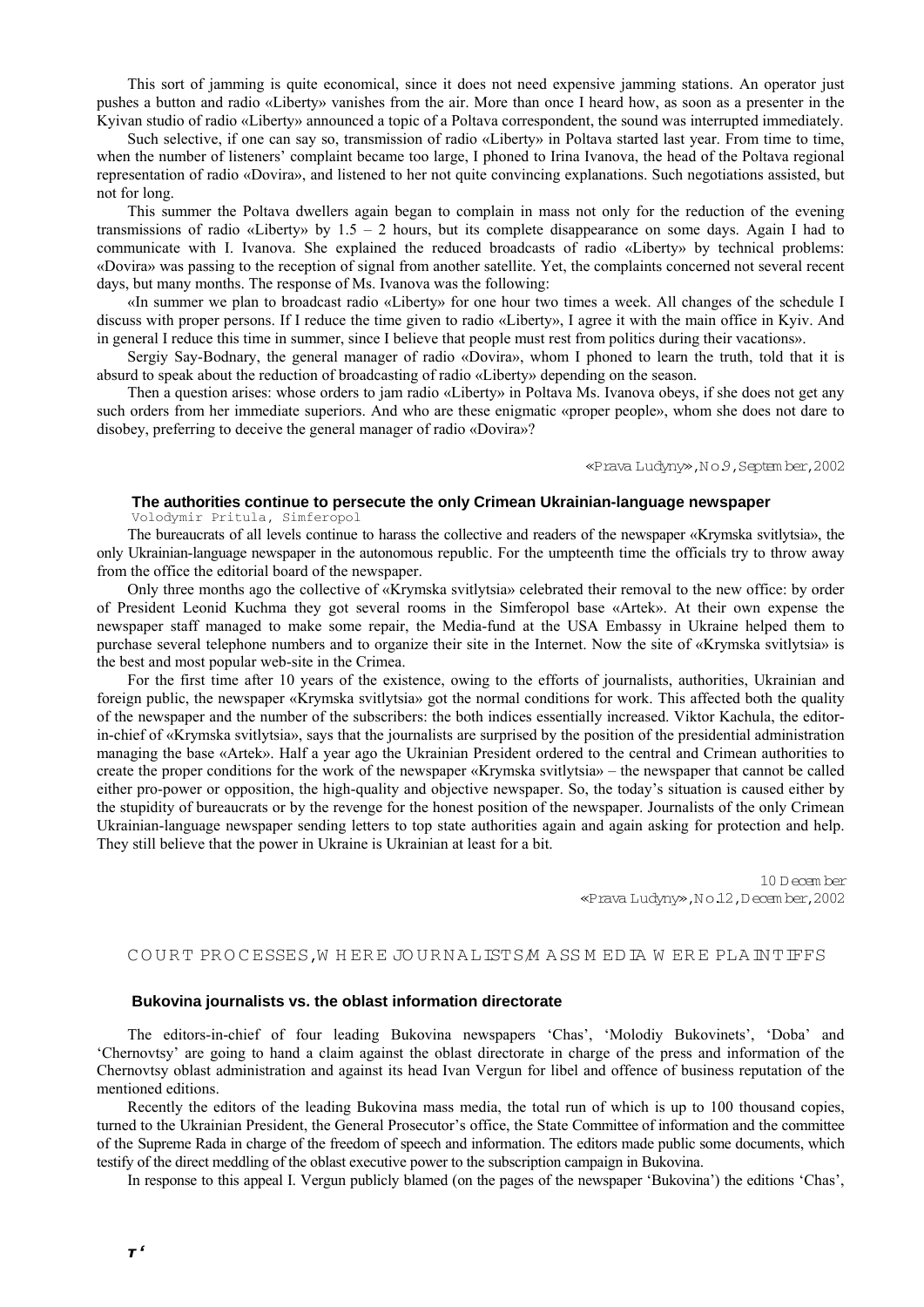This sort of jamming is quite economical, since it does not need expensive jamming stations. An operator just pushes a button and radio «Liberty» vanishes from the air. More than once I heard how, as soon as a presenter in the Kyivan studio of radio «Liberty» announced a topic of a Poltava correspondent, the sound was interrupted immediately.

Such selective, if one can say so, transmission of radio «Liberty» in Poltava started last year. From time to time, when the number of listeners' complaint became too large, I phoned to Irina Ivanova, the head of the Poltava regional representation of radio «Dovira», and listened to her not quite convincing explanations. Such negotiations assisted, but not for long.

This summer the Poltava dwellers again began to complain in mass not only for the reduction of the evening transmissions of radio «Liberty» by 1.5 – 2 hours, but its complete disappearance on some days. Again I had to communicate with I. Ivanova. She explained the reduced broadcasts of radio «Liberty» by technical problems: «Dovira» was passing to the reception of signal from another satellite. Yet, the complaints concerned not several recent days, but many months. The response of Ms. Ivanova was the following:

«In summer we plan to broadcast radio «Liberty» for one hour two times a week. All changes of the schedule I discuss with proper persons. If I reduce the time given to radio «Liberty», I agree it with the main office in Kyiv. And in general I reduce this time in summer, since I believe that people must rest from politics during their vacations».

Sergiy Say-Bodnary, the general manager of radio «Dovira», whom I phoned to learn the truth, told that it is absurd to speak about the reduction of broadcasting of radio «Liberty» depending on the season.

Then a question arises: whose orders to jam radio «Liberty» in Poltava Ms. Ivanova obeys, if she does not get any such orders from her immediate superiors. And who are these enigmatic «proper people», whom she does not dare to disobey, preferring to deceive the general manager of radio «Dovira»?

«Prava Ludyny», No.9, September, 2002

### The authorities continue to persecute the only Crimean Ukrainian-language newspaper

Volodymir Pritula, Simferopol

The bureaucrats of all levels continue to harass the collective and readers of the newspaper «Krymska svitlytsia», the only Ukrainian-language newspaper in the autonomous republic. For the umpteenth time the officials try to throw away from the office the editorial board of the newspaper.

Only three months ago the collective of «Krymska svitlytsia» celebrated their removal to the new office: by order of President Leonid Kuchma they got several rooms in the Simferopol base «Artek». At their own expense the newspaper staff managed to make some repair, the Media-fund at the USA Embassy in Ukraine helped them to purchase several telephone numbers and to organize their site in the Internet. Now the site of «Krymska svitlytsia» is the best and most popular web-site in the Crimea.

For the first time after 10 years of the existence, owing to the efforts of journalists, authorities, Ukrainian and foreign public, the newspaper «Krymska svitlytsia» got the normal conditions for work. This affected both the quality of the newspaper and the number of the subscribers: the both indices essentially increased. Viktor Kachula, the editor-in-chief of «Krymska svitlytsia», says that the journalists are surprised by the position of the presidential administration managing the base «Artek». Half a year ago the Ukrainian President ordered to the central and Crimean authorities to create the proper conditions for the work of the newspaper «Krymska svitlytsia» – the newspaper that cannot be called either pro-power or opposition, the high-quality and objective newspaper. So, the today's situation is caused either by the stupidity of bureaucrats or by the revenge for the honest position of the newspaper. Journalists of the only Crimean Ukrainian-language newspaper sending letters to top state authorities again and again asking for protection and help. They still believe that the power in Ukraine is Ukrainian at least for a bit.

10 December
«Prava Ludyny», No.12, December, 2002

## COURT PROCESSES, WHERE JOURNALISTS/MASS MEDIA WERE PLAINTIFFS

### Bukovina journalists vs. the oblast information directorate

The editors-in-chief of four leading Bukovina newspapers 'Chas', 'Molodiy Bukovinets', 'Doba' and 'Chernovtsy' are going to hand a claim against the oblast directorate in charge of the press and information of the Chernovtsy oblast administration and against its head Ivan Vergun for libel and offence of business reputation of the mentioned editions.

Recently the editors of the leading Bukovina mass media, the total run of which is up to 100 thousand copies, turned to the Ukrainian President, the General Prosecutor's office, the State Committee of information and the committee of the Supreme Rada in charge of the freedom of speech and information. The editors made public some documents, which testify of the direct meddling of the oblast executive power to the subscription campaign in Bukovina.

In response to this appeal I. Vergun publicly blamed (on the pages of the newspaper 'Bukovina') the editions 'Chas',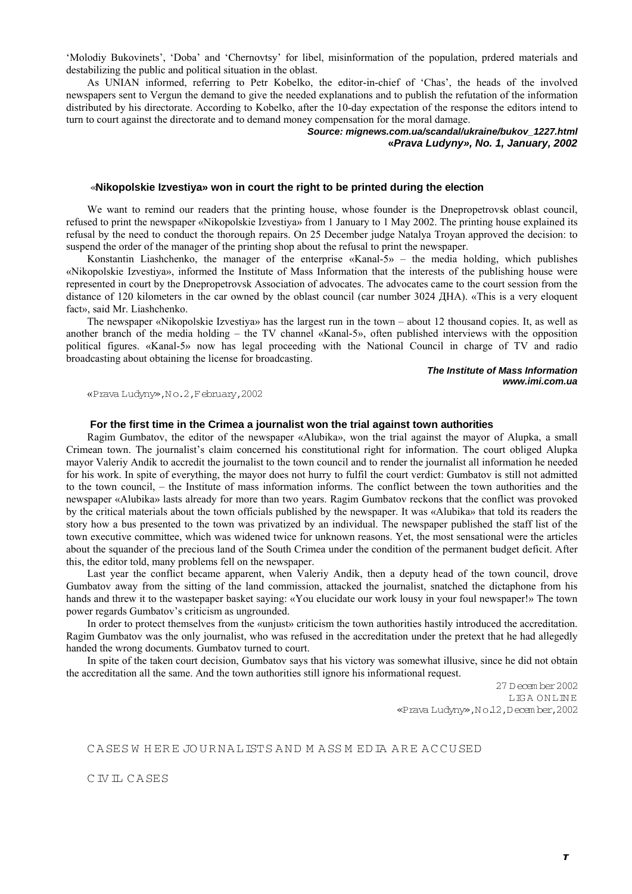'Molodiy Bukovinets', 'Doba' and 'Chernovtsy' for libel, misinformation of the population, prdered materials and destabilizing the public and political situation in the oblast.

As UNIAN informed, referring to Petr Kobelko, the editor-in-chief of 'Chas', the heads of the involved newspapers sent to Vergun the demand to give the needed explanations and to publish the refutation of the information distributed by his directorate. According to Kobelko, after the 10-day expectation of the response the editors intend to turn to court against the directorate and to demand money compensation for the moral damage.

***Source: mignews.com.ua/scandal/ukraine/bukov_1227.html***
***«Prava Ludyny», No. 1, January, 2002***

### «Nikopolskie Izvestiya» won in court the right to be printed during the election

We want to remind our readers that the printing house, whose founder is the Dnepropetrovsk oblast council, refused to print the newspaper «Nikopolskie Izvestiya» from 1 January to 1 May 2002. The printing house explained its refusal by the need to conduct the thorough repairs. On 25 December judge Natalya Troyan approved the decision: to suspend the order of the manager of the printing shop about the refusal to print the newspaper.

Konstantin Liashchenko, the manager of the enterprise «Kanal-5» – the media holding, which publishes «Nikopolskie Izvestiya», informed the Institute of Mass Information that the interests of the publishing house were represented in court by the Dnepropetrovsk Association of advocates. The advocates came to the court session from the distance of 120 kilometers in the car owned by the oblast council (car number 3024 ДНА). «This is a very eloquent fact», said Mr. Liashchenko.

The newspaper «Nikopolskie Izvestiya» has the largest run in the town – about 12 thousand copies. It, as well as another branch of the media holding – the TV channel «Kanal-5», often published interviews with the opposition political figures. «Kanal-5» now has legal proceeding with the National Council in charge of TV and radio broadcasting about obtaining the license for broadcasting.

***The Institute of Mass Information***
***www.imi.com.ua***

«Prava Ludyny», No. 2, February, 2002

### For the first time in the Crimea a journalist won the trial against town authorities

Ragim Gumbatov, the editor of the newspaper «Alubika», won the trial against the mayor of Alupka, a small Crimean town. The journalist's claim concerned his constitutional right for information. The court obliged Alupka mayor Valeriy Andik to accredit the journalist to the town council and to render the journalist all information he needed for his work. In spite of everything, the mayor does not hurry to fulfil the court verdict: Gumbatov is still not admitted to the town council, – the Institute of mass information informs. The conflict between the town authorities and the newspaper «Alubika» lasts already for more than two years. Ragim Gumbatov reckons that the conflict was provoked by the critical materials about the town officials published by the newspaper. It was «Alubika» that told its readers the story how a bus presented to the town was privatized by an individual. The newspaper published the staff list of the town executive committee, which was widened twice for unknown reasons. Yet, the most sensational were the articles about the squander of the precious land of the South Crimea under the condition of the permanent budget deficit. After this, the editor told, many problems fell on the newspaper.

Last year the conflict became apparent, when Valeriy Andik, then a deputy head of the town council, drove Gumbatov away from the sitting of the land commission, attacked the journalist, snatched the dictaphone from his hands and threw it to the wastepaper basket saying: «You elucidate our work lousy in your foul newspaper!» The town power regards Gumbatov's criticism as ungrounded.

In order to protect themselves from the «unjust» criticism the town authorities hastily introduced the accreditation. Ragim Gumbatov was the only journalist, who was refused in the accreditation under the pretext that he had allegedly handed the wrong documents. Gumbatov turned to court.

In spite of the taken court decision, Gumbatov says that his victory was somewhat illusive, since he did not obtain the accreditation all the same. And the town authorities still ignore his informational request.

27 December 2002
LIGA ONLINE
«Prava Ludyny», No.12, December, 2002

## CASES WHERE JOURNALISTS AND MASS MEDIA ARE ACCUSED

### CIVIL CASES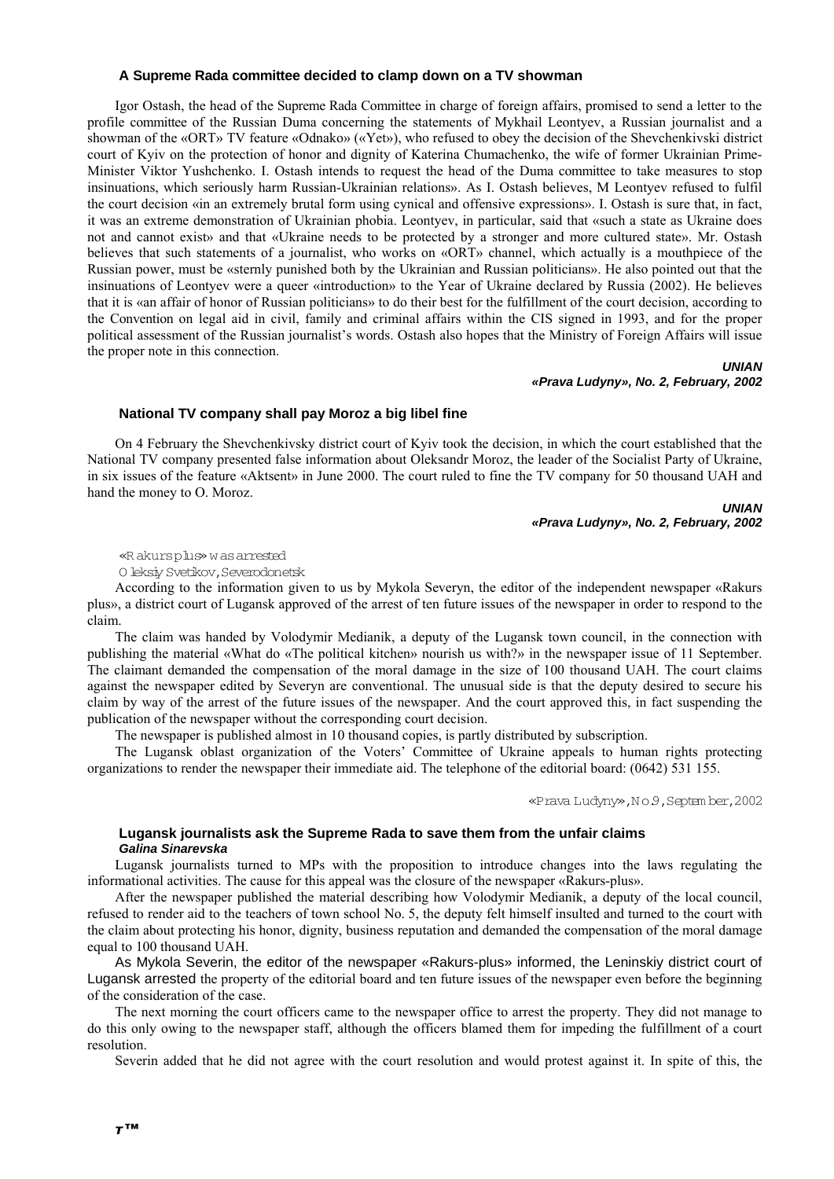### A Supreme Rada committee decided to clamp down on a TV showman

Igor Ostash, the head of the Supreme Rada Committee in charge of foreign affairs, promised to send a letter to the profile committee of the Russian Duma concerning the statements of Mykhail Leontyev, a Russian journalist and a showman of the «ORT» TV feature «Odnako» («Yet»), who refused to obey the decision of the Shevchenkivski district court of Kyiv on the protection of honor and dignity of Katerina Chumachenko, the wife of former Ukrainian Prime-Minister Viktor Yushchenko. I. Ostash intends to request the head of the Duma committee to take measures to stop insinuations, which seriously harm Russian-Ukrainian relations». As I. Ostash believes, M Leontyev refused to fulfil the court decision «in an extremely brutal form using cynical and offensive expressions». I. Ostash is sure that, in fact, it was an extreme demonstration of Ukrainian phobia. Leontyev, in particular, said that «such a state as Ukraine does not and cannot exist» and that «Ukraine needs to be protected by a stronger and more cultured state». Mr. Ostash believes that such statements of a journalist, who works on «ORT» channel, which actually is a mouthpiece of the Russian power, must be «sternly punished both by the Ukrainian and Russian politicians». He also pointed out that the insinuations of Leontyev were a queer «introduction» to the Year of Ukraine declared by Russia (2002). He believes that it is «an affair of honor of Russian politicians» to do their best for the fulfillment of the court decision, according to the Convention on legal aid in civil, family and criminal affairs within the CIS signed in 1993, and for the proper political assessment of the Russian journalist's words. Ostash also hopes that the Ministry of Foreign Affairs will issue the proper note in this connection.

***UNIAN***
***«Prava Ludyny», No. 2, February, 2002***

### National TV company shall pay Moroz a big libel fine

On 4 February the Shevchenkivsky district court of Kyiv took the decision, in which the court established that the National TV company presented false information about Oleksandr Moroz, the leader of the Socialist Party of Ukraine, in six issues of the feature «Aktsent» in June 2000. The court ruled to fine the TV company for 50 thousand UAH and hand the money to O. Moroz.

***UNIAN***
***«Prava Ludyny», No. 2, February, 2002***

### «Rakurs plus» was arrested

Oleksiy Svetikov, Severodonetsk

According to the information given to us by Mykola Severyn, the editor of the independent newspaper «Rakurs plus», a district court of Lugansk approved of the arrest of ten future issues of the newspaper in order to respond to the claim.

The claim was handed by Volodymir Medianik, a deputy of the Lugansk town council, in the connection with publishing the material «What do «The political kitchen» nourish us with?» in the newspaper issue of 11 September. The claimant demanded the compensation of the moral damage in the size of 100 thousand UAH. The court claims against the newspaper edited by Severyn are conventional. The unusual side is that the deputy desired to secure his claim by way of the arrest of the future issues of the newspaper. And the court approved this, in fact suspending the publication of the newspaper without the corresponding court decision.

The newspaper is published almost in 10 thousand copies, is partly distributed by subscription.

The Lugansk oblast organization of the Voters' Committee of Ukraine appeals to human rights protecting organizations to render the newspaper their immediate aid. The telephone of the editorial board: (0642) 531 155.

«Prava Ludyny», No 9, September, 2002

### Lugansk journalists ask the Supreme Rada to save them from the unfair claims

***Galina Sinarevska***

Lugansk journalists turned to MPs with the proposition to introduce changes into the laws regulating the informational activities. The cause for this appeal was the closure of the newspaper «Rakurs-plus».

After the newspaper published the material describing how Volodymir Medianik, a deputy of the local council, refused to render aid to the teachers of town school No. 5, the deputy felt himself insulted and turned to the court with the claim about protecting his honor, dignity, business reputation and demanded the compensation of the moral damage equal to 100 thousand UAH.

As Mykola Severin, the editor of the newspaper «Rakurs-plus» informed, the Leninskiy district court of Lugansk arrested the property of the editorial board and ten future issues of the newspaper even before the beginning of the consideration of the case.

The next morning the court officers came to the newspaper office to arrest the property. They did not manage to do this only owing to the newspaper staff, although the officers blamed them for impeding the fulfillment of a court resolution.

Severin added that he did not agree with the court resolution and would protest against it. In spite of this, the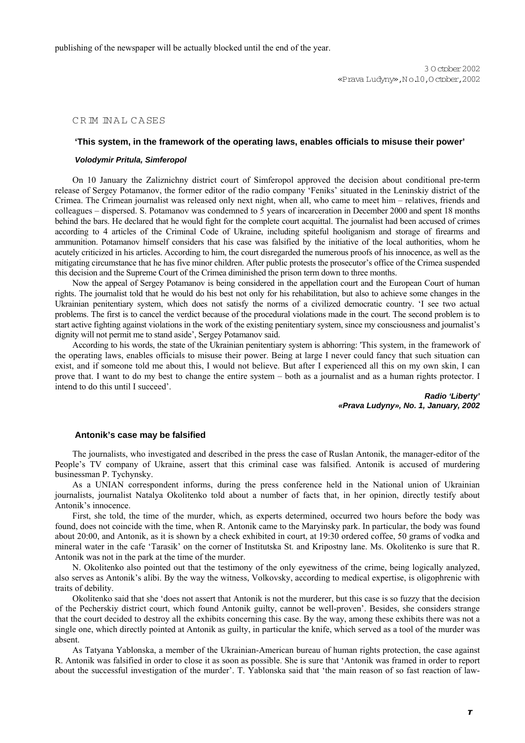publishing of the newspaper will be actually blocked until the end of the year.

3 October 2002
«Prava Ludyny», No.10, October, 2002

## CRIMINAL CASES

### 'This system, in the framework of the operating laws, enables officials to misuse their power'

***Volodymir Pritula, Simferopol***

On 10 January the Zaliznichny district court of Simferopol approved the decision about conditional pre-term release of Sergey Potamanov, the former editor of the radio company 'Feniks' situated in the Leninskiy district of the Crimea. The Crimean journalist was released only next night, when all, who came to meet him – relatives, friends and colleagues – dispersed. S. Potamanov was condemned to 5 years of incarceration in December 2000 and spent 18 months behind the bars. He declared that he would fight for the complete court acquittal. The journalist had been accused of crimes according to 4 articles of the Criminal Code of Ukraine, including spiteful hooliganism and storage of firearms and ammunition. Potamanov himself considers that his case was falsified by the initiative of the local authorities, whom he acutely criticized in his articles. According to him, the court disregarded the numerous proofs of his innocence, as well as the mitigating circumstance that he has five minor children. After public protests the prosecutor's office of the Crimea suspended this decision and the Supreme Court of the Crimea diminished the prison term down to three months.

Now the appeal of Sergey Potamanov is being considered in the appellation court and the European Court of human rights. The journalist told that he would do his best not only for his rehabilitation, but also to achieve some changes in the Ukrainian penitentiary system, which does not satisfy the norms of a civilized democratic country. 'I see two actual problems. The first is to cancel the verdict because of the procedural violations made in the court. The second problem is to start active fighting against violations in the work of the existing penitentiary system, since my consciousness and journalist's dignity will not permit me to stand aside', Sergey Potamanov said.

According to his words, the state of the Ukrainian penitentiary system is abhorring: 'This system, in the framework of the operating laws, enables officials to misuse their power. Being at large I never could fancy that such situation can exist, and if someone told me about this, I would not believe. But after I experienced all this on my own skin, I can prove that. I want to do my best to change the entire system – both as a journalist and as a human rights protector. I intend to do this until I succeed'.

***Radio 'Liberty'***
***«Prava Ludyny», No. 1, January, 2002***

### Antonik's case may be falsified

The journalists, who investigated and described in the press the case of Ruslan Antonik, the manager-editor of the People's TV company of Ukraine, assert that this criminal case was falsified. Antonik is accused of murdering businessman P. Tychynsky.

As a UNIAN correspondent informs, during the press conference held in the National union of Ukrainian journalists, journalist Natalya Okolitenko told about a number of facts that, in her opinion, directly testify about Antonik's innocence.

First, she told, the time of the murder, which, as experts determined, occurred two hours before the body was found, does not coincide with the time, when R. Antonik came to the Maryinsky park. In particular, the body was found about 20:00, and Antonik, as it is shown by a check exhibited in court, at 19:30 ordered coffee, 50 grams of vodka and mineral water in the cafe 'Tarasik' on the corner of Institutska St. and Kripostny lane. Ms. Okolitenko is sure that R. Antonik was not in the park at the time of the murder.

N. Okolitenko also pointed out that the testimony of the only eyewitness of the crime, being logically analyzed, also serves as Antonik's alibi. By the way the witness, Volkovsky, according to medical expertise, is oligophrenic with traits of debility.

Okolitenko said that she 'does not assert that Antonik is not the murderer, but this case is so fuzzy that the decision of the Pecherskiy district court, which found Antonik guilty, cannot be well-proven'. Besides, she considers strange that the court decided to destroy all the exhibits concerning this case. By the way, among these exhibits there was not a single one, which directly pointed at Antonik as guilty, in particular the knife, which served as a tool of the murder was absent.

As Tatyana Yablonska, a member of the Ukrainian-American bureau of human rights protection, the case against R. Antonik was falsified in order to close it as soon as possible. She is sure that 'Antonik was framed in order to report about the successful investigation of the murder'. T. Yablonska said that 'the main reason of so fast reaction of law-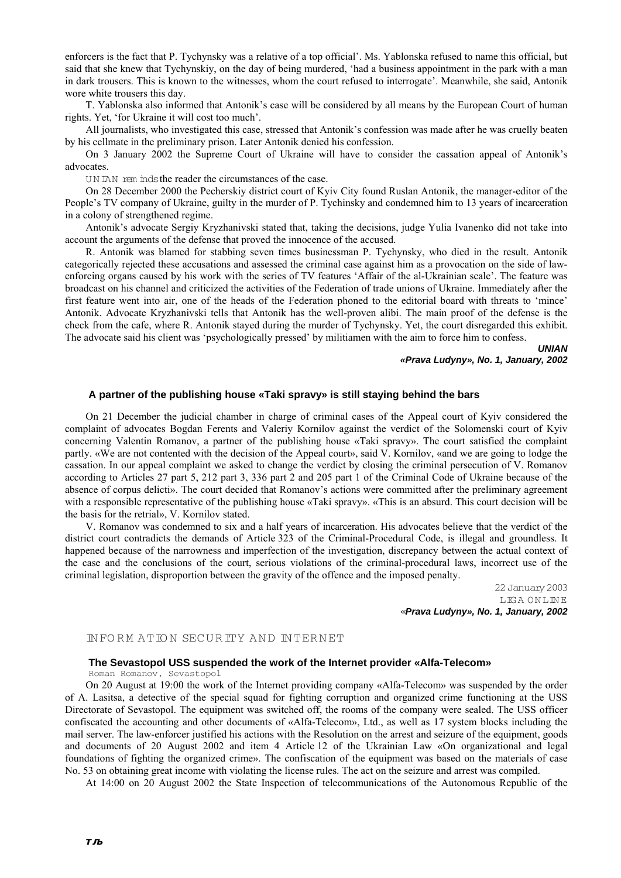enforcers is the fact that P. Tychynsky was a relative of a top official'. Ms. Yablonska refused to name this official, but said that she knew that Tychynskiy, on the day of being murdered, 'had a business appointment in the park with a man in dark trousers. This is known to the witnesses, whom the court refused to interrogate'. Meanwhile, she said, Antonik wore white trousers this day.

T. Yablonska also informed that Antonik's case will be considered by all means by the European Court of human rights. Yet, 'for Ukraine it will cost too much'.

All journalists, who investigated this case, stressed that Antonik's confession was made after he was cruelly beaten by his cellmate in the preliminary prison. Later Antonik denied his confession.

On 3 January 2002 the Supreme Court of Ukraine will have to consider the cassation appeal of Antonik's advocates.

UNIAN reminds the reader the circumstances of the case.

On 28 December 2000 the Pecherskiy district court of Kyiv City found Ruslan Antonik, the manager-editor of the People's TV company of Ukraine, guilty in the murder of P. Tychinsky and condemned him to 13 years of incarceration in a colony of strengthened regime.

Antonik's advocate Sergiy Kryzhanivski stated that, taking the decisions, judge Yulia Ivanenko did not take into account the arguments of the defense that proved the innocence of the accused.

R. Antonik was blamed for stabbing seven times businessman P. Tychynsky, who died in the result. Antonik categorically rejected these accusations and assessed the criminal case against him as a provocation on the side of law-enforcing organs caused by his work with the series of TV features 'Affair of the al-Ukrainian scale'. The feature was broadcast on his channel and criticized the activities of the Federation of trade unions of Ukraine. Immediately after the first feature went into air, one of the heads of the Federation phoned to the editorial board with threats to 'mince' Antonik. Advocate Kryzhanivski tells that Antonik has the well-proven alibi. The main proof of the defense is the check from the cafe, where R. Antonik stayed during the murder of Tychynsky. Yet, the court disregarded this exhibit. The advocate said his client was 'psychologically pressed' by militiamen with the aim to force him to confess.

***UNIAN***
***«Prava Ludyny», No. 1, January, 2002***

### A partner of the publishing house «Taki spravy» is still staying behind the bars

On 21 December the judicial chamber in charge of criminal cases of the Appeal court of Kyiv considered the complaint of advocates Bogdan Ferents and Valeriy Kornilov against the verdict of the Solomenski court of Kyiv concerning Valentin Romanov, a partner of the publishing house «Taki spravy». The court satisfied the complaint partly. «We are not contented with the decision of the Appeal court», said V. Kornilov, «and we are going to lodge the cassation. In our appeal complaint we asked to change the verdict by closing the criminal persecution of V. Romanov according to Articles 27 part 5, 212 part 3, 336 part 2 and 205 part 1 of the Criminal Code of Ukraine because of the absence of corpus delicti». The court decided that Romanov's actions were committed after the preliminary agreement with a responsible representative of the publishing house «Taki spravy». «This is an absurd. This court decision will be the basis for the retrial», V. Kornilov stated.

V. Romanov was condemned to six and a half years of incarceration. His advocates believe that the verdict of the district court contradicts the demands of Article 323 of the Criminal-Procedural Code, is illegal and groundless. It happened because of the narrowness and imperfection of the investigation, discrepancy between the actual context of the case and the conclusions of the court, serious violations of the criminal-procedural laws, incorrect use of the criminal legislation, disproportion between the gravity of the offence and the imposed penalty.

22 January 2003
LIGA ONLINE
***«Prava Ludyny», No. 1, January, 2002***

## INFORMATION SECURITY AND INTERNET

### The Sevastopol USS suspended the work of the Internet provider «Alfa-Telecom»

Roman Romanov, Sevastopol

On 20 August at 19:00 the work of the Internet providing company «Alfa-Telecom» was suspended by the order of A. Lasitsa, a detective of the special squad for fighting corruption and organized crime functioning at the USS Directorate of Sevastopol. The equipment was switched off, the rooms of the company were sealed. The USS officer confiscated the accounting and other documents of «Alfa-Telecom», Ltd., as well as 17 system blocks including the mail server. The law-enforcer justified his actions with the Resolution on the arrest and seizure of the equipment, goods and documents of 20 August 2002 and item 4 Article 12 of the Ukrainian Law «On organizational and legal foundations of fighting the organized crime». The confiscation of the equipment was based on the materials of case No. 53 on obtaining great income with violating the license rules. The act on the seizure and arrest was compiled.

At 14:00 on 20 August 2002 the State Inspection of telecommunications of the Autonomous Republic of the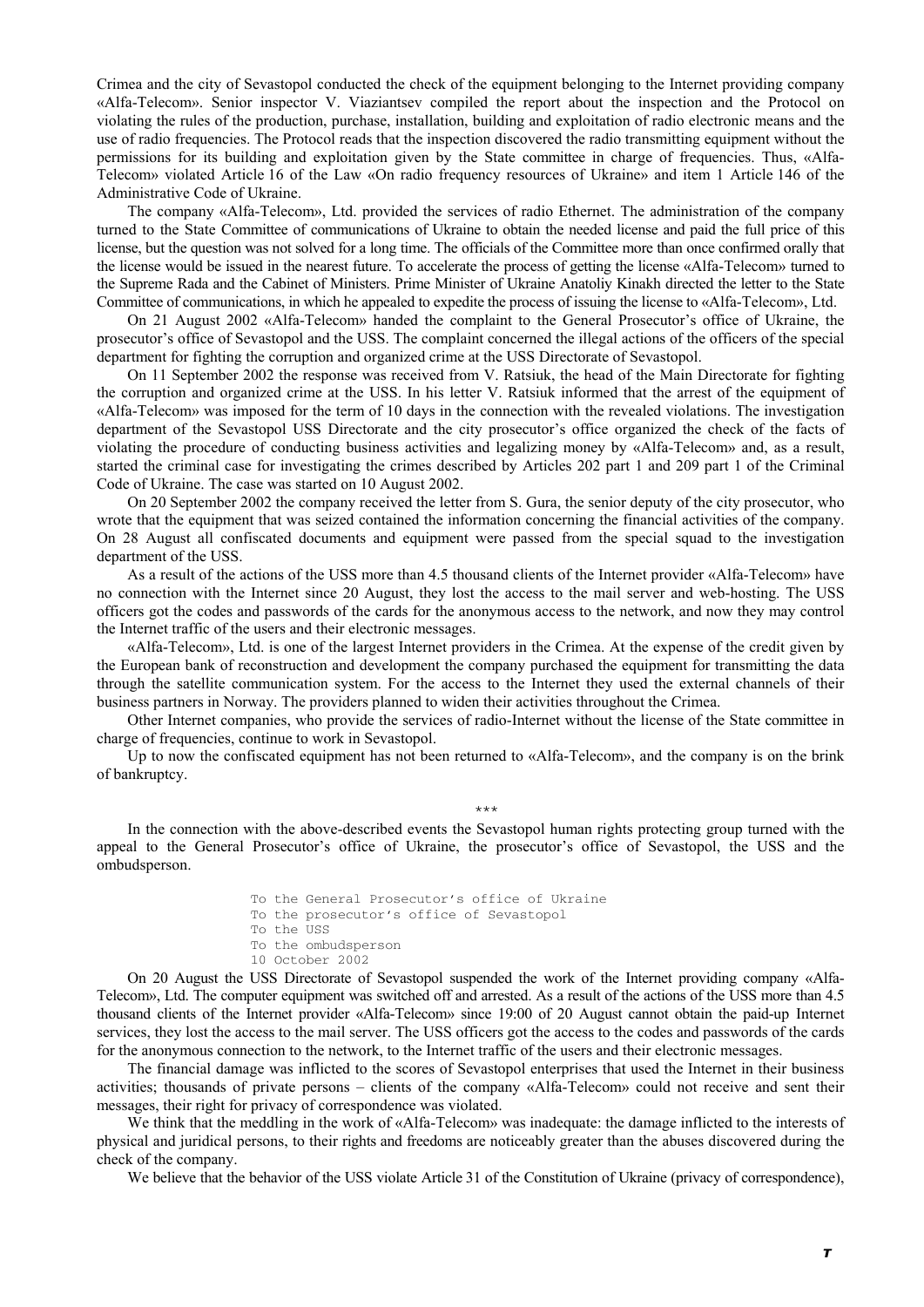Crimea and the city of Sevastopol conducted the check of the equipment belonging to the Internet providing company «Alfa-Telecom». Senior inspector V. Viaziantsev compiled the report about the inspection and the Protocol on violating the rules of the production, purchase, installation, building and exploitation of radio electronic means and the use of radio frequencies. The Protocol reads that the inspection discovered the radio transmitting equipment without the permissions for its building and exploitation given by the State committee in charge of frequencies. Thus, «Alfa-Telecom» violated Article 16 of the Law «On radio frequency resources of Ukraine» and item 1 Article 146 of the Administrative Code of Ukraine.

The company «Alfa-Telecom», Ltd. provided the services of radio Ethernet. The administration of the company turned to the State Committee of communications of Ukraine to obtain the needed license and paid the full price of this license, but the question was not solved for a long time. The officials of the Committee more than once confirmed orally that the license would be issued in the nearest future. To accelerate the process of getting the license «Alfa-Telecom» turned to the Supreme Rada and the Cabinet of Ministers. Prime Minister of Ukraine Anatoliy Kinakh directed the letter to the State Committee of communications, in which he appealed to expedite the process of issuing the license to «Alfa-Telecom», Ltd.

On 21 August 2002 «Alfa-Telecom» handed the complaint to the General Prosecutor's office of Ukraine, the prosecutor's office of Sevastopol and the USS. The complaint concerned the illegal actions of the officers of the special department for fighting the corruption and organized crime at the USS Directorate of Sevastopol.

On 11 September 2002 the response was received from V. Ratsiuk, the head of the Main Directorate for fighting the corruption and organized crime at the USS. In his letter V. Ratsiuk informed that the arrest of the equipment of «Alfa-Telecom» was imposed for the term of 10 days in the connection with the revealed violations. The investigation department of the Sevastopol USS Directorate and the city prosecutor's office organized the check of the facts of violating the procedure of conducting business activities and legalizing money by «Alfa-Telecom» and, as a result, started the criminal case for investigating the crimes described by Articles 202 part 1 and 209 part 1 of the Criminal Code of Ukraine. The case was started on 10 August 2002.

On 20 September 2002 the company received the letter from S. Gura, the senior deputy of the city prosecutor, who wrote that the equipment that was seized contained the information concerning the financial activities of the company. On 28 August all confiscated documents and equipment were passed from the special squad to the investigation department of the USS.

As a result of the actions of the USS more than 4.5 thousand clients of the Internet provider «Alfa-Telecom» have no connection with the Internet since 20 August, they lost the access to the mail server and web-hosting. The USS officers got the codes and passwords of the cards for the anonymous access to the network, and now they may control the Internet traffic of the users and their electronic messages.

«Alfa-Telecom», Ltd. is one of the largest Internet providers in the Crimea. At the expense of the credit given by the European bank of reconstruction and development the company purchased the equipment for transmitting the data through the satellite communication system. For the access to the Internet they used the external channels of their business partners in Norway. The providers planned to widen their activities throughout the Crimea.

Other Internet companies, who provide the services of radio-Internet without the license of the State committee in charge of frequencies, continue to work in Sevastopol.

Up to now the confiscated equipment has not been returned to «Alfa-Telecom», and the company is on the brink of bankruptcy.

\*\*\*

In the connection with the above-described events the Sevastopol human rights protecting group turned with the appeal to the General Prosecutor's office of Ukraine, the prosecutor's office of Sevastopol, the USS and the ombudsperson.

To the General Prosecutor's office of Ukraine
To the prosecutor's office of Sevastopol
To the USS
To the ombudsperson
10 October 2002

On 20 August the USS Directorate of Sevastopol suspended the work of the Internet providing company «Alfa-Telecom», Ltd. The computer equipment was switched off and arrested. As a result of the actions of the USS more than 4.5 thousand clients of the Internet provider «Alfa-Telecom» since 19:00 of 20 August cannot obtain the paid-up Internet services, they lost the access to the mail server. The USS officers got the access to the codes and passwords of the cards for the anonymous connection to the network, to the Internet traffic of the users and their electronic messages.

The financial damage was inflicted to the scores of Sevastopol enterprises that used the Internet in their business activities; thousands of private persons – clients of the company «Alfa-Telecom» could not receive and sent their messages, their right for privacy of correspondence was violated.

We think that the meddling in the work of «Alfa-Telecom» was inadequate: the damage inflicted to the interests of physical and juridical persons, to their rights and freedoms are noticeably greater than the abuses discovered during the check of the company.

We believe that the behavior of the USS violate Article 31 of the Constitution of Ukraine (privacy of correspondence),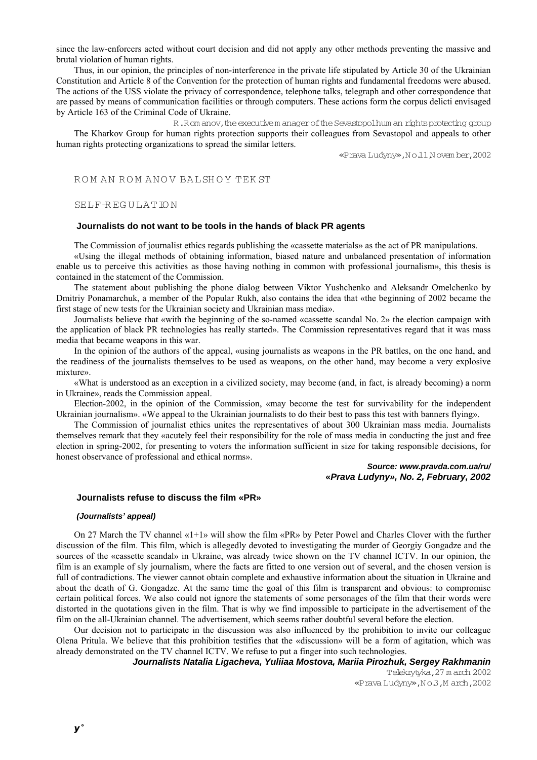since the law-enforcers acted without court decision and did not apply any other methods preventing the massive and brutal violation of human rights.

Thus, in our opinion, the principles of non-interference in the private life stipulated by Article 30 of the Ukrainian Constitution and Article 8 of the Convention for the protection of human rights and fundamental freedoms were abused. The actions of the USS violate the privacy of correspondence, telephone talks, telegraph and other correspondence that are passed by means of communication facilities or through computers. These actions form the corpus delicti envisaged by Article 163 of the Criminal Code of Ukraine.

R. Romanov, the executive manager of the Sevastopol human rights protecting group

The Kharkov Group for human rights protection supports their colleagues from Sevastopol and appeals to other human rights protecting organizations to spread the similar letters.

«Prava Ludyny», No.11, November, 2002

ROMAN ROMANOV BALSHOY TEKST

SELF-REGULATION

### Journalists do not want to be tools in the hands of black PR agents

The Commission of journalist ethics regards publishing the «cassette materials» as the act of PR manipulations.

«Using the illegal methods of obtaining information, biased nature and unbalanced presentation of information enable us to perceive this activities as those having nothing in common with professional journalism», this thesis is contained in the statement of the Commission.

The statement about publishing the phone dialog between Viktor Yushchenko and Aleksandr Omelchenko by Dmitriy Ponamarchuk, a member of the Popular Rukh, also contains the idea that «the beginning of 2002 became the first stage of new tests for the Ukrainian society and Ukrainian mass media».

Journalists believe that «with the beginning of the so-named «cassette scandal No. 2» the election campaign with the application of black PR technologies has really started». The Commission representatives regard that it was mass media that became weapons in this war.

In the opinion of the authors of the appeal, «using journalists as weapons in the PR battles, on the one hand, and the readiness of the journalists themselves to be used as weapons, on the other hand, may become a very explosive mixture».

«What is understood as an exception in a civilized society, may become (and, in fact, is already becoming) a norm in Ukraine», reads the Commission appeal.

Election-2002, in the opinion of the Commission, «may become the test for survivability for the independent Ukrainian journalism». «We appeal to the Ukrainian journalists to do their best to pass this test with banners flying».

The Commission of journalist ethics unites the representatives of about 300 Ukrainian mass media. Journalists themselves remark that they «acutely feel their responsibility for the role of mass media in conducting the just and free election in spring-2002, for presenting to voters the information sufficient in size for taking responsible decisions, for honest observance of professional and ethical norms».

***Source: www.pravda.com.ua/ru/***
***«Prava Ludyny», No. 2, February, 2002***

### Journalists refuse to discuss the film «PR»

***(Journalists' appeal)***

On 27 March the TV channel «1+1» will show the film «PR» by Peter Powel and Charles Clover with the further discussion of the film. This film, which is allegedly devoted to investigating the murder of Georgiy Gongadze and the sources of the «cassette scandal» in Ukraine, was already twice shown on the TV channel ICTV. In our opinion, the film is an example of sly journalism, where the facts are fitted to one version out of several, and the chosen version is full of contradictions. The viewer cannot obtain complete and exhaustive information about the situation in Ukraine and about the death of G. Gongadze. At the same time the goal of this film is transparent and obvious: to compromise certain political forces. We also could not ignore the statements of some personages of the film that their words were distorted in the quotations given in the film. That is why we find impossible to participate in the advertisement of the film on the all-Ukrainian channel. The advertisement, which seems rather doubtful several before the election.

Our decision not to participate in the discussion was also influenced by the prohibition to invite our colleague Olena Pritula. We believe that this prohibition testifies that the «discussion» will be a form of agitation, which was already demonstrated on the TV channel ICTV. We refuse to put a finger into such technologies.

***Journalists Natalia Ligacheva, Yuliiaa Mostova, Mariia Pirozhuk, Sergey Rakhmanin***

Telekrytyka, 27 march 2002
«Prava Ludyny», No.3, March, 2002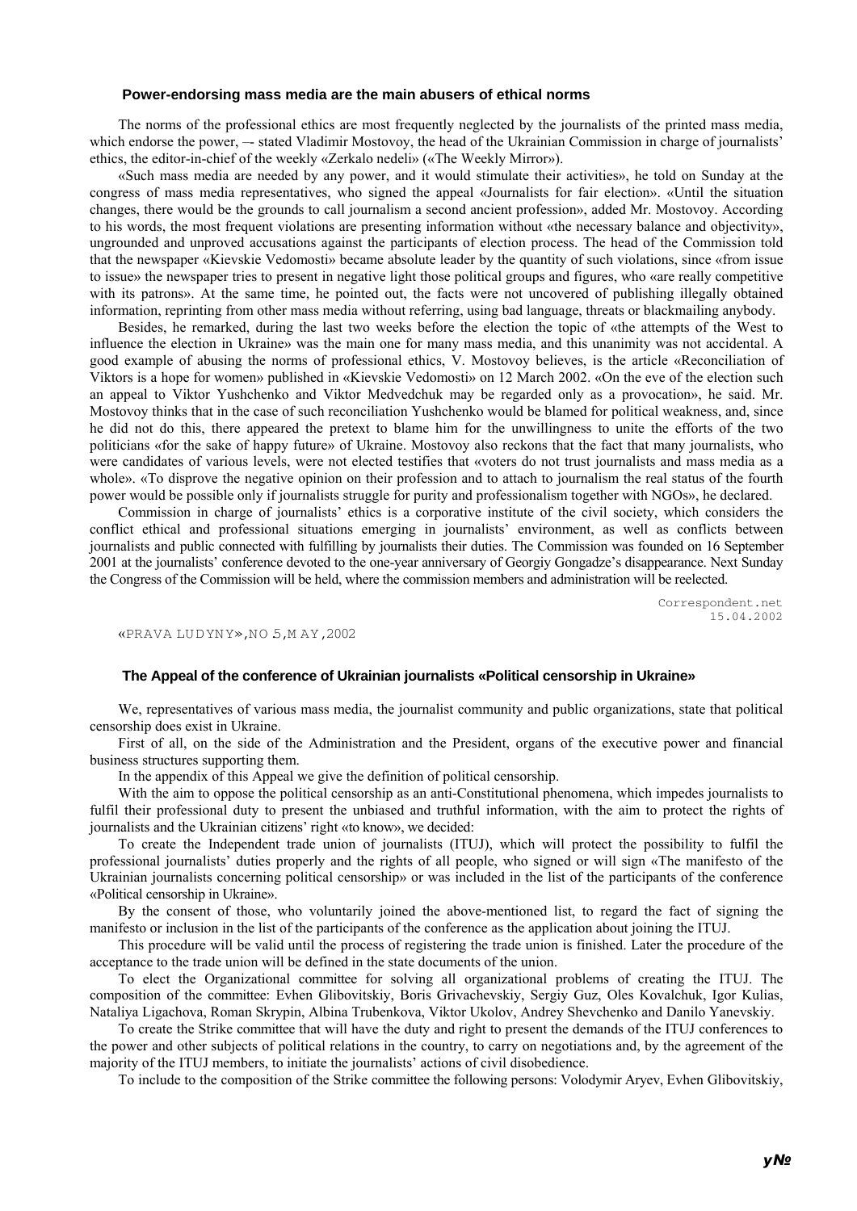### Power-endorsing mass media are the main abusers of ethical norms

The norms of the professional ethics are most frequently neglected by the journalists of the printed mass media, which endorse the power, –- stated Vladimir Mostovoy, the head of the Ukrainian Commission in charge of journalists' ethics, the editor-in-chief of the weekly «Zerkalo nedeli» («The Weekly Mirror»).

«Such mass media are needed by any power, and it would stimulate their activities», he told on Sunday at the congress of mass media representatives, who signed the appeal «Journalists for fair election». «Until the situation changes, there would be the grounds to call journalism a second ancient profession», added Mr. Mostovoy. According to his words, the most frequent violations are presenting information without «the necessary balance and objectivity», ungrounded and unproved accusations against the participants of election process. The head of the Commission told that the newspaper «Kievskie Vedomosti» became absolute leader by the quantity of such violations, since «from issue to issue» the newspaper tries to present in negative light those political groups and figures, who «are really competitive with its patrons». At the same time, he pointed out, the facts were not uncovered of publishing illegally obtained information, reprinting from other mass media without referring, using bad language, threats or blackmailing anybody.

Besides, he remarked, during the last two weeks before the election the topic of «the attempts of the West to influence the election in Ukraine» was the main one for many mass media, and this unanimity was not accidental. A good example of abusing the norms of professional ethics, V. Mostovoy believes, is the article «Reconciliation of Viktors is a hope for women» published in «Kievskie Vedomosti» on 12 March 2002. «On the eve of the election such an appeal to Viktor Yushchenko and Viktor Medvedchuk may be regarded only as a provocation», he said. Mr. Mostovoy thinks that in the case of such reconciliation Yushchenko would be blamed for political weakness, and, since he did not do this, there appeared the pretext to blame him for the unwillingness to unite the efforts of the two politicians «for the sake of happy future» of Ukraine. Mostovoy also reckons that the fact that many journalists, who were candidates of various levels, were not elected testifies that «voters do not trust journalists and mass media as a whole». «To disprove the negative opinion on their profession and to attach to journalism the real status of the fourth power would be possible only if journalists struggle for purity and professionalism together with NGOs», he declared.

Commission in charge of journalists' ethics is a corporative institute of the civil society, which considers the conflict ethical and professional situations emerging in journalists' environment, as well as conflicts between journalists and public connected with fulfilling by journalists their duties. The Commission was founded on 16 September 2001 at the journalists' conference devoted to the one-year anniversary of Georgiy Gongadze's disappearance. Next Sunday the Congress of the Commission will be held, where the commission members and administration will be reelected.

Correspondent.net
15.04.2002

«PRAVA LUDYNY», NO 5, MAY, 2002

### The Appeal of the conference of Ukrainian journalists «Political censorship in Ukraine»

We, representatives of various mass media, the journalist community and public organizations, state that political censorship does exist in Ukraine.

First of all, on the side of the Administration and the President, organs of the executive power and financial business structures supporting them.

In the appendix of this Appeal we give the definition of political censorship.

With the aim to oppose the political censorship as an anti-Constitutional phenomena, which impedes journalists to fulfil their professional duty to present the unbiased and truthful information, with the aim to protect the rights of journalists and the Ukrainian citizens' right «to know», we decided:

To create the Independent trade union of journalists (ITUJ), which will protect the possibility to fulfil the professional journalists' duties properly and the rights of all people, who signed or will sign «The manifesto of the Ukrainian journalists concerning political censorship» or was included in the list of the participants of the conference «Political censorship in Ukraine».

By the consent of those, who voluntarily joined the above-mentioned list, to regard the fact of signing the manifesto or inclusion in the list of the participants of the conference as the application about joining the ITUJ.

This procedure will be valid until the process of registering the trade union is finished. Later the procedure of the acceptance to the trade union will be defined in the state documents of the union.

To elect the Organizational committee for solving all organizational problems of creating the ITUJ. The composition of the committee: Evhen Glibovitskiy, Boris Grivachevskiy, Sergiy Guz, Oles Kovalchuk, Igor Kulias, Nataliya Ligachova, Roman Skrypin, Albina Trubenkova, Viktor Ukolov, Andrey Shevchenko and Danilo Yanevskiy.

To create the Strike committee that will have the duty and right to present the demands of the ITUJ conferences to the power and other subjects of political relations in the country, to carry on negotiations and, by the agreement of the majority of the ITUJ members, to initiate the journalists' actions of civil disobedience.

To include to the composition of the Strike committee the following persons: Volodymir Aryev, Evhen Glibovitskiy,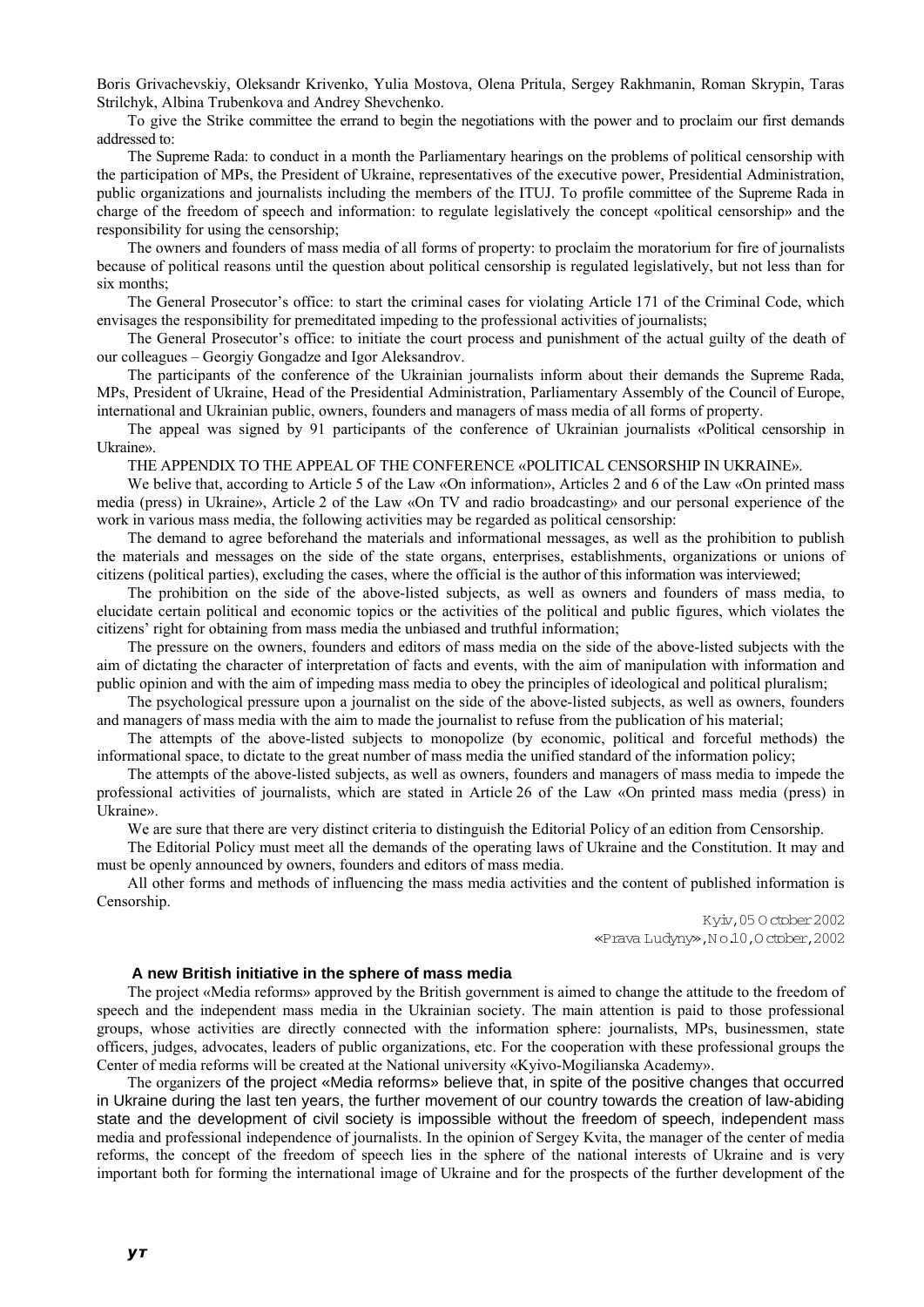Boris Grivachevskiy, Oleksandr Krivenko, Yulia Mostova, Olena Pritula, Sergey Rakhmanin, Roman Skrypin, Taras Strilchyk, Albina Trubenkova and Andrey Shevchenko.

To give the Strike committee the errand to begin the negotiations with the power and to proclaim our first demands addressed to:

The Supreme Rada: to conduct in a month the Parliamentary hearings on the problems of political censorship with the participation of MPs, the President of Ukraine, representatives of the executive power, Presidential Administration, public organizations and journalists including the members of the ITUJ. To profile committee of the Supreme Rada in charge of the freedom of speech and information: to regulate legislatively the concept «political censorship» and the responsibility for using the censorship;

The owners and founders of mass media of all forms of property: to proclaim the moratorium for fire of journalists because of political reasons until the question about political censorship is regulated legislatively, but not less than for six months;

The General Prosecutor's office: to start the criminal cases for violating Article 171 of the Criminal Code, which envisages the responsibility for premeditated impeding to the professional activities of journalists;

The General Prosecutor's office: to initiate the court process and punishment of the actual guilty of the death of our colleagues – Georgiy Gongadze and Igor Aleksandrov.

The participants of the conference of the Ukrainian journalists inform about their demands the Supreme Rada, MPs, President of Ukraine, Head of the Presidential Administration, Parliamentary Assembly of the Council of Europe, international and Ukrainian public, owners, founders and managers of mass media of all forms of property.

The appeal was signed by 91 participants of the conference of Ukrainian journalists «Political censorship in Ukraine».

THE APPENDIX TO THE APPEAL OF THE CONFERENCE «POLITICAL CENSORSHIP IN UKRAINE».

We belive that, according to Article 5 of the Law «On information», Articles 2 and 6 of the Law «On printed mass media (press) in Ukraine», Article 2 of the Law «On TV and radio broadcasting» and our personal experience of the work in various mass media, the following activities may be regarded as political censorship:

The demand to agree beforehand the materials and informational messages, as well as the prohibition to publish the materials and messages on the side of the state organs, enterprises, establishments, organizations or unions of citizens (political parties), excluding the cases, where the official is the author of this information was interviewed;

The prohibition on the side of the above-listed subjects, as well as owners and founders of mass media, to elucidate certain political and economic topics or the activities of the political and public figures, which violates the citizens' right for obtaining from mass media the unbiased and truthful information;

The pressure on the owners, founders and editors of mass media on the side of the above-listed subjects with the aim of dictating the character of interpretation of facts and events, with the aim of manipulation with information and public opinion and with the aim of impeding mass media to obey the principles of ideological and political pluralism;

The psychological pressure upon a journalist on the side of the above-listed subjects, as well as owners, founders and managers of mass media with the aim to made the journalist to refuse from the publication of his material;

The attempts of the above-listed subjects to monopolize (by economic, political and forceful methods) the informational space, to dictate to the great number of mass media the unified standard of the information policy;

The attempts of the above-listed subjects, as well as owners, founders and managers of mass media to impede the professional activities of journalists, which are stated in Article 26 of the Law «On printed mass media (press) in Ukraine».

We are sure that there are very distinct criteria to distinguish the Editorial Policy of an edition from Censorship.

The Editorial Policy must meet all the demands of the operating laws of Ukraine and the Constitution. It may and must be openly announced by owners, founders and editors of mass media.

All other forms and methods of influencing the mass media activities and the content of published information is Censorship.

Kyiv, 05 October 2002
«Prava Ludyny», No.10, October, 2002

### A new British initiative in the sphere of mass media

The project «Media reforms» approved by the British government is aimed to change the attitude to the freedom of speech and the independent mass media in the Ukrainian society. The main attention is paid to those professional groups, whose activities are directly connected with the information sphere: journalists, MPs, businessmen, state officers, judges, advocates, leaders of public organizations, etc. For the cooperation with these professional groups the Center of media reforms will be created at the National university «Kyivo-Mogilianska Academy».

The organizers of the project «Media reforms» believe that, in spite of the positive changes that occurred in Ukraine during the last ten years, the further movement of our country towards the creation of law-abiding state and the development of civil society is impossible without the freedom of speech, independent mass media and professional independence of journalists. In the opinion of Sergey Kvita, the manager of the center of media reforms, the concept of the freedom of speech lies in the sphere of the national interests of Ukraine and is very important both for forming the international image of Ukraine and for the prospects of the further development of the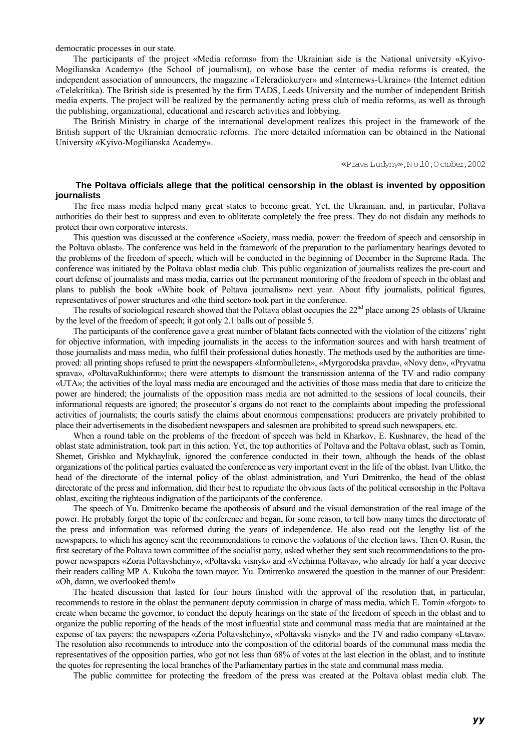democratic processes in our state.

The participants of the project «Media reforms» from the Ukrainian side is the National university «Kyivo-Mogilianska Academy» (the School of journalism), on whose base the center of media reforms is created, the independent association of announcers, the magazine «Teleradiokuryer» and «Internews-Ukraine» (the Internet edition «Telekritika). The British side is presented by the firm TADS, Leeds University and the number of independent British media experts. The project will be realized by the permanently acting press club of media reforms, as well as through the publishing, organizational, educational and research activities and lobbying.

The British Ministry in charge of the international development realizes this project in the framework of the British support of the Ukrainian democratic reforms. The more detailed information can be obtained in the National University «Kyivo-Mogilianska Academy».

«Prava Ludyny», No.10, October, 2002

### The Poltava officials allege that the political censorship in the oblast is invented by opposition journalists

The free mass media helped many great states to become great. Yet, the Ukrainian, and, in particular, Poltava authorities do their best to suppress and even to obliterate completely the free press. They do not disdain any methods to protect their own corporative interests.

This question was discussed at the conference «Society, mass media, power: the freedom of speech and censorship in the Poltava oblast». The conference was held in the framework of the preparation to the parliamentary hearings devoted to the problems of the freedom of speech, which will be conducted in the beginning of December in the Supreme Rada. The conference was initiated by the Poltava oblast media club. This public organization of journalists realizes the pre-court and court defense of journalists and mass media, carries out the permanent monitoring of the freedom of speech in the oblast and plans to publish the book «White book of Poltava journalism» next year. About fifty journalists, political figures, representatives of power structures and «the third sector» took part in the conference.

The results of sociological research showed that the Poltava oblast occupies the 22nd place among 25 oblasts of Ukraine by the level of the freedom of speech; it got only 2.1 balls out of possible 5.

The participants of the conference gave a great number of blatant facts connected with the violation of the citizens' right for objective information, with impeding journalists in the access to the information sources and with harsh treatment of those journalists and mass media, who fulfil their professional duties honestly. The methods used by the authorities are time-proved: all printing shops refused to print the newspapers «Informbulleten», «Myrgorodska pravda», «Novy den», «Pryvatna sprava», «PoltavaRukhinform»; there were attempts to dismount the transmission antenna of the TV and radio company «UTA»; the activities of the loyal mass media are encouraged and the activities of those mass media that dare to criticize the power are hindered; the journalists of the opposition mass media are not admitted to the sessions of local councils, their informational requests are ignored; the prosecutor's organs do not react to the complaints about impeding the professional activities of journalists; the courts satisfy the claims about enormous compensations; producers are privately prohibited to place their advertisements in the disobedient newspapers and salesmen are prohibited to spread such newspapers, etc.

When a round table on the problems of the freedom of speech was held in Kharkov, E. Kushnarev, the head of the oblast state administration, took part in this action. Yet, the top authorities of Poltava and the Poltava oblast, such as Tomin, Shemet, Grishko and Mykhayliuk, ignored the conference conducted in their town, although the heads of the oblast organizations of the political parties evaluated the conference as very important event in the life of the oblast. Ivan Ulitko, the head of the directorate of the internal policy of the oblast administration, and Yuri Dmitrenko, the head of the oblast directorate of the press and information, did their best to repudiate the obvious facts of the political censorship in the Poltava oblast, exciting the righteous indignation of the participants of the conference.

The speech of Yu. Dmitrenko became the apotheosis of absurd and the visual demonstration of the real image of the power. He probably forgot the topic of the conference and began, for some reason, to tell how many times the directorate of the press and information was reformed during the years of independence. He also read out the lengthy list of the newspapers, to which his agency sent the recommendations to remove the violations of the election laws. Then O. Rusin, the first secretary of the Poltava town committee of the socialist party, asked whether they sent such recommendations to the pro-power newspapers «Zoria Poltavshchiny», «Poltavski visnyk» and «Vechirnia Poltava», who already for half a year deceive their readers calling MP A. Kukoba the town mayor. Yu. Dmitrenko answered the question in the manner of our President: «Oh, damn, we overlooked them!»

The heated discussion that lasted for four hours finished with the approval of the resolution that, in particular, recommends to restore in the oblast the permanent deputy commission in charge of mass media, which E. Tomin «forgot» to create when became the governor, to conduct the deputy hearings on the state of the freedom of speech in the oblast and to organize the public reporting of the heads of the most influential state and communal mass media that are maintained at the expense of tax payers: the newspapers «Zoria Poltavshchiny», «Poltavski visnyk» and the TV and radio company «Ltava». The resolution also recommends to introduce into the composition of the editorial boards of the communal mass media the representatives of the opposition parties, who got not less than 68% of votes at the last election in the oblast, and to institute the quotes for representing the local branches of the Parliamentary parties in the state and communal mass media.

The public committee for protecting the freedom of the press was created at the Poltava oblast media club. The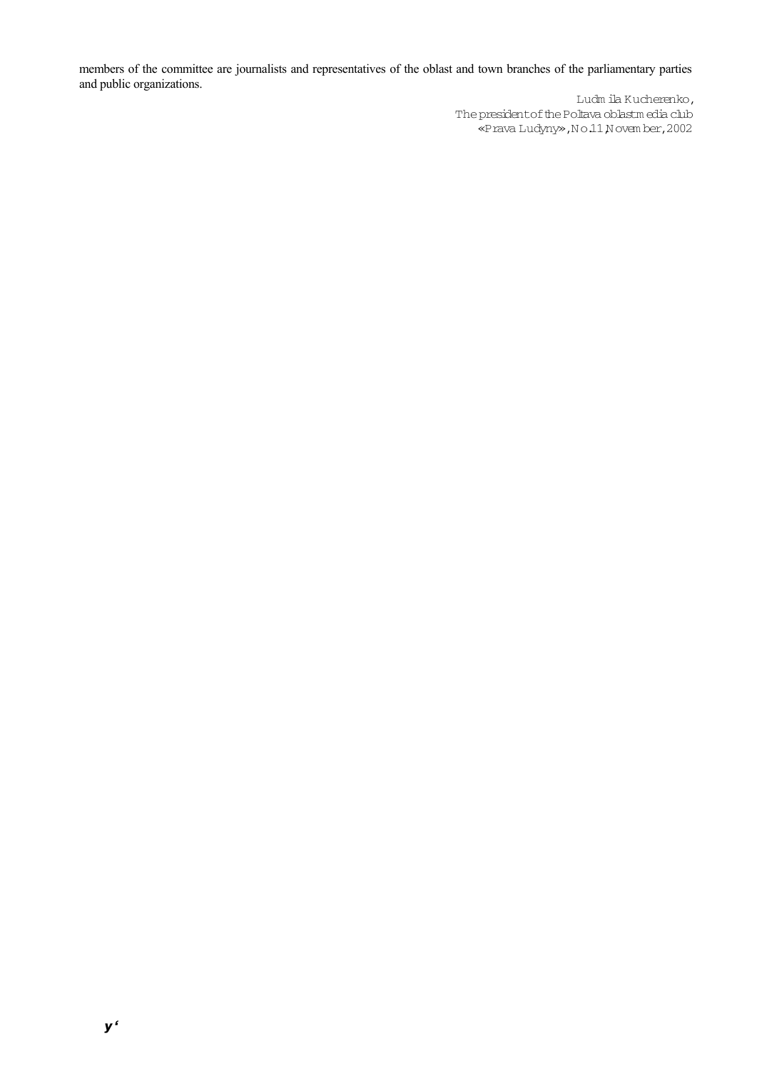members of the committee are journalists and representatives of the oblast and town branches of the parliamentary parties and public organizations.

Ludmila Kucherenko,
The president of the Poltava oblast media club
«Prava Ludyny», No.11, November, 2002